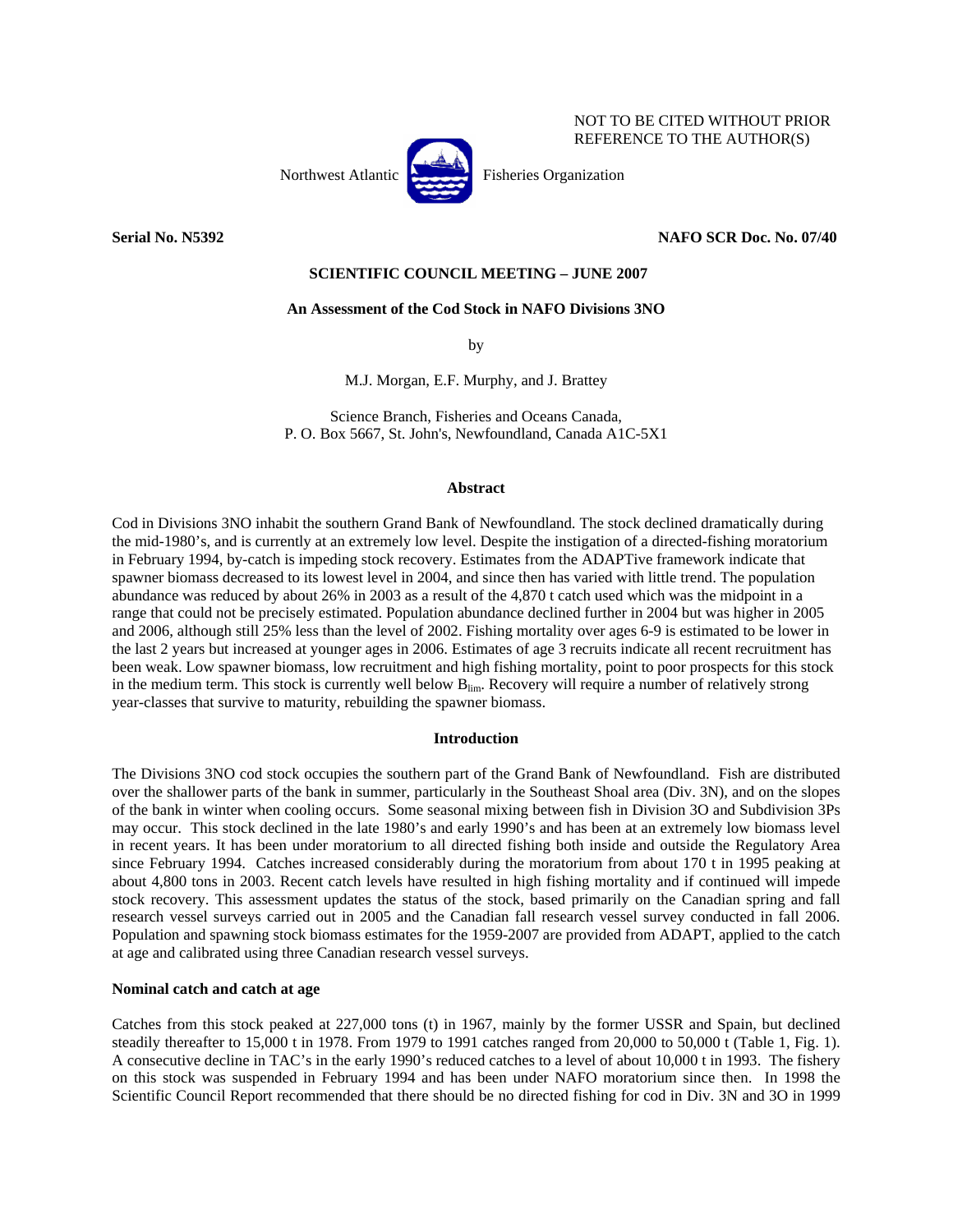NOT TO BE CITED WITHOUT PRIOR
REFERENCE TO THE AUTHOR(S)

Northwest Atlantic Fisheries Organization

**Serial No. N5392** **NAFO SCR Doc. No. 07/40**

**SCIENTIFIC COUNCIL MEETING – JUNE 2007**

**An Assessment of the Cod Stock in NAFO Divisions 3NO**

by

M.J. Morgan, E.F. Murphy, and J. Brattey

Science Branch, Fisheries and Oceans Canada,
P. O. Box 5667, St. John's, Newfoundland, Canada A1C-5X1

## Abstract

Cod in Divisions 3NO inhabit the southern Grand Bank of Newfoundland. The stock declined dramatically during the mid-1980's, and is currently at an extremely low level. Despite the instigation of a directed-fishing moratorium in February 1994, by-catch is impeding stock recovery. Estimates from the ADAPTive framework indicate that spawner biomass decreased to its lowest level in 2004, and since then has varied with little trend. The population abundance was reduced by about 26% in 2003 as a result of the 4,870 t catch used which was the midpoint in a range that could not be precisely estimated. Population abundance declined further in 2004 but was higher in 2005 and 2006, although still 25% less than the level of 2002. Fishing mortality over ages 6-9 is estimated to be lower in the last 2 years but increased at younger ages in 2006. Estimates of age 3 recruits indicate all recent recruitment has been weak. Low spawner biomass, low recruitment and high fishing mortality, point to poor prospects for this stock in the medium term. This stock is currently well below $B_{lim}$. Recovery will require a number of relatively strong year-classes that survive to maturity, rebuilding the spawner biomass.

## Introduction

The Divisions 3NO cod stock occupies the southern part of the Grand Bank of Newfoundland. Fish are distributed over the shallower parts of the bank in summer, particularly in the Southeast Shoal area (Div. 3N), and on the slopes of the bank in winter when cooling occurs. Some seasonal mixing between fish in Division 3O and Subdivision 3Ps may occur. This stock declined in the late 1980's and early 1990's and has been at an extremely low biomass level in recent years. It has been under moratorium to all directed fishing both inside and outside the Regulatory Area since February 1994. Catches increased considerably during the moratorium from about 170 t in 1995 peaking at about 4,800 tons in 2003. Recent catch levels have resulted in high fishing mortality and if continued will impede stock recovery. This assessment updates the status of the stock, based primarily on the Canadian spring and fall research vessel surveys carried out in 2005 and the Canadian fall research vessel survey conducted in fall 2006. Population and spawning stock biomass estimates for the 1959-2007 are provided from ADAPT, applied to the catch at age and calibrated using three Canadian research vessel surveys.

### Nominal catch and catch at age

Catches from this stock peaked at 227,000 tons (t) in 1967, mainly by the former USSR and Spain, but declined steadily thereafter to 15,000 t in 1978. From 1979 to 1991 catches ranged from 20,000 to 50,000 t (Table 1, Fig. 1). A consecutive decline in TAC's in the early 1990's reduced catches to a level of about 10,000 t in 1993. The fishery on this stock was suspended in February 1994 and has been under NAFO moratorium since then. In 1998 the Scientific Council Report recommended that there should be no directed fishing for cod in Div. 3N and 3O in 1999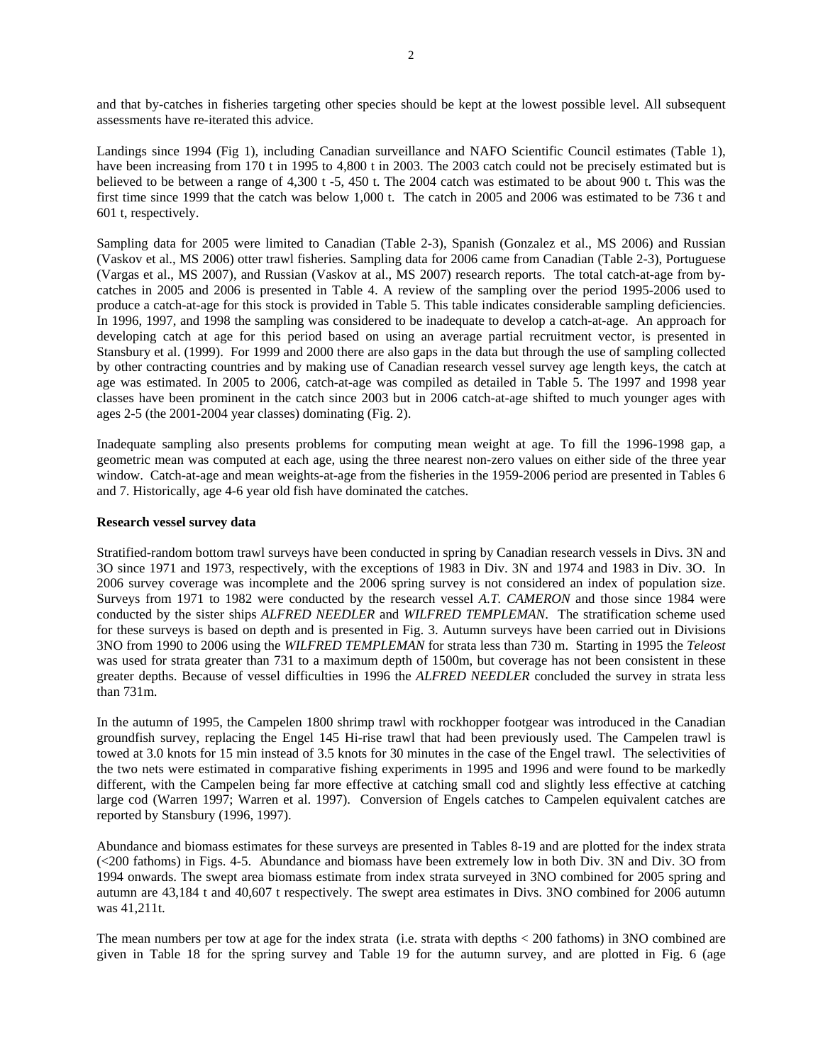and that by-catches in fisheries targeting other species should be kept at the lowest possible level. All subsequent assessments have re-iterated this advice.

Landings since 1994 (Fig 1), including Canadian surveillance and NAFO Scientific Council estimates (Table 1), have been increasing from 170 t in 1995 to 4,800 t in 2003. The 2003 catch could not be precisely estimated but is believed to be between a range of 4,300 t -5, 450 t. The 2004 catch was estimated to be about 900 t. This was the first time since 1999 that the catch was below 1,000 t. The catch in 2005 and 2006 was estimated to be 736 t and 601 t, respectively.

Sampling data for 2005 were limited to Canadian (Table 2-3), Spanish (Gonzalez et al., MS 2006) and Russian (Vaskov et al., MS 2006) otter trawl fisheries. Sampling data for 2006 came from Canadian (Table 2-3), Portuguese (Vargas et al., MS 2007), and Russian (Vaskov at al., MS 2007) research reports. The total catch-at-age from by-catches in 2005 and 2006 is presented in Table 4. A review of the sampling over the period 1995-2006 used to produce a catch-at-age for this stock is provided in Table 5. This table indicates considerable sampling deficiencies. In 1996, 1997, and 1998 the sampling was considered to be inadequate to develop a catch-at-age. An approach for developing catch at age for this period based on using an average partial recruitment vector, is presented in Stansbury et al. (1999). For 1999 and 2000 there are also gaps in the data but through the use of sampling collected by other contracting countries and by making use of Canadian research vessel survey age length keys, the catch at age was estimated. In 2005 to 2006, catch-at-age was compiled as detailed in Table 5. The 1997 and 1998 year classes have been prominent in the catch since 2003 but in 2006 catch-at-age shifted to much younger ages with ages 2-5 (the 2001-2004 year classes) dominating (Fig. 2).

Inadequate sampling also presents problems for computing mean weight at age. To fill the 1996-1998 gap, a geometric mean was computed at each age, using the three nearest non-zero values on either side of the three year window. Catch-at-age and mean weights-at-age from the fisheries in the 1959-2006 period are presented in Tables 6 and 7. Historically, age 4-6 year old fish have dominated the catches.

**Research vessel survey data**

Stratified-random bottom trawl surveys have been conducted in spring by Canadian research vessels in Divs. 3N and 3O since 1971 and 1973, respectively, with the exceptions of 1983 in Div. 3N and 1974 and 1983 in Div. 3O. In 2006 survey coverage was incomplete and the 2006 spring survey is not considered an index of population size. Surveys from 1971 to 1982 were conducted by the research vessel *A.T. CAMERON* and those since 1984 were conducted by the sister ships *ALFRED NEEDLER* and *WILFRED TEMPLEMAN*. The stratification scheme used for these surveys is based on depth and is presented in Fig. 3. Autumn surveys have been carried out in Divisions 3NO from 1990 to 2006 using the *WILFRED TEMPLEMAN* for strata less than 730 m. Starting in 1995 the *Teleost* was used for strata greater than 731 to a maximum depth of 1500m, but coverage has not been consistent in these greater depths. Because of vessel difficulties in 1996 the *ALFRED NEEDLER* concluded the survey in strata less than 731m.

In the autumn of 1995, the Campelen 1800 shrimp trawl with rockhopper footgear was introduced in the Canadian groundfish survey, replacing the Engel 145 Hi-rise trawl that had been previously used. The Campelen trawl is towed at 3.0 knots for 15 min instead of 3.5 knots for 30 minutes in the case of the Engel trawl. The selectivities of the two nets were estimated in comparative fishing experiments in 1995 and 1996 and were found to be markedly different, with the Campelen being far more effective at catching small cod and slightly less effective at catching large cod (Warren 1997; Warren et al. 1997). Conversion of Engels catches to Campelen equivalent catches are reported by Stansbury (1996, 1997).

Abundance and biomass estimates for these surveys are presented in Tables 8-19 and are plotted for the index strata (<200 fathoms) in Figs. 4-5. Abundance and biomass have been extremely low in both Div. 3N and Div. 3O from 1994 onwards. The swept area biomass estimate from index strata surveyed in 3NO combined for 2005 spring and autumn are 43,184 t and 40,607 t respectively. The swept area estimates in Divs. 3NO combined for 2006 autumn was 41,211t.

The mean numbers per tow at age for the index strata (i.e. strata with depths < 200 fathoms) in 3NO combined are given in Table 18 for the spring survey and Table 19 for the autumn survey, and are plotted in Fig. 6 (age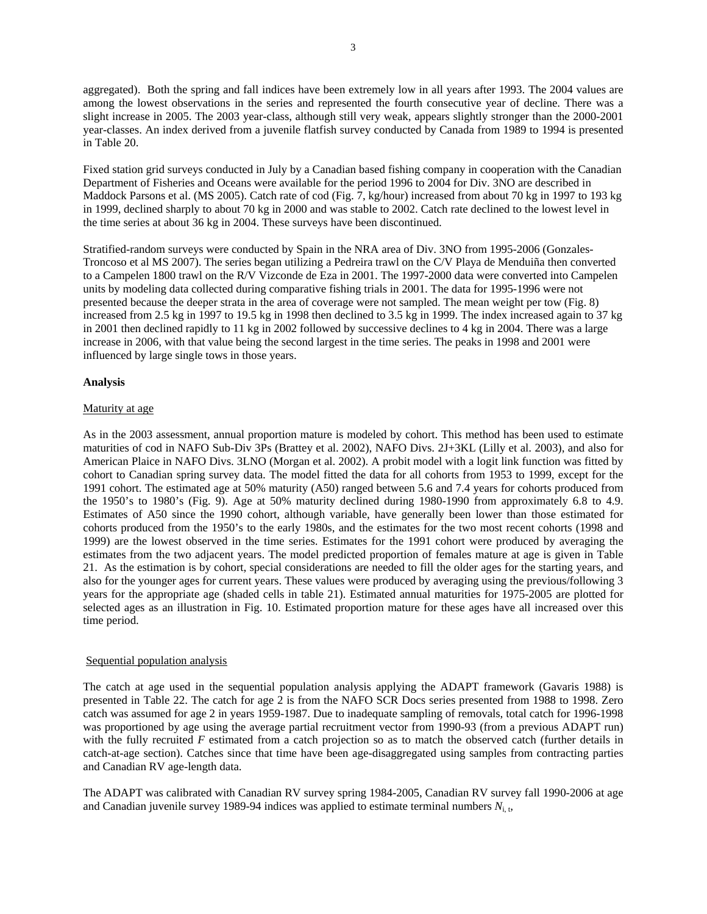aggregated). Both the spring and fall indices have been extremely low in all years after 1993. The 2004 values are among the lowest observations in the series and represented the fourth consecutive year of decline. There was a slight increase in 2005. The 2003 year-class, although still very weak, appears slightly stronger than the 2000-2001 year-classes. An index derived from a juvenile flatfish survey conducted by Canada from 1989 to 1994 is presented in Table 20.

Fixed station grid surveys conducted in July by a Canadian based fishing company in cooperation with the Canadian Department of Fisheries and Oceans were available for the period 1996 to 2004 for Div. 3NO are described in Maddock Parsons et al. (MS 2005). Catch rate of cod (Fig. 7, kg/hour) increased from about 70 kg in 1997 to 193 kg in 1999, declined sharply to about 70 kg in 2000 and was stable to 2002. Catch rate declined to the lowest level in the time series at about 36 kg in 2004. These surveys have been discontinued.

Stratified-random surveys were conducted by Spain in the NRA area of Div. 3NO from 1995-2006 (Gonzales-Troncoso et al MS 2007). The series began utilizing a Pedreira trawl on the C/V Playa de Menduiña then converted to a Campelen 1800 trawl on the R/V Vizconde de Eza in 2001. The 1997-2000 data were converted into Campelen units by modeling data collected during comparative fishing trials in 2001. The data for 1995-1996 were not presented because the deeper strata in the area of coverage were not sampled. The mean weight per tow (Fig. 8) increased from 2.5 kg in 1997 to 19.5 kg in 1998 then declined to 3.5 kg in 1999. The index increased again to 37 kg in 2001 then declined rapidly to 11 kg in 2002 followed by successive declines to 4 kg in 2004. There was a large increase in 2006, with that value being the second largest in the time series. The peaks in 1998 and 2001 were influenced by large single tows in those years.

**Analysis**

Maturity at age

As in the 2003 assessment, annual proportion mature is modeled by cohort. This method has been used to estimate maturities of cod in NAFO Sub-Div 3Ps (Brattey et al. 2002), NAFO Divs. 2J+3KL (Lilly et al. 2003), and also for American Plaice in NAFO Divs. 3LNO (Morgan et al. 2002). A probit model with a logit link function was fitted by cohort to Canadian spring survey data. The model fitted the data for all cohorts from 1953 to 1999, except for the 1991 cohort. The estimated age at 50% maturity (A50) ranged between 5.6 and 7.4 years for cohorts produced from the 1950's to 1980's (Fig. 9). Age at 50% maturity declined during 1980-1990 from approximately 6.8 to 4.9. Estimates of A50 since the 1990 cohort, although variable, have generally been lower than those estimated for cohorts produced from the 1950's to the early 1980s, and the estimates for the two most recent cohorts (1998 and 1999) are the lowest observed in the time series. Estimates for the 1991 cohort were produced by averaging the estimates from the two adjacent years. The model predicted proportion of females mature at age is given in Table 21. As the estimation is by cohort, special considerations are needed to fill the older ages for the starting years, and also for the younger ages for current years. These values were produced by averaging using the previous/following 3 years for the appropriate age (shaded cells in table 21). Estimated annual maturities for 1975-2005 are plotted for selected ages as an illustration in Fig. 10. Estimated proportion mature for these ages have all increased over this time period.

Sequential population analysis

The catch at age used in the sequential population analysis applying the ADAPT framework (Gavaris 1988) is presented in Table 22. The catch for age 2 is from the NAFO SCR Docs series presented from 1988 to 1998. Zero catch was assumed for age 2 in years 1959-1987. Due to inadequate sampling of removals, total catch for 1996-1998 was proportioned by age using the average partial recruitment vector from 1990-93 (from a previous ADAPT run) with the fully recruited $F$ estimated from a catch projection so as to match the observed catch (further details in catch-at-age section). Catches since that time have been age-disaggregated using samples from contracting parties and Canadian RV age-length data.

The ADAPT was calibrated with Canadian RV survey spring 1984-2005, Canadian RV survey fall 1990-2006 at age and Canadian juvenile survey 1989-94 indices was applied to estimate terminal numbers $N_{i,\,t}$,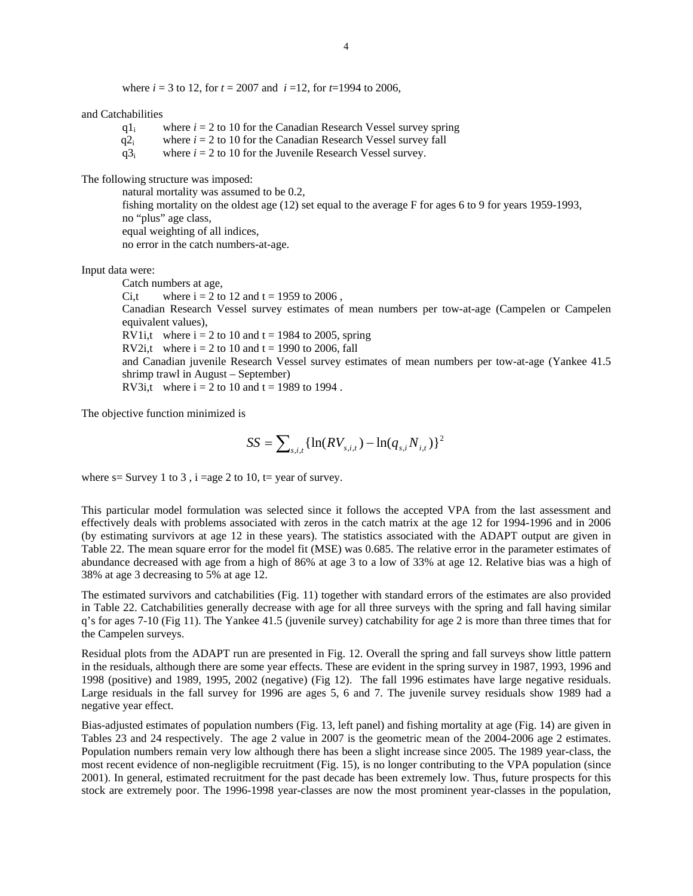where $i$ = 3 to 12, for $t$ = 2007 and $i$ =12, for $t$=1994 to 2006,

and Catchabilities

- $q1_i$ where $i$ = 2 to 10 for the Canadian Research Vessel survey spring
- $q2_i$ where $i$ = 2 to 10 for the Canadian Research Vessel survey fall
- $q3_i$ where $i$ = 2 to 10 for the Juvenile Research Vessel survey.

The following structure was imposed:

natural mortality was assumed to be 0.2,
fishing mortality on the oldest age (12) set equal to the average F for ages 6 to 9 for years 1959-1993,
no "plus" age class,
equal weighting of all indices,
no error in the catch numbers-at-age.

Input data were:

Catch numbers at age,
$C_{i,t}$ where i = 2 to 12 and t = 1959 to 2006 ,
Canadian Research Vessel survey estimates of mean numbers per tow-at-age (Campelen or Campelen equivalent values),
$RV1_{i,t}$ where i = 2 to 10 and t = 1984 to 2005, spring
$RV2_{i,t}$ where i = 2 to 10 and t = 1990 to 2006, fall
and Canadian juvenile Research Vessel survey estimates of mean numbers per tow-at-age (Yankee 41.5 shrimp trawl in August – September)
$RV3_{i,t}$ where i = 2 to 10 and t = 1989 to 1994 .

The objective function minimized is

$$SS = \sum_{s,i,t} \{\ln(RV_{s,i,t}) - \ln(q_{s,i} N_{i,t})\}^2$$

where s= Survey 1 to 3 , i =age 2 to 10, t= year of survey.

This particular model formulation was selected since it follows the accepted VPA from the last assessment and effectively deals with problems associated with zeros in the catch matrix at the age 12 for 1994-1996 and in 2006 (by estimating survivors at age 12 in these years). The statistics associated with the ADAPT output are given in Table 22. The mean square error for the model fit (MSE) was 0.685. The relative error in the parameter estimates of abundance decreased with age from a high of 86% at age 3 to a low of 33% at age 12. Relative bias was a high of 38% at age 3 decreasing to 5% at age 12.

The estimated survivors and catchabilities (Fig. 11) together with standard errors of the estimates are also provided in Table 22. Catchabilities generally decrease with age for all three surveys with the spring and fall having similar q's for ages 7-10 (Fig 11). The Yankee 41.5 (juvenile survey) catchability for age 2 is more than three times that for the Campelen surveys.

Residual plots from the ADAPT run are presented in Fig. 12. Overall the spring and fall surveys show little pattern in the residuals, although there are some year effects. These are evident in the spring survey in 1987, 1993, 1996 and 1998 (positive) and 1989, 1995, 2002 (negative) (Fig 12). The fall 1996 estimates have large negative residuals. Large residuals in the fall survey for 1996 are ages 5, 6 and 7. The juvenile survey residuals show 1989 had a negative year effect.

Bias-adjusted estimates of population numbers (Fig. 13, left panel) and fishing mortality at age (Fig. 14) are given in Tables 23 and 24 respectively. The age 2 value in 2007 is the geometric mean of the 2004-2006 age 2 estimates. Population numbers remain very low although there has been a slight increase since 2005. The 1989 year-class, the most recent evidence of non-negligible recruitment (Fig. 15), is no longer contributing to the VPA population (since 2001). In general, estimated recruitment for the past decade has been extremely low. Thus, future prospects for this stock are extremely poor. The 1996-1998 year-classes are now the most prominent year-classes in the population,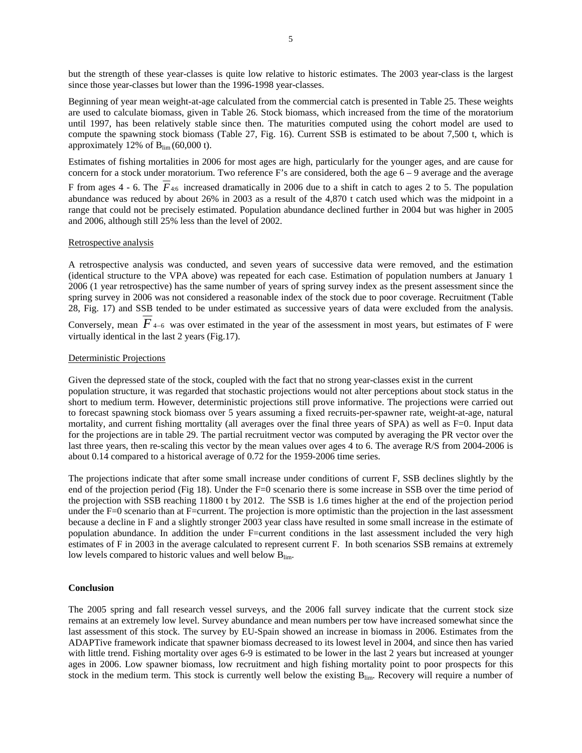but the strength of these year-classes is quite low relative to historic estimates. The 2003 year-class is the largest since those year-classes but lower than the 1996-1998 year-classes.

Beginning of year mean weight-at-age calculated from the commercial catch is presented in Table 25. These weights are used to calculate biomass, given in Table 26. Stock biomass, which increased from the time of the moratorium until 1997, has been relatively stable since then. The maturities computed using the cohort model are used to compute the spawning stock biomass (Table 27, Fig. 16). Current SSB is estimated to be about 7,500 t, which is approximately 12% of $B_{lim}$ (60,000 t).

Estimates of fishing mortalities in 2006 for most ages are high, particularly for the younger ages, and are cause for concern for a stock under moratorium. Two reference F's are considered, both the age 6 – 9 average and the average F from ages 4 - 6. The $\overline{F}_{4:6}$ increased dramatically in 2006 due to a shift in catch to ages 2 to 5. The population abundance was reduced by about 26% in 2003 as a result of the 4,870 t catch used which was the midpoint in a range that could not be precisely estimated. Population abundance declined further in 2004 but was higher in 2005 and 2006, although still 25% less than the level of 2002.

Retrospective analysis

A retrospective analysis was conducted, and seven years of successive data were removed, and the estimation (identical structure to the VPA above) was repeated for each case. Estimation of population numbers at January 1 2006 (1 year retrospective) has the same number of years of spring survey index as the present assessment since the spring survey in 2006 was not considered a reasonable index of the stock due to poor coverage. Recruitment (Table 28, Fig. 17) and SSB tended to be under estimated as successive years of data were excluded from the analysis. Conversely, mean $\overline{F}_{4-6}$ was over estimated in the year of the assessment in most years, but estimates of F were virtually identical in the last 2 years (Fig.17).

Deterministic Projections

Given the depressed state of the stock, coupled with the fact that no strong year-classes exist in the current population structure, it was regarded that stochastic projections would not alter perceptions about stock status in the short to medium term. However, deterministic projections still prove informative. The projections were carried out to forecast spawning stock biomass over 5 years assuming a fixed recruits-per-spawner rate, weight-at-age, natural mortality, and current fishing morttality (all averages over the final three years of SPA) as well as F=0. Input data for the projections are in table 29. The partial recruitment vector was computed by averaging the PR vector over the last three years, then re-scaling this vector by the mean values over ages 4 to 6. The average R/S from 2004-2006 is about 0.14 compared to a historical average of 0.72 for the 1959-2006 time series.

The projections indicate that after some small increase under conditions of current F, SSB declines slightly by the end of the projection period (Fig 18). Under the F=0 scenario there is some increase in SSB over the time period of the projection with SSB reaching 11800 t by 2012. The SSB is 1.6 times higher at the end of the projection period under the F=0 scenario than at F=current. The projection is more optimistic than the projection in the last assessment because a decline in F and a slightly stronger 2003 year class have resulted in some small increase in the estimate of population abundance. In addition the under F=current conditions in the last assessment included the very high estimates of F in 2003 in the average calculated to represent current F. In both scenarios SSB remains at extremely low levels compared to historic values and well below $B_{lim}$.

**Conclusion**

The 2005 spring and fall research vessel surveys, and the 2006 fall survey indicate that the current stock size remains at an extremely low level. Survey abundance and mean numbers per tow have increased somewhat since the last assessment of this stock. The survey by EU-Spain showed an increase in biomass in 2006. Estimates from the ADAPTive framework indicate that spawner biomass decreased to its lowest level in 2004, and since then has varied with little trend. Fishing mortality over ages 6-9 is estimated to be lower in the last 2 years but increased at younger ages in 2006. Low spawner biomass, low recruitment and high fishing mortality point to poor prospects for this stock in the medium term. This stock is currently well below the existing $B_{lim}$. Recovery will require a number of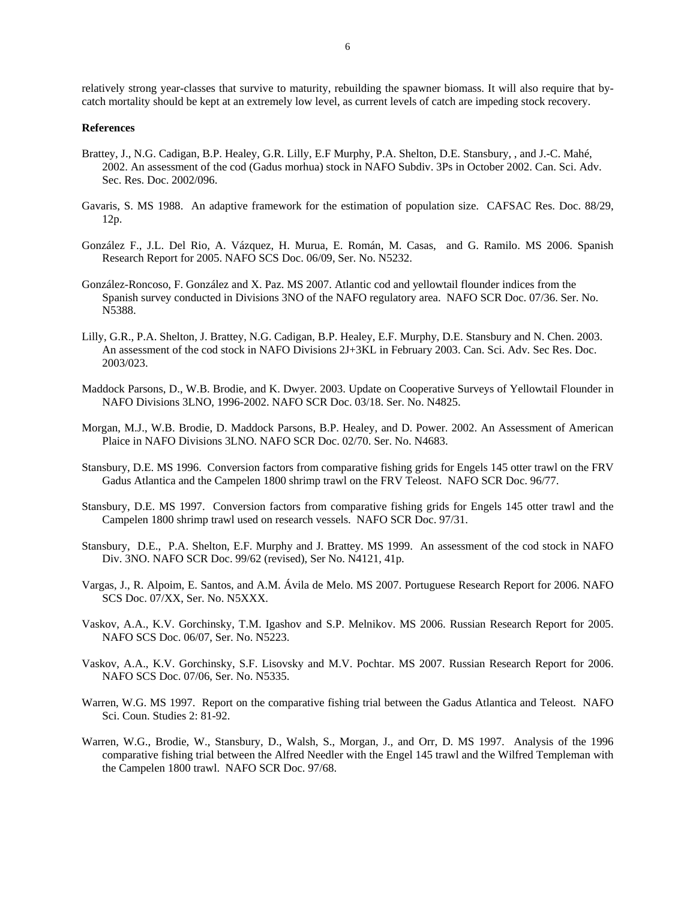relatively strong year-classes that survive to maturity, rebuilding the spawner biomass. It will also require that by-catch mortality should be kept at an extremely low level, as current levels of catch are impeding stock recovery.

**References**

Brattey, J., N.G. Cadigan, B.P. Healey, G.R. Lilly, E.F Murphy, P.A. Shelton, D.E. Stansbury, , and J.-C. Mahé, 2002. An assessment of the cod (Gadus morhua) stock in NAFO Subdiv. 3Ps in October 2002. Can. Sci. Adv. Sec. Res. Doc. 2002/096.

Gavaris, S. MS 1988. An adaptive framework for the estimation of population size. CAFSAC Res. Doc. 88/29, 12p.

González F., J.L. Del Rio, A. Vázquez, H. Murua, E. Román, M. Casas, and G. Ramilo. MS 2006. Spanish Research Report for 2005. NAFO SCS Doc. 06/09, Ser. No. N5232.

González-Roncoso, F. González and X. Paz. MS 2007. Atlantic cod and yellowtail flounder indices from the Spanish survey conducted in Divisions 3NO of the NAFO regulatory area. NAFO SCR Doc. 07/36. Ser. No. N5388.

Lilly, G.R., P.A. Shelton, J. Brattey, N.G. Cadigan, B.P. Healey, E.F. Murphy, D.E. Stansbury and N. Chen. 2003. An assessment of the cod stock in NAFO Divisions 2J+3KL in February 2003. Can. Sci. Adv. Sec Res. Doc. 2003/023.

Maddock Parsons, D., W.B. Brodie, and K. Dwyer. 2003. Update on Cooperative Surveys of Yellowtail Flounder in NAFO Divisions 3LNO, 1996-2002. NAFO SCR Doc. 03/18. Ser. No. N4825.

Morgan, M.J., W.B. Brodie, D. Maddock Parsons, B.P. Healey, and D. Power. 2002. An Assessment of American Plaice in NAFO Divisions 3LNO. NAFO SCR Doc. 02/70. Ser. No. N4683.

Stansbury, D.E. MS 1996. Conversion factors from comparative fishing grids for Engels 145 otter trawl on the FRV Gadus Atlantica and the Campelen 1800 shrimp trawl on the FRV Teleost. NAFO SCR Doc. 96/77.

Stansbury, D.E. MS 1997. Conversion factors from comparative fishing grids for Engels 145 otter trawl and the Campelen 1800 shrimp trawl used on research vessels. NAFO SCR Doc. 97/31.

Stansbury, D.E., P.A. Shelton, E.F. Murphy and J. Brattey. MS 1999. An assessment of the cod stock in NAFO Div. 3NO. NAFO SCR Doc. 99/62 (revised), Ser No. N4121, 41p.

Vargas, J., R. Alpoim, E. Santos, and A.M. Ávila de Melo. MS 2007. Portuguese Research Report for 2006. NAFO SCS Doc. 07/XX, Ser. No. N5XXX.

Vaskov, A.A., K.V. Gorchinsky, T.M. Igashov and S.P. Melnikov. MS 2006. Russian Research Report for 2005. NAFO SCS Doc. 06/07, Ser. No. N5223.

Vaskov, A.A., K.V. Gorchinsky, S.F. Lisovsky and M.V. Pochtar. MS 2007. Russian Research Report for 2006. NAFO SCS Doc. 07/06, Ser. No. N5335.

Warren, W.G. MS 1997. Report on the comparative fishing trial between the Gadus Atlantica and Teleost. NAFO Sci. Coun. Studies 2: 81-92.

Warren, W.G., Brodie, W., Stansbury, D., Walsh, S., Morgan, J., and Orr, D. MS 1997. Analysis of the 1996 comparative fishing trial between the Alfred Needler with the Engel 145 trawl and the Wilfred Templeman with the Campelen 1800 trawl. NAFO SCR Doc. 97/68.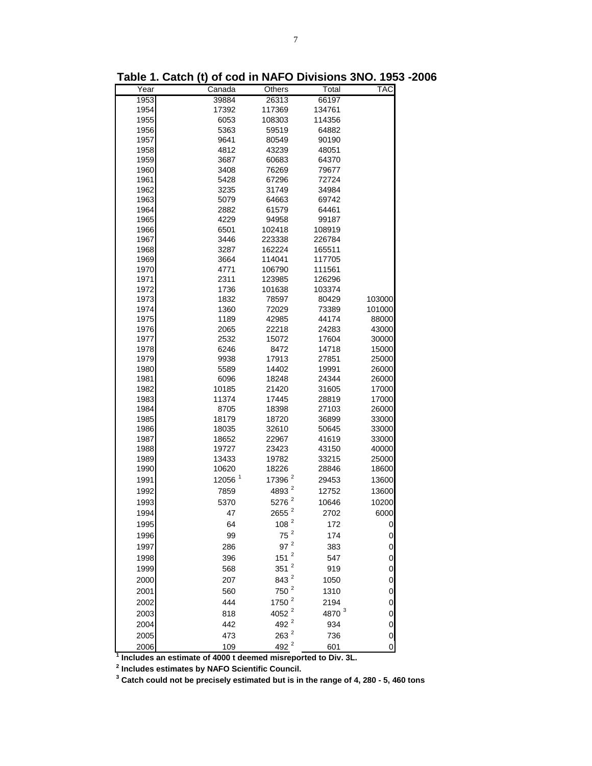**Table 1. Catch (t) of cod in NAFO Divisions 3NO. 1953 -2006**

| Year | Canada | Others | Total | TAC |
|---|---|---|---|---|
| 1953 | 39884 | 26313 | 66197 | |
| 1954 | 17392 | 117369 | 134761 | |
| 1955 | 6053 | 108303 | 114356 | |
| 1956 | 5363 | 59519 | 64882 | |
| 1957 | 9641 | 80549 | 90190 | |
| 1958 | 4812 | 43239 | 48051 | |
| 1959 | 3687 | 60683 | 64370 | |
| 1960 | 3408 | 76269 | 79677 | |
| 1961 | 5428 | 67296 | 72724 | |
| 1962 | 3235 | 31749 | 34984 | |
| 1963 | 5079 | 64663 | 69742 | |
| 1964 | 2882 | 61579 | 64461 | |
| 1965 | 4229 | 94958 | 99187 | |
| 1966 | 6501 | 102418 | 108919 | |
| 1967 | 3446 | 223338 | 226784 | |
| 1968 | 3287 | 162224 | 165511 | |
| 1969 | 3664 | 114041 | 117705 | |
| 1970 | 4771 | 106790 | 111561 | |
| 1971 | 2311 | 123985 | 126296 | |
| 1972 | 1736 | 101638 | 103374 | |
| 1973 | 1832 | 78597 | 80429 | 103000 |
| 1974 | 1360 | 72029 | 73389 | 101000 |
| 1975 | 1189 | 42985 | 44174 | 88000 |
| 1976 | 2065 | 22218 | 24283 | 43000 |
| 1977 | 2532 | 15072 | 17604 | 30000 |
| 1978 | 6246 | 8472 | 14718 | 15000 |
| 1979 | 9938 | 17913 | 27851 | 25000 |
| 1980 | 5589 | 14402 | 19991 | 26000 |
| 1981 | 6096 | 18248 | 24344 | 26000 |
| 1982 | 10185 | 21420 | 31605 | 17000 |
| 1983 | 11374 | 17445 | 28819 | 17000 |
| 1984 | 8705 | 18398 | 27103 | 26000 |
| 1985 | 18179 | 18720 | 36899 | 33000 |
| 1986 | 18035 | 32610 | 50645 | 33000 |
| 1987 | 18652 | 22967 | 41619 | 33000 |
| 1988 | 19727 | 23423 | 43150 | 40000 |
| 1989 | 13433 | 19782 | 33215 | 25000 |
| 1990 | 10620 | 18226 | 28846 | 18600 |
| 1991 | 12056 [1] | 17396 [2] | 29453 | 13600 |
| 1992 | 7859 | 4893 [2] | 12752 | 13600 |
| 1993 | 5370 | 5276 [2] | 10646 | 10200 |
| 1994 | 47 | 2655 [2] | 2702 | 6000 |
| 1995 | 64 | 108 [2] | 172 | 0 |
| 1996 | 99 | 75 [2] | 174 | 0 |
| 1997 | 286 | 97 [2] | 383 | 0 |
| 1998 | 396 | 151 [2] | 547 | 0 |
| 1999 | 568 | 351 [2] | 919 | 0 |
| 2000 | 207 | 843 [2] | 1050 | 0 |
| 2001 | 560 | 750 [2] | 1310 | 0 |
| 2002 | 444 | 1750 [2] | 2194 | 0 |
| 2003 | 818 | 4052 [2] | 4870 [3] | 0 |
| 2004 | 442 | 492 [2] | 934 | 0 |
| 2005 | 473 | 263 [2] | 736 | 0 |
| 2006 | 109 | 492 [2] | 601 | 0 |

**[1] Includes an estimate of 4000 t deemed misreported to Div. 3L.**

**[2] Includes estimates by NAFO Scientific Council.**

**[3] Catch could not be precisely estimated but is in the range of 4, 280 - 5, 460 tons**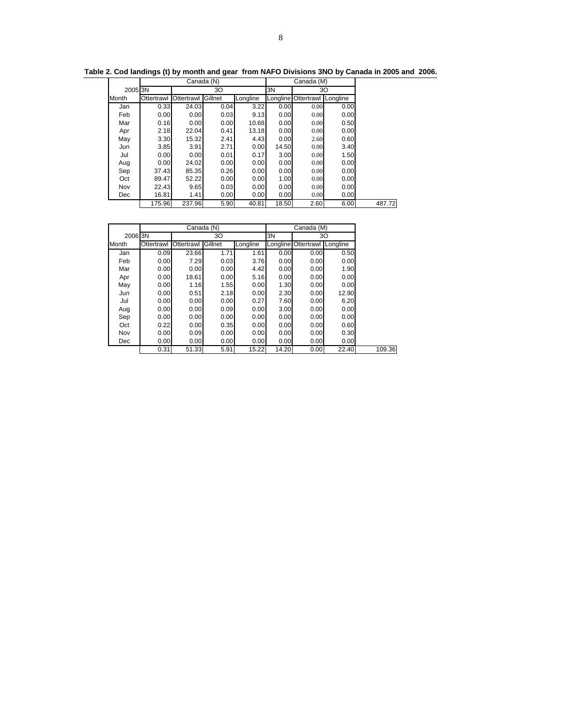**Table 2. Cod landings (t) by month and gear from NAFO Divisions 3NO by Canada in 2005 and 2006.**

| | Canada (N) | | | | Canada (M) | | | |
|---|---|---|---|---|---|---|---|---|
| 2005 | 3N | 3O | | | 3N | 3O | | |
| Month | Ottertrawl | Ottertrawl | Gillnet | Longline | Longline | Ottertrawl | Longline | |
| Jan | 0.33 | 24.03 | 0.04 | 3.22 | 0.00 | 0.00 | 0.00 | |
| Feb | 0.00 | 0.00 | 0.03 | 9.13 | 0.00 | 0.00 | 0.00 | |
| Mar | 0.16 | 0.00 | 0.00 | 10.68 | 0.00 | 0.00 | 0.50 | |
| Apr | 2.18 | 22.04 | 0.41 | 13.18 | 0.00 | 0.00 | 0.00 | |
| May | 3.30 | 15.32 | 2.41 | 4.43 | 0.00 | 2.60 | 0.60 | |
| Jun | 3.85 | 3.91 | 2.71 | 0.00 | 14.50 | 0.00 | 3.40 | |
| Jul | 0.00 | 0.00 | 0.01 | 0.17 | 3.00 | 0.00 | 1.50 | |
| Aug | 0.00 | 24.02 | 0.00 | 0.00 | 0.00 | 0.00 | 0.00 | |
| Sep | 37.43 | 85.35 | 0.26 | 0.00 | 0.00 | 0.00 | 0.00 | |
| Oct | 89.47 | 52.22 | 0.00 | 0.00 | 1.00 | 0.00 | 0.00 | |
| Nov | 22.43 | 9.65 | 0.03 | 0.00 | 0.00 | 0.00 | 0.00 | |
| Dec | 16.81 | 1.41 | 0.00 | 0.00 | 0.00 | 0.00 | 0.00 | |
| | 175.96 | 237.96 | 5.90 | 40.81 | 18.50 | 2.60 | 6.00 | 487.72 |

| | Canada (N) | | | | Canada (M) | | | |
|---|---|---|---|---|---|---|---|---|
| 2006 | 3N | 3O | | | 3N | 3O | | |
| Month | Ottertrawl | Ottertrawl | Gillnet | Longline | Longline | Ottertrawl | Longline | |
| Jan | 0.09 | 23.66 | 1.71 | 1.61 | 0.00 | 0.00 | 0.50 | |
| Feb | 0.00 | 7.29 | 0.03 | 3.76 | 0.00 | 0.00 | 0.00 | |
| Mar | 0.00 | 0.00 | 0.00 | 4.42 | 0.00 | 0.00 | 1.90 | |
| Apr | 0.00 | 18.61 | 0.00 | 5.16 | 0.00 | 0.00 | 0.00 | |
| May | 0.00 | 1.16 | 1.55 | 0.00 | 1.30 | 0.00 | 0.00 | |
| Jun | 0.00 | 0.51 | 2.18 | 0.00 | 2.30 | 0.00 | 12.90 | |
| Jul | 0.00 | 0.00 | 0.00 | 0.27 | 7.60 | 0.00 | 6.20 | |
| Aug | 0.00 | 0.00 | 0.09 | 0.00 | 3.00 | 0.00 | 0.00 | |
| Sep | 0.00 | 0.00 | 0.00 | 0.00 | 0.00 | 0.00 | 0.00 | |
| Oct | 0.22 | 0.00 | 0.35 | 0.00 | 0.00 | 0.00 | 0.60 | |
| Nov | 0.00 | 0.09 | 0.00 | 0.00 | 0.00 | 0.00 | 0.30 | |
| Dec | 0.00 | 0.00 | 0.00 | 0.00 | 0.00 | 0.00 | 0.00 | |
| | 0.31 | 51.33 | 5.91 | 15.22 | 14.20 | 0.00 | 22.40 | 109.36 |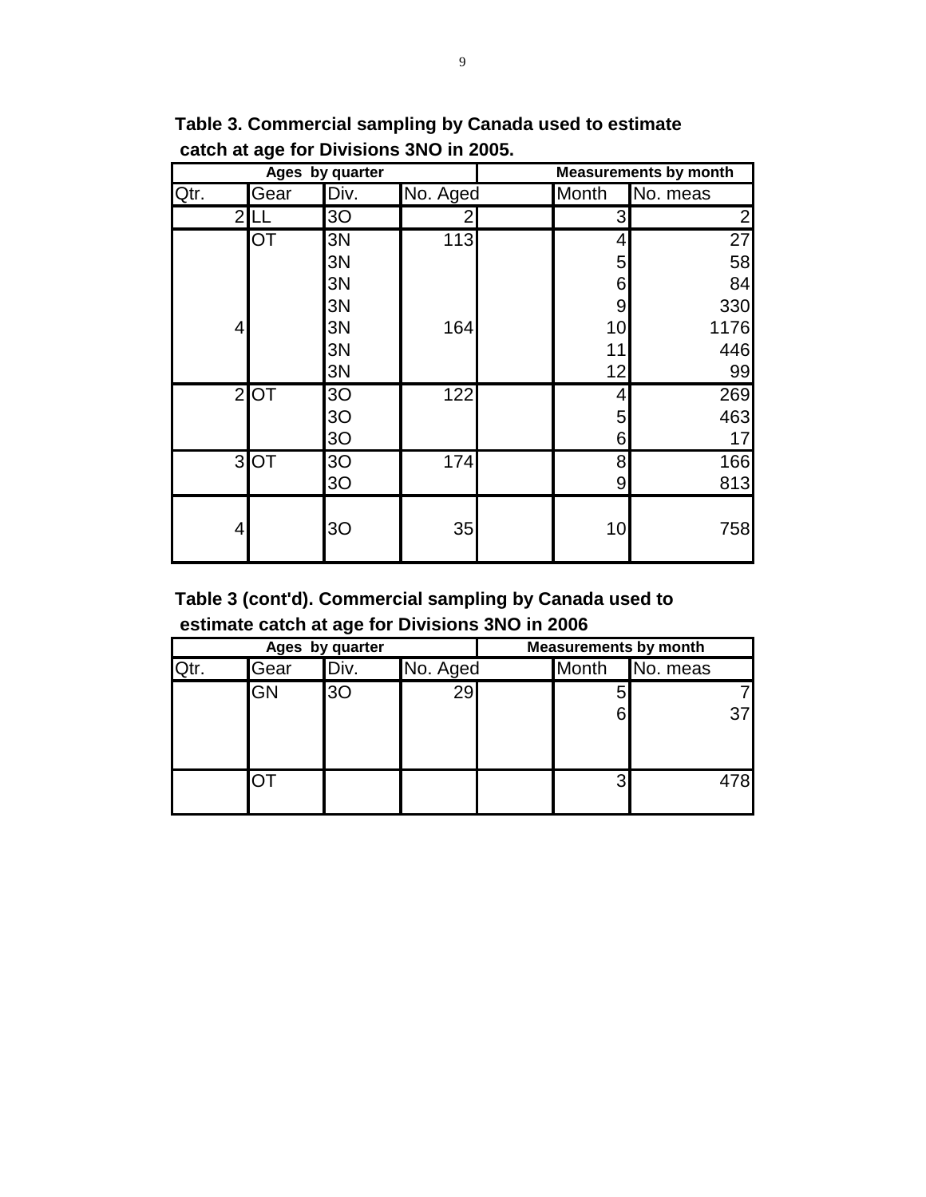**Table 3. Commercial sampling by Canada used to estimate catch at age for Divisions 3NO in 2005.**

| Ages by quarter | | | | | Measurements by month | |
|---|---|---|---|---|---|---|
| Qtr. | Gear | Div. | No. Aged | | Month | No. meas |
| 2 | LL | 3O | 2 | | 3 | 2 |
| | OT | 3N | 113 | | 4 | 27 |
| | | 3N | | | 5 | 58 |
| | | 3N | | | 6 | 84 |
| | | 3N | | | 9 | 330 |
| 4 | | 3N | 164 | | 10 | 1176 |
| | | 3N | | | 11 | 446 |
| | | 3N | | | 12 | 99 |
| 2 | OT | 3O | 122 | | 4 | 269 |
| | | 3O | | | 5 | 463 |
| | | 3O | | | 6 | 17 |
| 3 | OT | 3O | 174 | | 8 | 166 |
| | | 3O | | | 9 | 813 |
| 4 | | 3O | 35 | | 10 | 758 |

**Table 3 (cont'd). Commercial sampling by Canada used to estimate catch at age for Divisions 3NO in 2006**

| Ages by quarter | | | | | Measurements by month | |
|---|---|---|---|---|---|---|
| Qtr. | Gear | Div. | No. Aged | | Month | No. meas |
| | GN | 3O | 29 | | 5 | 7 |
| | | | | | 6 | 37 |
| | OT | | | | 3 | 478 |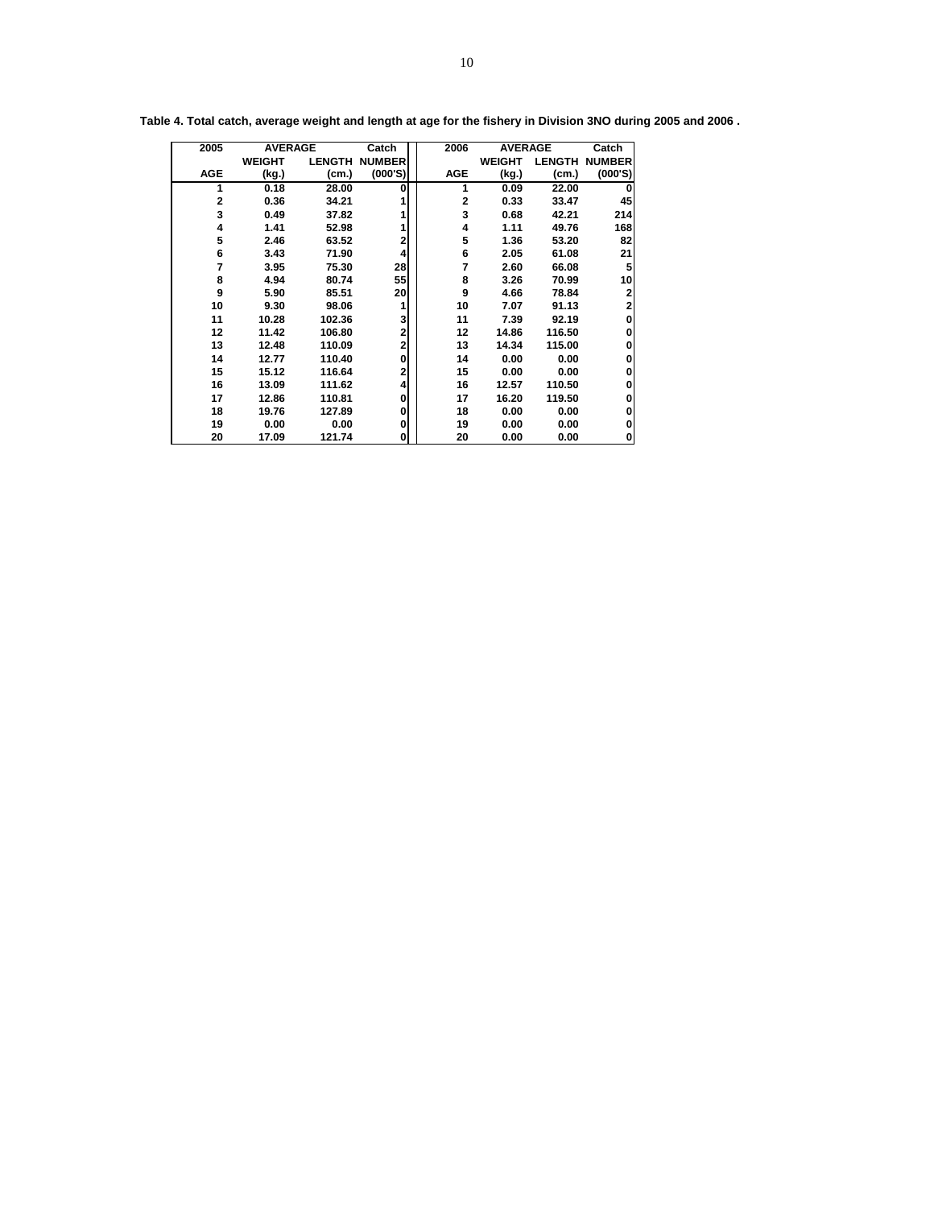**Table 4. Total catch, average weight and length at age for the fishery in Division 3NO during 2005 and 2006 .**

| 2005 | AVERAGE | | Catch | 2006 | AVERAGE | | Catch |
|---|---|---|---|---|---|---|---|
| | WEIGHT | LENGTH | NUMBER | | WEIGHT | LENGTH | NUMBER |
| AGE | (kg.) | (cm.) | (000'S) | AGE | (kg.) | (cm.) | (000'S) |
| 1 | 0.18 | 28.00 | 0 | 1 | 0.09 | 22.00 | 0 |
| 2 | 0.36 | 34.21 | 1 | 2 | 0.33 | 33.47 | 45 |
| 3 | 0.49 | 37.82 | 1 | 3 | 0.68 | 42.21 | 214 |
| 4 | 1.41 | 52.98 | 1 | 4 | 1.11 | 49.76 | 168 |
| 5 | 2.46 | 63.52 | 2 | 5 | 1.36 | 53.20 | 82 |
| 6 | 3.43 | 71.90 | 4 | 6 | 2.05 | 61.08 | 21 |
| 7 | 3.95 | 75.30 | 28 | 7 | 2.60 | 66.08 | 5 |
| 8 | 4.94 | 80.74 | 55 | 8 | 3.26 | 70.99 | 10 |
| 9 | 5.90 | 85.51 | 20 | 9 | 4.66 | 78.84 | 2 |
| 10 | 9.30 | 98.06 | 1 | 10 | 7.07 | 91.13 | 2 |
| 11 | 10.28 | 102.36 | 3 | 11 | 7.39 | 92.19 | 0 |
| 12 | 11.42 | 106.80 | 2 | 12 | 14.86 | 116.50 | 0 |
| 13 | 12.48 | 110.09 | 2 | 13 | 14.34 | 115.00 | 0 |
| 14 | 12.77 | 110.40 | 0 | 14 | 0.00 | 0.00 | 0 |
| 15 | 15.12 | 116.64 | 2 | 15 | 0.00 | 0.00 | 0 |
| 16 | 13.09 | 111.62 | 4 | 16 | 12.57 | 110.50 | 0 |
| 17 | 12.86 | 110.81 | 0 | 17 | 16.20 | 119.50 | 0 |
| 18 | 19.76 | 127.89 | 0 | 18 | 0.00 | 0.00 | 0 |
| 19 | 0.00 | 0.00 | 0 | 19 | 0.00 | 0.00 | 0 |
| 20 | 17.09 | 121.74 | 0 | 20 | 0.00 | 0.00 | 0 |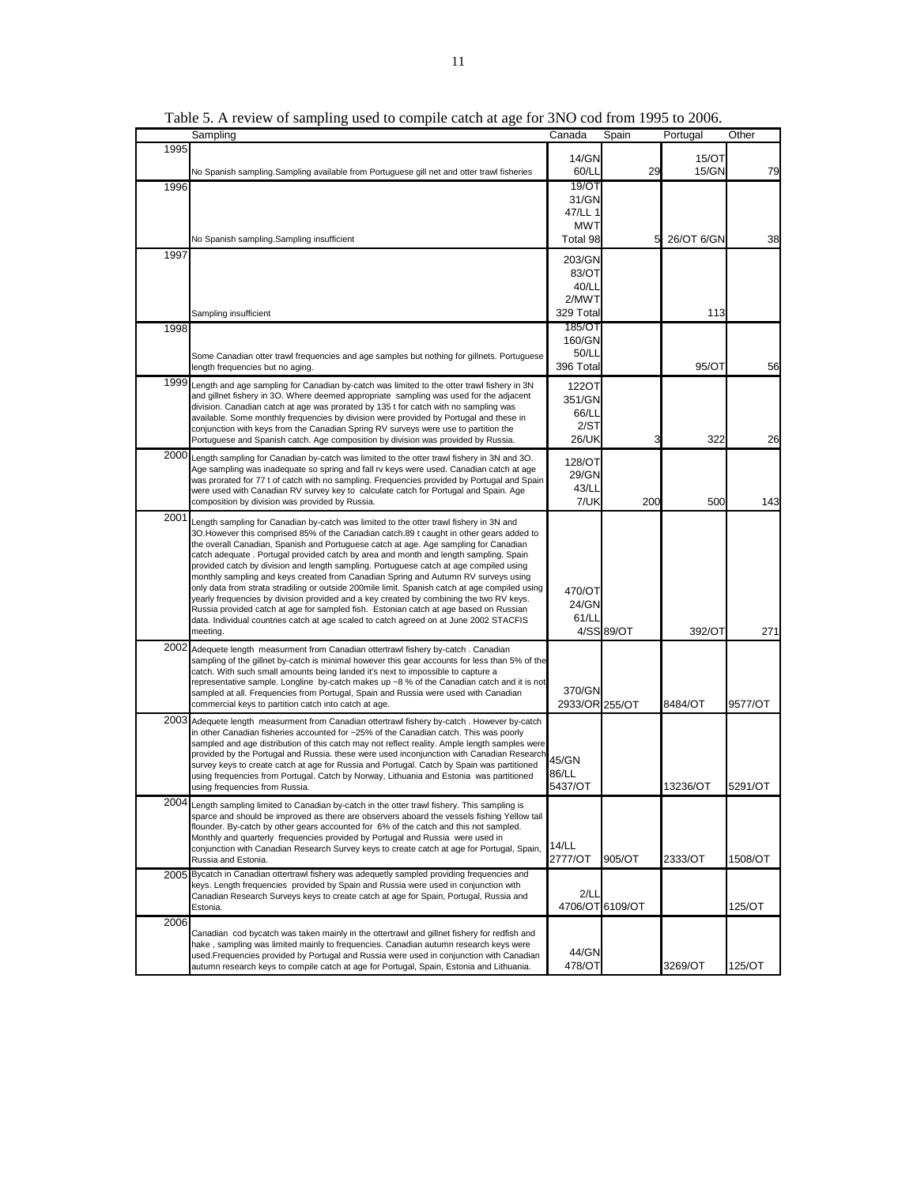Table 5. A review of sampling used to compile catch at age for 3NO cod from 1995 to 2006.

| | Sampling | Canada | Spain | Portugal | Other |
|---|---|---|---|---|---|
| 1995 | No Spanish sampling.Sampling available from Portuguese gill net and otter trawl fisheries | 14/GN 60/LL | 29 | 15/OT 15/GN | 79 |
| 1996 | No Spanish sampling.Sampling insufficient | 19/OT 31/GN 47/LL 1 MWT Total 98 | 5 | 26/OT 6/GN | 38 |
| 1997 | Sampling insufficient | 203/GN 83/OT 40/LL 2/MWT 329 Total | | 113 | |
| 1998 | Some Canadian otter trawl frequencies and age samples but nothing for gillnets. Portuguese length frequencies but no aging. | 185/OT 160/GN 50/LL 396 Total | | 95/OT | 56 |
| 1999 | Length and age sampling for Canadian by-catch was limited to the otter trawl fishery in 3N and gillnet fishery in 3O. Where deemed appropriate sampling was used for the adjacent division. Canadian catch at age was prorated by 135 t for catch with no sampling was available. Some monthly frequencies by division were provided by Portugal and these in conjunction with keys from the Canadian Spring RV surveys were use to partition the Portuguese and Spanish catch. Age composition by division was provided by Russia. | 122OT 351/GN 66/LL 2/ST 26/UK | 3 | 322 | 26 |
| 2000 | Length sampling for Canadian by-catch was limited to the otter trawl fishery in 3N and 3O. Age sampling was inadequate so spring and fall rv keys were used. Canadian catch at age was prorated for 77 t of catch with no sampling. Frequencies provided by Portugal and Spain were used with Canadian RV survey key to calculate catch for Portugal and Spain. Age composition by division was provided by Russia. | 128/OT 29/GN 43/LL 7/UK | 200 | 500 | 143 |
| 2001 | Length sampling for Canadian by-catch was limited to the otter trawl fishery in 3N and 3O.However this comprised 85% of the Canadian catch.89 t caught in other gears added to the overall Canadian, Spanish and Portuguese catch at age. Age sampling for Canadian catch adequate . Portugal provided catch by area and month and length sampling. Spain provided catch by division and length sampling. Portuguese catch at age compiled using monthly sampling and keys created from Canadian Spring and Autumn RV surveys using only data from strata stradiling or outside 200mile limit. Spanish catch at age compiled using yearly frequencies by division provided and a key created by combining the two RV keys. Russia provided catch at age for sampled fish. Estonian catch at age based on Russian data. Individual countries catch at age scaled to catch agreed on at June 2002 STACFIS meeting. | 470/OT 24/GN 61/LL 4/SS | 89/OT | 392/OT | 271 |
| 2002 | Adequete length measurment from Canadian ottertrawl fishery by-catch . Canadian sampling of the gillnet by-catch is minimal however this gear accounts for less than 5% of the catch. With such small amounts being landed it's next to impossible to capture a representative sample. Longline by-catch makes up ~8 % of the Canadian catch and it is not sampled at all. Frequencies from Portugal, Spain and Russia were used with Canadian commercial keys to partition catch into catch at age. | 370/GN 2933/OR | 255/OT | 8484/OT | 9577/OT |
| 2003 | Adequete length measurment from Canadian ottertrawl fishery by-catch . However by-catch in other Canadian fisheries accounted for ~25% of the Canadian catch. This was poorly sampled and age distribution of this catch may not reflect reality. Ample length samples were provided by the Portugal and Russia. these were used inconjunction with Canadian Research survey keys to create catch at age for Russia and Portugal. Catch by Spain was partitioned using frequencies from Portugal. Catch by Norway, Lithuania and Estonia was partitioned using frequencies from Russia. | 45/GN 86/LL 5437/OT | | 13236/OT | 5291/OT |
| 2004 | Length sampling limited to Canadian by-catch in the otter trawl fishery. This sampling is sparce and should be improved as there are observers aboard the vessels fishing Yellow tail flounder. By-catch by other gears accounted for 6% of the catch and this not sampled. Monthly and quarterly frequencies provided by Portugal and Russia were used in conjunction with Canadian Research Survey keys to create catch at age for Portugal, Spain, Russia and Estonia. | 14/LL 2777/OT | 905/OT | 2333/OT | 1508/OT |
| 2005 | Bycatch in Canadian ottertrawl fishery was adequetly sampled providing frequencies and keys. Length frequencies provided by Spain and Russia were used in conjunction with Canadian Research Surveys keys to create catch at age for Spain, Portugal, Russia and Estonia. | 2/LL 4706/OT | 6109/OT | | 125/OT |
| 2006 | Canadian cod bycatch was taken mainly in the ottertrawl and gillnet fishery for redfish and hake , sampling was limited mainly to frequencies. Canadian autumn research keys were used.Frequencies provided by Portugal and Russia were used in conjunction with Canadian autumn research keys to compile catch at age for Portugal, Spain, Estonia and Lithuania. | 44/GN 478/OT | | 3269/OT | 125/OT |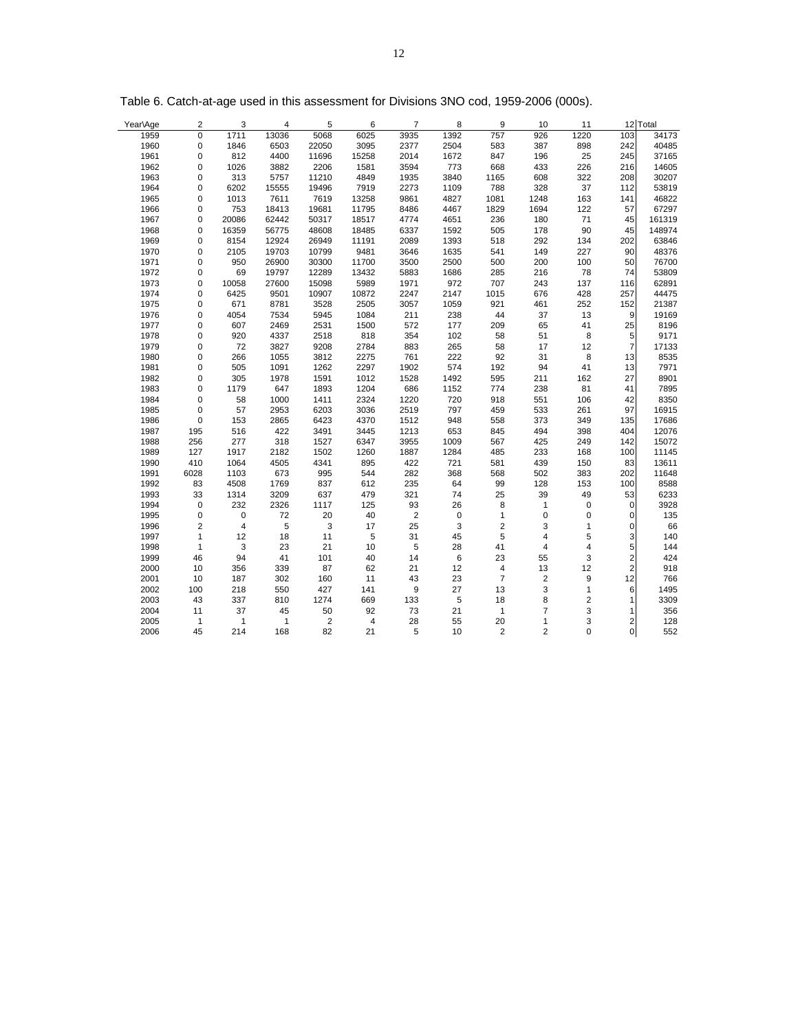Table 6. Catch-at-age used in this assessment for Divisions 3NO cod, 1959-2006 (000s).

| Year\Age | 2 | 3 | 4 | 5 | 6 | 7 | 8 | 9 | 10 | 11 | 12 | Total |
|---|---|---|---|---|---|---|---|---|---|---|---|---|
| 1959 | 0 | 1711 | 13036 | 5068 | 6025 | 3935 | 1392 | 757 | 926 | 1220 | 103 | 34173 |
| 1960 | 0 | 1846 | 6503 | 22050 | 3095 | 2377 | 2504 | 583 | 387 | 898 | 242 | 40485 |
| 1961 | 0 | 812 | 4400 | 11696 | 15258 | 2014 | 1672 | 847 | 196 | 25 | 245 | 37165 |
| 1962 | 0 | 1026 | 3882 | 2206 | 1581 | 3594 | 773 | 668 | 433 | 226 | 216 | 14605 |
| 1963 | 0 | 313 | 5757 | 11210 | 4849 | 1935 | 3840 | 1165 | 608 | 322 | 208 | 30207 |
| 1964 | 0 | 6202 | 15555 | 19496 | 7919 | 2273 | 1109 | 788 | 328 | 37 | 112 | 53819 |
| 1965 | 0 | 1013 | 7611 | 7619 | 13258 | 9861 | 4827 | 1081 | 1248 | 163 | 141 | 46822 |
| 1966 | 0 | 753 | 18413 | 19681 | 11795 | 8486 | 4467 | 1829 | 1694 | 122 | 57 | 67297 |
| 1967 | 0 | 20086 | 62442 | 50317 | 18517 | 4774 | 4651 | 236 | 180 | 71 | 45 | 161319 |
| 1968 | 0 | 16359 | 56775 | 48608 | 18485 | 6337 | 1592 | 505 | 178 | 90 | 45 | 148974 |
| 1969 | 0 | 8154 | 12924 | 26949 | 11191 | 2089 | 1393 | 518 | 292 | 134 | 202 | 63846 |
| 1970 | 0 | 2105 | 19703 | 10799 | 9481 | 3646 | 1635 | 541 | 149 | 227 | 90 | 48376 |
| 1971 | 0 | 950 | 26900 | 30300 | 11700 | 3500 | 2500 | 500 | 200 | 100 | 50 | 76700 |
| 1972 | 0 | 69 | 19797 | 12289 | 13432 | 5883 | 1686 | 285 | 216 | 78 | 74 | 53809 |
| 1973 | 0 | 10058 | 27600 | 15098 | 5989 | 1971 | 972 | 707 | 243 | 137 | 116 | 62891 |
| 1974 | 0 | 6425 | 9501 | 10907 | 10872 | 2247 | 2147 | 1015 | 676 | 428 | 257 | 44475 |
| 1975 | 0 | 671 | 8781 | 3528 | 2505 | 3057 | 1059 | 921 | 461 | 252 | 152 | 21387 |
| 1976 | 0 | 4054 | 7534 | 5945 | 1084 | 211 | 238 | 44 | 37 | 13 | 9 | 19169 |
| 1977 | 0 | 607 | 2469 | 2531 | 1500 | 572 | 177 | 209 | 65 | 41 | 25 | 8196 |
| 1978 | 0 | 920 | 4337 | 2518 | 818 | 354 | 102 | 58 | 51 | 8 | 5 | 9171 |
| 1979 | 0 | 72 | 3827 | 9208 | 2784 | 883 | 265 | 58 | 17 | 12 | 7 | 17133 |
| 1980 | 0 | 266 | 1055 | 3812 | 2275 | 761 | 222 | 92 | 31 | 8 | 13 | 8535 |
| 1981 | 0 | 505 | 1091 | 1262 | 2297 | 1902 | 574 | 192 | 94 | 41 | 13 | 7971 |
| 1982 | 0 | 305 | 1978 | 1591 | 1012 | 1528 | 1492 | 595 | 211 | 162 | 27 | 8901 |
| 1983 | 0 | 1179 | 647 | 1893 | 1204 | 686 | 1152 | 774 | 238 | 81 | 41 | 7895 |
| 1984 | 0 | 58 | 1000 | 1411 | 2324 | 1220 | 720 | 918 | 551 | 106 | 42 | 8350 |
| 1985 | 0 | 57 | 2953 | 6203 | 3036 | 2519 | 797 | 459 | 533 | 261 | 97 | 16915 |
| 1986 | 0 | 153 | 2865 | 6423 | 4370 | 1512 | 948 | 558 | 373 | 349 | 135 | 17686 |
| 1987 | 195 | 516 | 422 | 3491 | 3445 | 1213 | 653 | 845 | 494 | 398 | 404 | 12076 |
| 1988 | 256 | 277 | 318 | 1527 | 6347 | 3955 | 1009 | 567 | 425 | 249 | 142 | 15072 |
| 1989 | 127 | 1917 | 2182 | 1502 | 1260 | 1887 | 1284 | 485 | 233 | 168 | 100 | 11145 |
| 1990 | 410 | 1064 | 4505 | 4341 | 895 | 422 | 721 | 581 | 439 | 150 | 83 | 13611 |
| 1991 | 6028 | 1103 | 673 | 995 | 544 | 282 | 368 | 568 | 502 | 383 | 202 | 11648 |
| 1992 | 83 | 4508 | 1769 | 837 | 612 | 235 | 64 | 99 | 128 | 153 | 100 | 8588 |
| 1993 | 33 | 1314 | 3209 | 637 | 479 | 321 | 74 | 25 | 39 | 49 | 53 | 6233 |
| 1994 | 0 | 232 | 2326 | 1117 | 125 | 93 | 26 | 8 | 1 | 0 | 0 | 3928 |
| 1995 | 0 | 0 | 72 | 20 | 40 | 2 | 0 | 1 | 0 | 0 | 0 | 135 |
| 1996 | 2 | 4 | 5 | 3 | 17 | 25 | 3 | 2 | 3 | 1 | 0 | 66 |
| 1997 | 1 | 12 | 18 | 11 | 5 | 31 | 45 | 5 | 4 | 5 | 3 | 140 |
| 1998 | 1 | 3 | 23 | 21 | 10 | 5 | 28 | 41 | 4 | 4 | 5 | 144 |
| 1999 | 46 | 94 | 41 | 101 | 40 | 14 | 6 | 23 | 55 | 3 | 2 | 424 |
| 2000 | 10 | 356 | 339 | 87 | 62 | 21 | 12 | 4 | 13 | 12 | 2 | 918 |
| 2001 | 10 | 187 | 302 | 160 | 11 | 43 | 23 | 7 | 2 | 9 | 12 | 766 |
| 2002 | 100 | 218 | 550 | 427 | 141 | 9 | 27 | 13 | 3 | 1 | 6 | 1495 |
| 2003 | 43 | 337 | 810 | 1274 | 669 | 133 | 5 | 18 | 8 | 2 | 1 | 3309 |
| 2004 | 11 | 37 | 45 | 50 | 92 | 73 | 21 | 1 | 7 | 3 | 1 | 356 |
| 2005 | 1 | 1 | 1 | 2 | 4 | 28 | 55 | 20 | 1 | 3 | 2 | 128 |
| 2006 | 45 | 214 | 168 | 82 | 21 | 5 | 10 | 2 | 2 | 0 | 0 | 552 |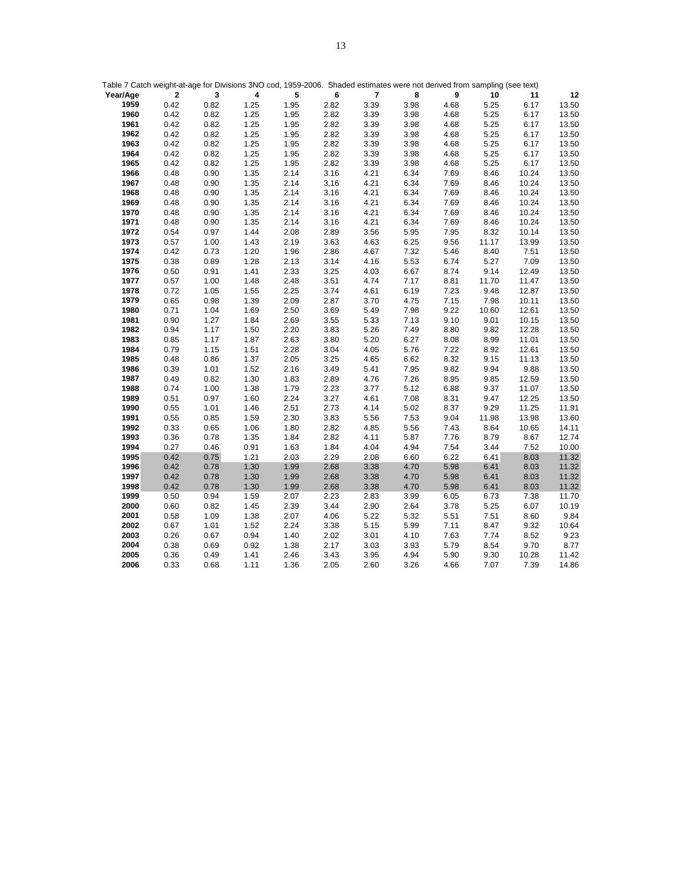Table 7 Catch weight-at-age for Divisions 3NO cod, 1959-2006. Shaded estimates were not derived from sampling (see text)

| Year/Age | 2 | 3 | 4 | 5 | 6 | 7 | 8 | 9 | 10 | 11 | 12 |
|---|---|---|---|---|---|---|---|---|---|---|---|
| 1959 | 0.42 | 0.82 | 1.25 | 1.95 | 2.82 | 3.39 | 3.98 | 4.68 | 5.25 | 6.17 | 13.50 |
| 1960 | 0.42 | 0.82 | 1.25 | 1.95 | 2.82 | 3.39 | 3.98 | 4.68 | 5.25 | 6.17 | 13.50 |
| 1961 | 0.42 | 0.82 | 1.25 | 1.95 | 2.82 | 3.39 | 3.98 | 4.68 | 5.25 | 6.17 | 13.50 |
| 1962 | 0.42 | 0.82 | 1.25 | 1.95 | 2.82 | 3.39 | 3.98 | 4.68 | 5.25 | 6.17 | 13.50 |
| 1963 | 0.42 | 0.82 | 1.25 | 1.95 | 2.82 | 3.39 | 3.98 | 4.68 | 5.25 | 6.17 | 13.50 |
| 1964 | 0.42 | 0.82 | 1.25 | 1.95 | 2.82 | 3.39 | 3.98 | 4.68 | 5.25 | 6.17 | 13.50 |
| 1965 | 0.42 | 0.82 | 1.25 | 1.95 | 2.82 | 3.39 | 3.98 | 4.68 | 5.25 | 6.17 | 13.50 |
| 1966 | 0.48 | 0.90 | 1.35 | 2.14 | 3.16 | 4.21 | 6.34 | 7.69 | 8.46 | 10.24 | 13.50 |
| 1967 | 0.48 | 0.90 | 1.35 | 2.14 | 3.16 | 4.21 | 6.34 | 7.69 | 8.46 | 10.24 | 13.50 |
| 1968 | 0.48 | 0.90 | 1.35 | 2.14 | 3.16 | 4.21 | 6.34 | 7.69 | 8.46 | 10.24 | 13.50 |
| 1969 | 0.48 | 0.90 | 1.35 | 2.14 | 3.16 | 4.21 | 6.34 | 7.69 | 8.46 | 10.24 | 13.50 |
| 1970 | 0.48 | 0.90 | 1.35 | 2.14 | 3.16 | 4.21 | 6.34 | 7.69 | 8.46 | 10.24 | 13.50 |
| 1971 | 0.48 | 0.90 | 1.35 | 2.14 | 3.16 | 4.21 | 6.34 | 7.69 | 8.46 | 10.24 | 13.50 |
| 1972 | 0.54 | 0.97 | 1.44 | 2.08 | 2.89 | 3.56 | 5.95 | 7.95 | 8.32 | 10.14 | 13.50 |
| 1973 | 0.57 | 1.00 | 1.43 | 2.19 | 3.63 | 4.63 | 6.25 | 9.56 | 11.17 | 13.99 | 13.50 |
| 1974 | 0.42 | 0.73 | 1.20 | 1.96 | 2.86 | 4.67 | 7.32 | 5.46 | 8.40 | 7.51 | 13.50 |
| 1975 | 0.38 | 0.89 | 1.28 | 2.13 | 3.14 | 4.16 | 5.53 | 6.74 | 5.27 | 7.09 | 13.50 |
| 1976 | 0.50 | 0.91 | 1.41 | 2.33 | 3.25 | 4.03 | 6.67 | 8.74 | 9.14 | 12.49 | 13.50 |
| 1977 | 0.57 | 1.00 | 1.48 | 2.48 | 3.51 | 4.74 | 7.17 | 8.81 | 11.70 | 11.47 | 13.50 |
| 1978 | 0.72 | 1.05 | 1.55 | 2.25 | 3.74 | 4.61 | 6.19 | 7.23 | 9.48 | 12.87 | 13.50 |
| 1979 | 0.65 | 0.98 | 1.39 | 2.09 | 2.87 | 3.70 | 4.75 | 7.15 | 7.98 | 10.11 | 13.50 |
| 1980 | 0.71 | 1.04 | 1.69 | 2.50 | 3.69 | 5.49 | 7.98 | 9.22 | 10.60 | 12.61 | 13.50 |
| 1981 | 0.90 | 1.27 | 1.84 | 2.69 | 3.55 | 5.33 | 7.13 | 9.10 | 9.01 | 10.15 | 13.50 |
| 1982 | 0.94 | 1.17 | 1.50 | 2.20 | 3.83 | 5.26 | 7.49 | 8.80 | 9.82 | 12.28 | 13.50 |
| 1983 | 0.85 | 1.17 | 1.87 | 2.63 | 3.80 | 5.20 | 6.27 | 8.08 | 8.99 | 11.01 | 13.50 |
| 1984 | 0.79 | 1.15 | 1.51 | 2.28 | 3.04 | 4.05 | 5.76 | 7.22 | 8.92 | 12.61 | 13.50 |
| 1985 | 0.48 | 0.86 | 1.37 | 2.05 | 3.25 | 4.65 | 6.62 | 8.32 | 9.15 | 11.13 | 13.50 |
| 1986 | 0.39 | 1.01 | 1.52 | 2.16 | 3.49 | 5.41 | 7.95 | 9.82 | 9.94 | 9.88 | 13.50 |
| 1987 | 0.49 | 0.82 | 1.30 | 1.83 | 2.89 | 4.76 | 7.26 | 8.95 | 9.85 | 12.59 | 13.50 |
| 1988 | 0.74 | 1.00 | 1.38 | 1.79 | 2.23 | 3.77 | 5.12 | 6.88 | 9.37 | 11.07 | 13.50 |
| 1989 | 0.51 | 0.97 | 1.60 | 2.24 | 3.27 | 4.61 | 7.08 | 8.31 | 9.47 | 12.25 | 13.50 |
| 1990 | 0.55 | 1.01 | 1.46 | 2.51 | 2.73 | 4.14 | 5.02 | 8.37 | 9.29 | 11.25 | 11.91 |
| 1991 | 0.55 | 0.85 | 1.59 | 2.30 | 3.83 | 5.56 | 7.53 | 9.04 | 11.98 | 13.98 | 13.60 |
| 1992 | 0.33 | 0.65 | 1.06 | 1.80 | 2.82 | 4.85 | 5.56 | 7.43 | 8.64 | 10.65 | 14.11 |
| 1993 | 0.36 | 0.78 | 1.35 | 1.84 | 2.82 | 4.11 | 5.87 | 7.76 | 8.79 | 8.67 | 12.74 |
| 1994 | 0.27 | 0.46 | 0.91 | 1.63 | 1.84 | 4.04 | 4.94 | 7.54 | 3.44 | 7.52 | 10.00 |
| 1995 | 0.42 | 0.75 | 1.21 | 2.03 | 2.29 | 2.08 | 6.60 | 6.22 | 6.41 | 8.03 | 11.32 |
| 1996 | 0.42 | 0.78 | 1.30 | 1.99 | 2.68 | 3.38 | 4.70 | 5.98 | 6.41 | 8.03 | 11.32 |
| 1997 | 0.42 | 0.78 | 1.30 | 1.99 | 2.68 | 3.38 | 4.70 | 5.98 | 6.41 | 8.03 | 11.32 |
| 1998 | 0.42 | 0.78 | 1.30 | 1.99 | 2.68 | 3.38 | 4.70 | 5.98 | 6.41 | 8.03 | 11.32 |
| 1999 | 0.50 | 0.94 | 1.59 | 2.07 | 2.23 | 2.83 | 3.99 | 6.05 | 6.73 | 7.38 | 11.70 |
| 2000 | 0.60 | 0.82 | 1.45 | 2.39 | 3.44 | 2.90 | 2.64 | 3.78 | 5.25 | 6.07 | 10.19 |
| 2001 | 0.58 | 1.09 | 1.38 | 2.07 | 4.06 | 5.22 | 5.32 | 5.51 | 7.51 | 8.60 | 9.84 |
| 2002 | 0.67 | 1.01 | 1.52 | 2.24 | 3.38 | 5.15 | 5.99 | 7.11 | 8.47 | 9.32 | 10.64 |
| 2003 | 0.26 | 0.67 | 0.94 | 1.40 | 2.02 | 3.01 | 4.10 | 7.63 | 7.74 | 8.52 | 9.23 |
| 2004 | 0.38 | 0.69 | 0.92 | 1.38 | 2.17 | 3.03 | 3.93 | 5.79 | 8.54 | 9.70 | 8.77 |
| 2005 | 0.36 | 0.49 | 1.41 | 2.46 | 3.43 | 3.95 | 4.94 | 5.90 | 9.30 | 10.28 | 11.42 |
| 2006 | 0.33 | 0.68 | 1.11 | 1.36 | 2.05 | 2.60 | 3.26 | 4.66 | 7.07 | 7.39 | 14.86 |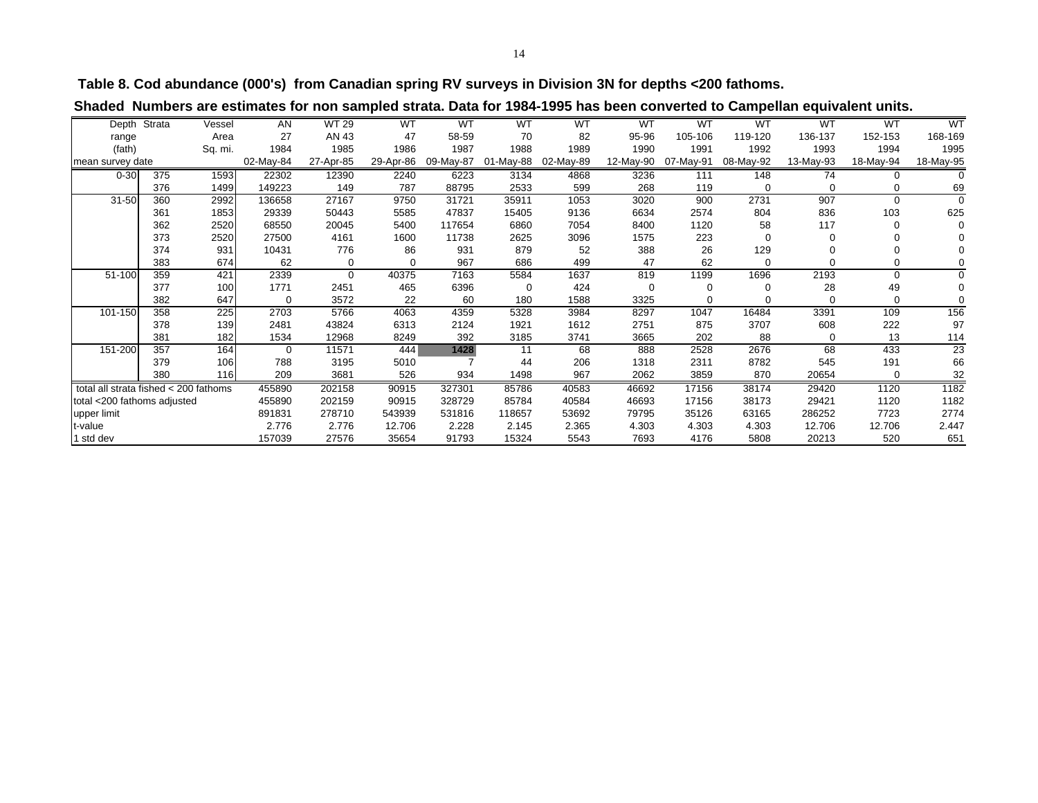**Table 8. Cod abundance (000's) from Canadian spring RV surveys in Division 3N for depths <200 fathoms.**

**Shaded Numbers are estimates for non sampled strata. Data for 1984-1995 has been converted to Campellan equivalent units.**

| Depth | Strata | Vessel | AN | WT 29 | WT | WT | WT | WT | WT | WT | WT | WT | WT | WT |
|---|---|---|---|---|---|---|---|---|---|---|---|---|---|---|
| range | | Area | 27 | AN 43 | 47 | 58-59 | 70 | 82 | 95-96 | 105-106 | 119-120 | 136-137 | 152-153 | 168-169 |
| (fath) | | Sq. mi. | 1984 | 1985 | 1986 | 1987 | 1988 | 1989 | 1990 | 1991 | 1992 | 1993 | 1994 | 1995 |
| mean survey date | | | 02-May-84 | 27-Apr-85 | 29-Apr-86 | 09-May-87 | 01-May-88 | 02-May-89 | 12-May-90 | 07-May-91 | 08-May-92 | 13-May-93 | 18-May-94 | 18-May-95 |
| 0-30 | 375 | 1593 | 22302 | 12390 | 2240 | 6223 | 3134 | 4868 | 3236 | 111 | 148 | 74 | 0 | 0 |
| | 376 | 1499 | 149223 | 149 | 787 | 88795 | 2533 | 599 | 268 | 119 | 0 | 0 | 0 | 69 |
| 31-50 | 360 | 2992 | 136658 | 27167 | 9750 | 31721 | 35911 | 1053 | 3020 | 900 | 2731 | 907 | 0 | 0 |
| | 361 | 1853 | 29339 | 50443 | 5585 | 47837 | 15405 | 9136 | 6634 | 2574 | 804 | 836 | 103 | 625 |
| | 362 | 2520 | 68550 | 20045 | 5400 | 117654 | 6860 | 7054 | 8400 | 1120 | 58 | 117 | 0 | 0 |
| | 373 | 2520 | 27500 | 4161 | 1600 | 11738 | 2625 | 3096 | 1575 | 223 | 0 | 0 | 0 | 0 |
| | 374 | 931 | 10431 | 776 | 86 | 931 | 879 | 52 | 388 | 26 | 129 | 0 | 0 | 0 |
| | 383 | 674 | 62 | 0 | 0 | 967 | 686 | 499 | 47 | 62 | 0 | 0 | 0 | 0 |
| 51-100 | 359 | 421 | 2339 | 0 | 40375 | 7163 | 5584 | 1637 | 819 | 1199 | 1696 | 2193 | 0 | 0 |
| | 377 | 100 | 1771 | 2451 | 465 | 6396 | 0 | 424 | 0 | 0 | 0 | 28 | 49 | 0 |
| | 382 | 647 | 0 | 3572 | 22 | 60 | 180 | 1588 | 3325 | 0 | 0 | 0 | 0 | 0 |
| 101-150 | 358 | 225 | 2703 | 5766 | 4063 | 4359 | 5328 | 3984 | 8297 | 1047 | 16484 | 3391 | 109 | 156 |
| | 378 | 139 | 2481 | 43824 | 6313 | 2124 | 1921 | 1612 | 2751 | 875 | 3707 | 608 | 222 | 97 |
| | 381 | 182 | 1534 | 12968 | 8249 | 392 | 3185 | 3741 | 3665 | 202 | 88 | 0 | 13 | 114 |
| 151-200 | 357 | 164 | 0 | 11571 | 444 | 1428 | 11 | 68 | 888 | 2528 | 2676 | 68 | 433 | 23 |
| | 379 | 106 | 788 | 3195 | 5010 | 7 | 44 | 206 | 1318 | 2311 | 8782 | 545 | 191 | 66 |
| | 380 | 116 | 209 | 3681 | 526 | 934 | 1498 | 967 | 2062 | 3859 | 870 | 20654 | 0 | 32 |
| total all strata fished < 200 fathoms | | | 455890 | 202158 | 90915 | 327301 | 85786 | 40583 | 46692 | 17156 | 38174 | 29420 | 1120 | 1182 |
| total <200 fathoms adjusted | | | 455890 | 202159 | 90915 | 328729 | 85784 | 40584 | 46693 | 17156 | 38173 | 29421 | 1120 | 1182 |
| upper limit | | | 891831 | 278710 | 543939 | 531816 | 118657 | 53692 | 79795 | 35126 | 63165 | 286252 | 7723 | 2774 |
| t-value | | | 2.776 | 2.776 | 12.706 | 2.228 | 2.145 | 2.365 | 4.303 | 4.303 | 4.303 | 12.706 | 12.706 | 2.447 |
| 1 std dev | | | 157039 | 27576 | 35654 | 91793 | 15324 | 5543 | 7693 | 4176 | 5808 | 20213 | 520 | 651 |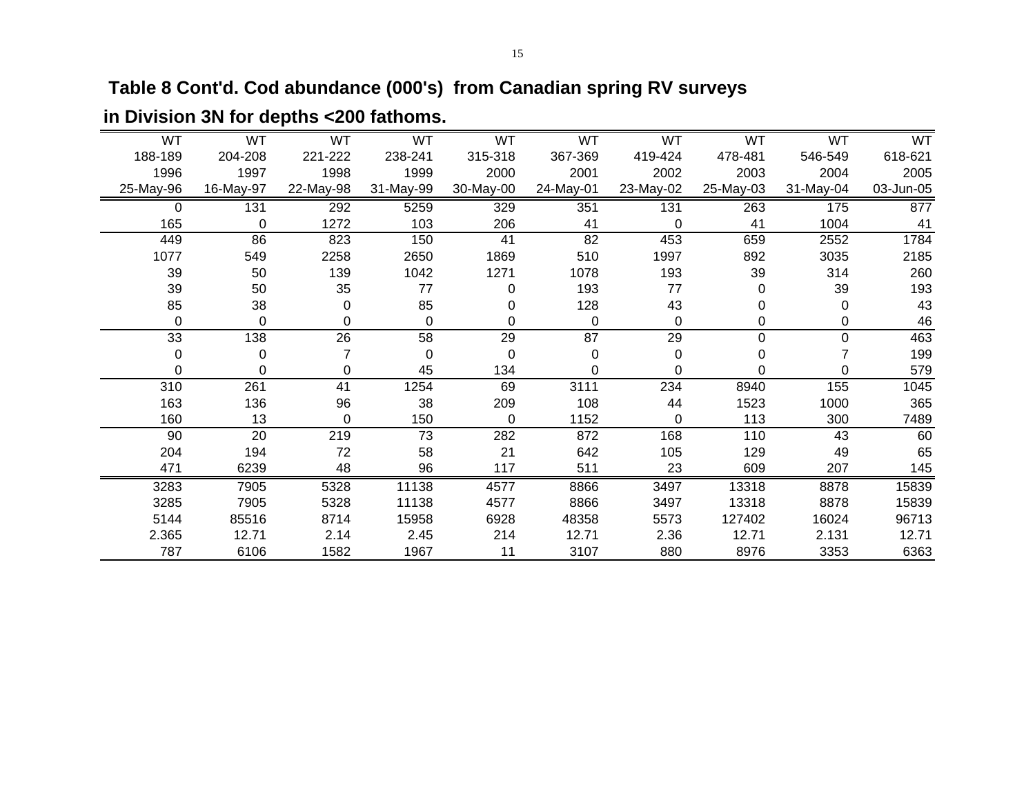**Table 8 Cont'd. Cod abundance (000's) from Canadian spring RV surveys**

**in Division 3N for depths <200 fathoms.**

| WT | WT | WT | WT | WT | WT | WT | WT | WT | WT |
|---|---|---|---|---|---|---|---|---|---|
| 188-189 | 204-208 | 221-222 | 238-241 | 315-318 | 367-369 | 419-424 | 478-481 | 546-549 | 618-621 |
| 1996 | 1997 | 1998 | 1999 | 2000 | 2001 | 2002 | 2003 | 2004 | 2005 |
| 25-May-96 | 16-May-97 | 22-May-98 | 31-May-99 | 30-May-00 | 24-May-01 | 23-May-02 | 25-May-03 | 31-May-04 | 03-Jun-05 |
| 0 | 131 | 292 | 5259 | 329 | 351 | 131 | 263 | 175 | 877 |
| 165 | 0 | 1272 | 103 | 206 | 41 | 0 | 41 | 1004 | 41 |
| 449 | 86 | 823 | 150 | 41 | 82 | 453 | 659 | 2552 | 1784 |
| 1077 | 549 | 2258 | 2650 | 1869 | 510 | 1997 | 892 | 3035 | 2185 |
| 39 | 50 | 139 | 1042 | 1271 | 1078 | 193 | 39 | 314 | 260 |
| 39 | 50 | 35 | 77 | 0 | 193 | 77 | 0 | 39 | 193 |
| 85 | 38 | 0 | 85 | 0 | 128 | 43 | 0 | 0 | 43 |
| 0 | 0 | 0 | 0 | 0 | 0 | 0 | 0 | 0 | 46 |
| 33 | 138 | 26 | 58 | 29 | 87 | 29 | 0 | 0 | 463 |
| 0 | 0 | 7 | 0 | 0 | 0 | 0 | 0 | 7 | 199 |
| 0 | 0 | 0 | 45 | 134 | 0 | 0 | 0 | 0 | 579 |
| 310 | 261 | 41 | 1254 | 69 | 3111 | 234 | 8940 | 155 | 1045 |
| 163 | 136 | 96 | 38 | 209 | 108 | 44 | 1523 | 1000 | 365 |
| 160 | 13 | 0 | 150 | 0 | 1152 | 0 | 113 | 300 | 7489 |
| 90 | 20 | 219 | 73 | 282 | 872 | 168 | 110 | 43 | 60 |
| 204 | 194 | 72 | 58 | 21 | 642 | 105 | 129 | 49 | 65 |
| 471 | 6239 | 48 | 96 | 117 | 511 | 23 | 609 | 207 | 145 |
| 3283 | 7905 | 5328 | 11138 | 4577 | 8866 | 3497 | 13318 | 8878 | 15839 |
| 3285 | 7905 | 5328 | 11138 | 4577 | 8866 | 3497 | 13318 | 8878 | 15839 |
| 5144 | 85516 | 8714 | 15958 | 6928 | 48358 | 5573 | 127402 | 16024 | 96713 |
| 2.365 | 12.71 | 2.14 | 2.45 | 214 | 12.71 | 2.36 | 12.71 | 2.131 | 12.71 |
| 787 | 6106 | 1582 | 1967 | 11 | 3107 | 880 | 8976 | 3353 | 6363 |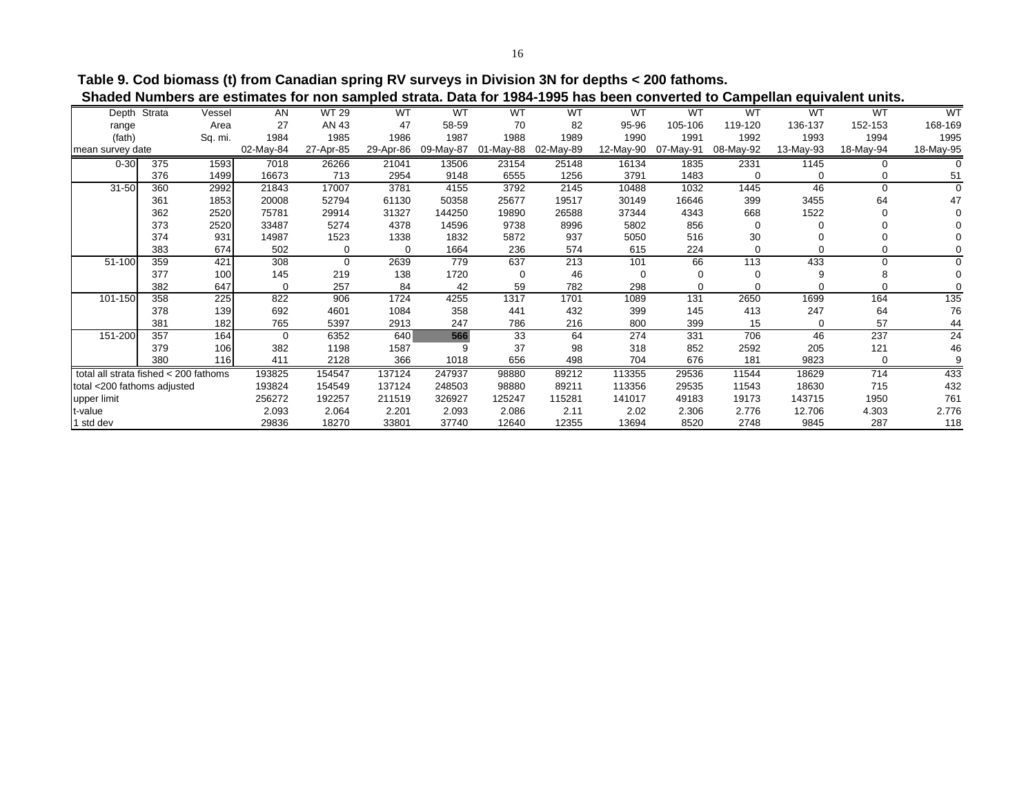**Table 9. Cod biomass (t) from Canadian spring RV surveys in Division 3N for depths < 200 fathoms.**
**Shaded Numbers are estimates for non sampled strata. Data for 1984-1995 has been converted to Campellan equivalent units.**

| Depth range (fath) | Strata | Vessel / Area Sq. mi. | AN 27 1984 | WT 29 AN 43 1985 | WT 47 1986 | WT 58-59 1987 | WT 70 1988 | WT 82 1989 | WT 95-96 1990 | WT 105-106 1991 | WT 119-120 1992 | WT 136-137 1993 | WT 152-153 1994 | WT 168-169 1995 |
|---|---|---|---|---|---|---|---|---|---|---|---|---|---|---|
| mean survey date | | | 02-May-84 | 27-Apr-85 | 29-Apr-86 | 09-May-87 | 01-May-88 | 02-May-89 | 12-May-90 | 07-May-91 | 08-May-92 | 13-May-93 | 18-May-94 | 18-May-95 |
| 0-30 | 375 | 1593 | 7018 | 26266 | 21041 | 13506 | 23154 | 25148 | 16134 | 1835 | 2331 | 1145 | 0 | 0 |
| | 376 | 1499 | 16673 | 713 | 2954 | 9148 | 6555 | 1256 | 3791 | 1483 | 0 | 0 | 0 | 51 |
| 31-50 | 360 | 2992 | 21843 | 17007 | 3781 | 4155 | 3792 | 2145 | 10488 | 1032 | 1445 | 46 | 0 | 0 |
| | 361 | 1853 | 20008 | 52794 | 61130 | 50358 | 25677 | 19517 | 30149 | 16646 | 399 | 3455 | 64 | 47 |
| | 362 | 2520 | 75781 | 29914 | 31327 | 144250 | 19890 | 26588 | 37344 | 4343 | 668 | 1522 | 0 | 0 |
| | 373 | 2520 | 33487 | 5274 | 4378 | 14596 | 9738 | 8996 | 5802 | 856 | 0 | 0 | 0 | 0 |
| | 374 | 931 | 14987 | 1523 | 1338 | 1832 | 5872 | 937 | 5050 | 516 | 30 | 0 | 0 | 0 |
| | 383 | 674 | 502 | 0 | 0 | 1664 | 236 | 574 | 615 | 224 | 0 | 0 | 0 | 0 |
| 51-100 | 359 | 421 | 308 | 0 | 2639 | 779 | 637 | 213 | 101 | 66 | 113 | 433 | 0 | 0 |
| | 377 | 100 | 145 | 219 | 138 | 1720 | 0 | 46 | 0 | 0 | 0 | 9 | 8 | 0 |
| | 382 | 647 | 0 | 257 | 84 | 42 | 59 | 782 | 298 | 0 | 0 | 0 | 0 | 0 |
| 101-150 | 358 | 225 | 822 | 906 | 1724 | 4255 | 1317 | 1701 | 1089 | 131 | 2650 | 1699 | 164 | 135 |
| | 378 | 139 | 692 | 4601 | 1084 | 358 | 441 | 432 | 399 | 145 | 413 | 247 | 64 | 76 |
| | 381 | 182 | 765 | 5397 | 2913 | 247 | 786 | 216 | 800 | 399 | 15 | 0 | 57 | 44 |
| 151-200 | 357 | 164 | 0 | 6352 | 640 | **566** | 33 | 64 | 274 | 331 | 706 | 46 | 237 | 24 |
| | 379 | 106 | 382 | 1198 | 1587 | 9 | 37 | 98 | 318 | 852 | 2592 | 205 | 121 | 46 |
| | 380 | 116 | 411 | 2128 | 366 | 1018 | 656 | 498 | 704 | 676 | 181 | 9823 | 0 | 9 |
| total all strata fished < 200 fathoms | | | 193825 | 154547 | 137124 | 247937 | 98880 | 89212 | 113355 | 29536 | 11544 | 18629 | 714 | 433 |
| total <200 fathoms adjusted | | | 193824 | 154549 | 137124 | 248503 | 98880 | 89211 | 113356 | 29535 | 11543 | 18630 | 715 | 432 |
| upper limit | | | 256272 | 192257 | 211519 | 326927 | 125247 | 115281 | 141017 | 49183 | 19173 | 143715 | 1950 | 761 |
| t-value | | | 2.093 | 2.064 | 2.201 | 2.093 | 2.086 | 2.11 | 2.02 | 2.306 | 2.776 | 12.706 | 4.303 | 2.776 |
| 1 std dev | | | 29836 | 18270 | 33801 | 37740 | 12640 | 12355 | 13694 | 8520 | 2748 | 9845 | 287 | 118 |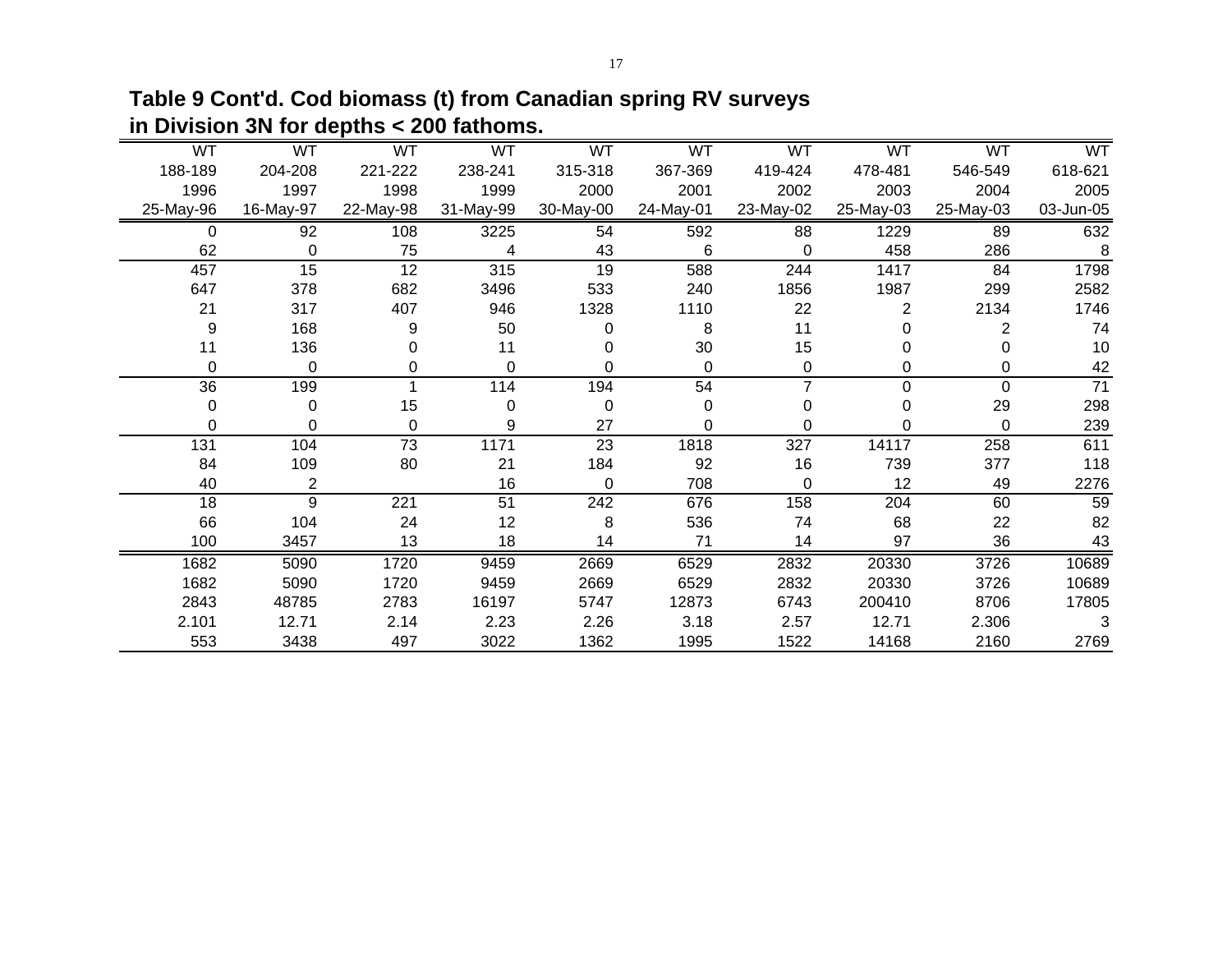**Table 9 Cont'd. Cod biomass (t) from Canadian spring RV surveys in Division 3N for depths < 200 fathoms.**

| WT | WT | WT | WT | WT | WT | WT | WT | WT | WT |
|---|---|---|---|---|---|---|---|---|---|
| 188-189 | 204-208 | 221-222 | 238-241 | 315-318 | 367-369 | 419-424 | 478-481 | 546-549 | 618-621 |
| 1996 | 1997 | 1998 | 1999 | 2000 | 2001 | 2002 | 2003 | 2004 | 2005 |
| 25-May-96 | 16-May-97 | 22-May-98 | 31-May-99 | 30-May-00 | 24-May-01 | 23-May-02 | 25-May-03 | 25-May-03 | 03-Jun-05 |
| 0 | 92 | 108 | 3225 | 54 | 592 | 88 | 1229 | 89 | 632 |
| 62 | 0 | 75 | 4 | 43 | 6 | 0 | 458 | 286 | 8 |
| 457 | 15 | 12 | 315 | 19 | 588 | 244 | 1417 | 84 | 1798 |
| 647 | 378 | 682 | 3496 | 533 | 240 | 1856 | 1987 | 299 | 2582 |
| 21 | 317 | 407 | 946 | 1328 | 1110 | 22 | 2 | 2134 | 1746 |
| 9 | 168 | 9 | 50 | 0 | 8 | 11 | 0 | 2 | 74 |
| 11 | 136 | 0 | 11 | 0 | 30 | 15 | 0 | 0 | 10 |
| 0 | 0 | 0 | 0 | 0 | 0 | 0 | 0 | 0 | 42 |
| 36 | 199 | 1 | 114 | 194 | 54 | 7 | 0 | 0 | 71 |
| 0 | 0 | 15 | 0 | 0 | 0 | 0 | 0 | 29 | 298 |
| 0 | 0 | 0 | 9 | 27 | 0 | 0 | 0 | 0 | 239 |
| 131 | 104 | 73 | 1171 | 23 | 1818 | 327 | 14117 | 258 | 611 |
| 84 | 109 | 80 | 21 | 184 | 92 | 16 | 739 | 377 | 118 |
| 40 | 2 | | 16 | 0 | 708 | 0 | 12 | 49 | 2276 |
| 18 | 9 | 221 | 51 | 242 | 676 | 158 | 204 | 60 | 59 |
| 66 | 104 | 24 | 12 | 8 | 536 | 74 | 68 | 22 | 82 |
| 100 | 3457 | 13 | 18 | 14 | 71 | 14 | 97 | 36 | 43 |
| 1682 | 5090 | 1720 | 9459 | 2669 | 6529 | 2832 | 20330 | 3726 | 10689 |
| 1682 | 5090 | 1720 | 9459 | 2669 | 6529 | 2832 | 20330 | 3726 | 10689 |
| 2843 | 48785 | 2783 | 16197 | 5747 | 12873 | 6743 | 200410 | 8706 | 17805 |
| 2.101 | 12.71 | 2.14 | 2.23 | 2.26 | 3.18 | 2.57 | 12.71 | 2.306 | 3 |
| 553 | 3438 | 497 | 3022 | 1362 | 1995 | 1522 | 14168 | 2160 | 2769 |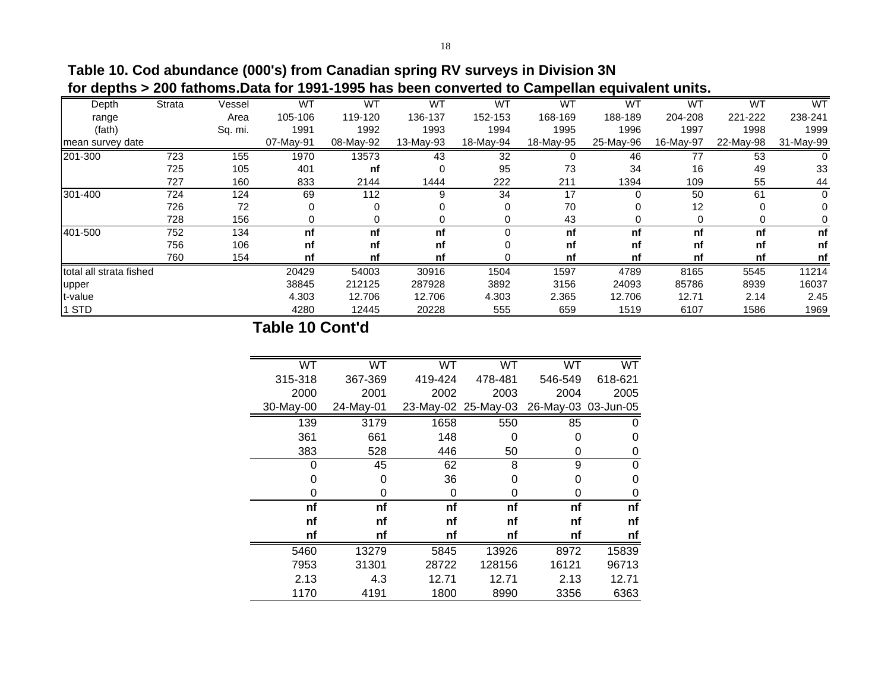**Table 10. Cod abundance (000's) from Canadian spring RV surveys in Division 3N for depths > 200 fathoms.Data for 1991-1995 has been converted to Campellan equivalent units.**

| Depth range (fath) | Strata | Vessel Area Sq. mi. | WT 105-106 1991 07-May-91 | WT 119-120 1992 08-May-92 | WT 136-137 1993 13-May-93 | WT 152-153 1994 18-May-94 | WT 168-169 1995 18-May-95 | WT 188-189 1996 25-May-96 | WT 204-208 1997 16-May-97 | WT 221-222 1998 22-May-98 | WT 238-241 1999 31-May-99 |
|---|---|---|---|---|---|---|---|---|---|---|---|
| 201-300 | 723 | 155 | 1970 | 13573 | 43 | 32 | 0 | 46 | 77 | 53 | 0 |
| | 725 | 105 | 401 | **nf** | 0 | 95 | 73 | 34 | 16 | 49 | 33 |
| | 727 | 160 | 833 | 2144 | 1444 | 222 | 211 | 1394 | 109 | 55 | 44 |
| 301-400 | 724 | 124 | 69 | 112 | 9 | 34 | 17 | 0 | 50 | 61 | 0 |
| | 726 | 72 | 0 | 0 | 0 | 0 | 70 | 0 | 12 | 0 | 0 |
| | 728 | 156 | 0 | 0 | 0 | 0 | 43 | 0 | 0 | 0 | 0 |
| 401-500 | 752 | 134 | **nf** | **nf** | **nf** | 0 | **nf** | **nf** | **nf** | **nf** | **nf** |
| | 756 | 106 | **nf** | **nf** | **nf** | 0 | **nf** | **nf** | **nf** | **nf** | **nf** |
| | 760 | 154 | **nf** | **nf** | **nf** | 0 | **nf** | **nf** | **nf** | **nf** | **nf** |
| total all strata fished | | | 20429 | 54003 | 30916 | 1504 | 1597 | 4789 | 8165 | 5545 | 11214 |
| upper | | | 38845 | 212125 | 287928 | 3892 | 3156 | 24093 | 85786 | 8939 | 16037 |
| t-value | | | 4.303 | 12.706 | 12.706 | 4.303 | 2.365 | 12.706 | 12.71 | 2.14 | 2.45 |
| 1 STD | | | 4280 | 12445 | 20228 | 555 | 659 | 1519 | 6107 | 1586 | 1969 |

**Table 10 Cont'd**

| WT 315-318 2000 30-May-00 | WT 367-369 2001 24-May-01 | WT 419-424 2002 23-May-02 | WT 478-481 2003 25-May-03 | WT 546-549 2004 26-May-03 | WT 618-621 2005 03-Jun-05 |
|---|---|---|---|---|---|
| 139 | 3179 | 1658 | 550 | 85 | 0 |
| 361 | 661 | 148 | 0 | 0 | 0 |
| 383 | 528 | 446 | 50 | 0 | 0 |
| 0 | 45 | 62 | 8 | 9 | 0 |
| 0 | 0 | 36 | 0 | 0 | 0 |
| 0 | 0 | 0 | 0 | 0 | 0 |
| **nf** | **nf** | **nf** | **nf** | **nf** | **nf** |
| **nf** | **nf** | **nf** | **nf** | **nf** | **nf** |
| **nf** | **nf** | **nf** | **nf** | **nf** | **nf** |
| 5460 | 13279 | 5845 | 13926 | 8972 | 15839 |
| 7953 | 31301 | 28722 | 128156 | 16121 | 96713 |
| 2.13 | 4.3 | 12.71 | 12.71 | 2.13 | 12.71 |
| 1170 | 4191 | 1800 | 8990 | 3356 | 6363 |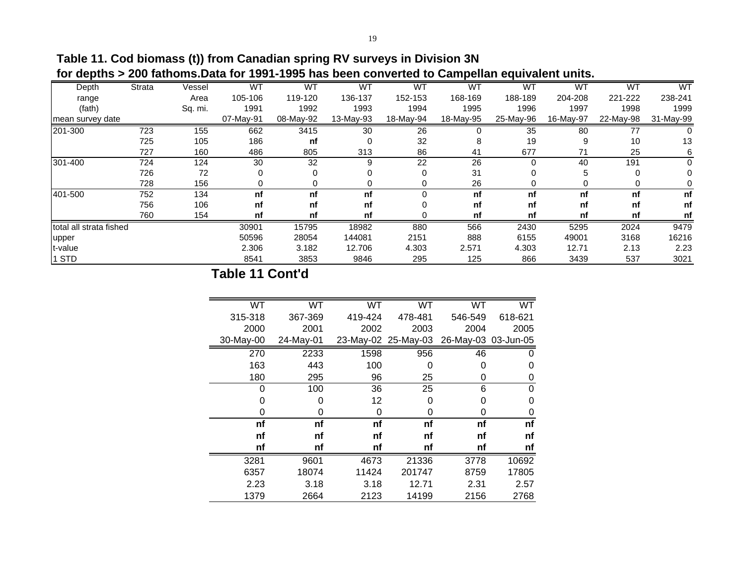**Table 11. Cod biomass (t)) from Canadian spring RV surveys in Division 3N for depths > 200 fathoms.Data for 1991-1995 has been converted to Campellan equivalent units.**

| Depth range (fath) | Strata | Vessel Area Sq. mi. | WT 105-106 1991 07-May-91 | WT 119-120 1992 08-May-92 | WT 136-137 1993 13-May-93 | WT 152-153 1994 18-May-94 | WT 168-169 1995 18-May-95 | WT 188-189 1996 25-May-96 | WT 204-208 1997 16-May-97 | WT 221-222 1998 22-May-98 | WT 238-241 1999 31-May-99 |
|---|---|---|---|---|---|---|---|---|---|---|---|
| mean survey date | | | | | | | | | | | |
| 201-300 | 723 | 155 | 662 | 3415 | 30 | 26 | 0 | 35 | 80 | 77 | 0 |
| | 725 | 105 | 186 | **nf** | 0 | 32 | 8 | 19 | 9 | 10 | 13 |
| | 727 | 160 | 486 | 805 | 313 | 86 | 41 | 677 | 71 | 25 | 6 |
| 301-400 | 724 | 124 | 30 | 32 | 9 | 22 | 26 | 0 | 40 | 191 | 0 |
| | 726 | 72 | 0 | 0 | 0 | 0 | 31 | 0 | 5 | 0 | 0 |
| | 728 | 156 | 0 | 0 | 0 | 0 | 26 | 0 | 0 | 0 | 0 |
| 401-500 | 752 | 134 | **nf** | **nf** | **nf** | 0 | **nf** | **nf** | **nf** | **nf** | **nf** |
| | 756 | 106 | **nf** | **nf** | **nf** | 0 | **nf** | **nf** | **nf** | **nf** | **nf** |
| | 760 | 154 | **nf** | **nf** | **nf** | 0 | **nf** | **nf** | **nf** | **nf** | **nf** |
| total all strata fished | | | 30901 | 15795 | 18982 | 880 | 566 | 2430 | 5295 | 2024 | 9479 |
| upper | | | 50596 | 28054 | 144081 | 2151 | 888 | 6155 | 49001 | 3168 | 16216 |
| t-value | | | 2.306 | 3.182 | 12.706 | 4.303 | 2.571 | 4.303 | 12.71 | 2.13 | 2.23 |
| 1 STD | | | 8541 | 3853 | 9846 | 295 | 125 | 866 | 3439 | 537 | 3021 |

**Table 11 Cont'd**

| WT 315-318 2000 30-May-00 | WT 367-369 2001 24-May-01 | WT 419-424 2002 23-May-02 | WT 478-481 2003 25-May-03 | WT 546-549 2004 26-May-03 | WT 618-621 2005 03-Jun-05 |
|---|---|---|---|---|---|
| 270 | 2233 | 1598 | 956 | 46 | 0 |
| 163 | 443 | 100 | 0 | 0 | 0 |
| 180 | 295 | 96 | 25 | 0 | 0 |
| 0 | 100 | 36 | 25 | 6 | 0 |
| 0 | 0 | 12 | 0 | 0 | 0 |
| 0 | 0 | 0 | 0 | 0 | 0 |
| **nf** | **nf** | **nf** | **nf** | **nf** | **nf** |
| **nf** | **nf** | **nf** | **nf** | **nf** | **nf** |
| **nf** | **nf** | **nf** | **nf** | **nf** | **nf** |
| 3281 | 9601 | 4673 | 21336 | 3778 | 10692 |
| 6357 | 18074 | 11424 | 201747 | 8759 | 17805 |
| 2.23 | 3.18 | 3.18 | 12.71 | 2.31 | 2.57 |
| 1379 | 2664 | 2123 | 14199 | 2156 | 2768 |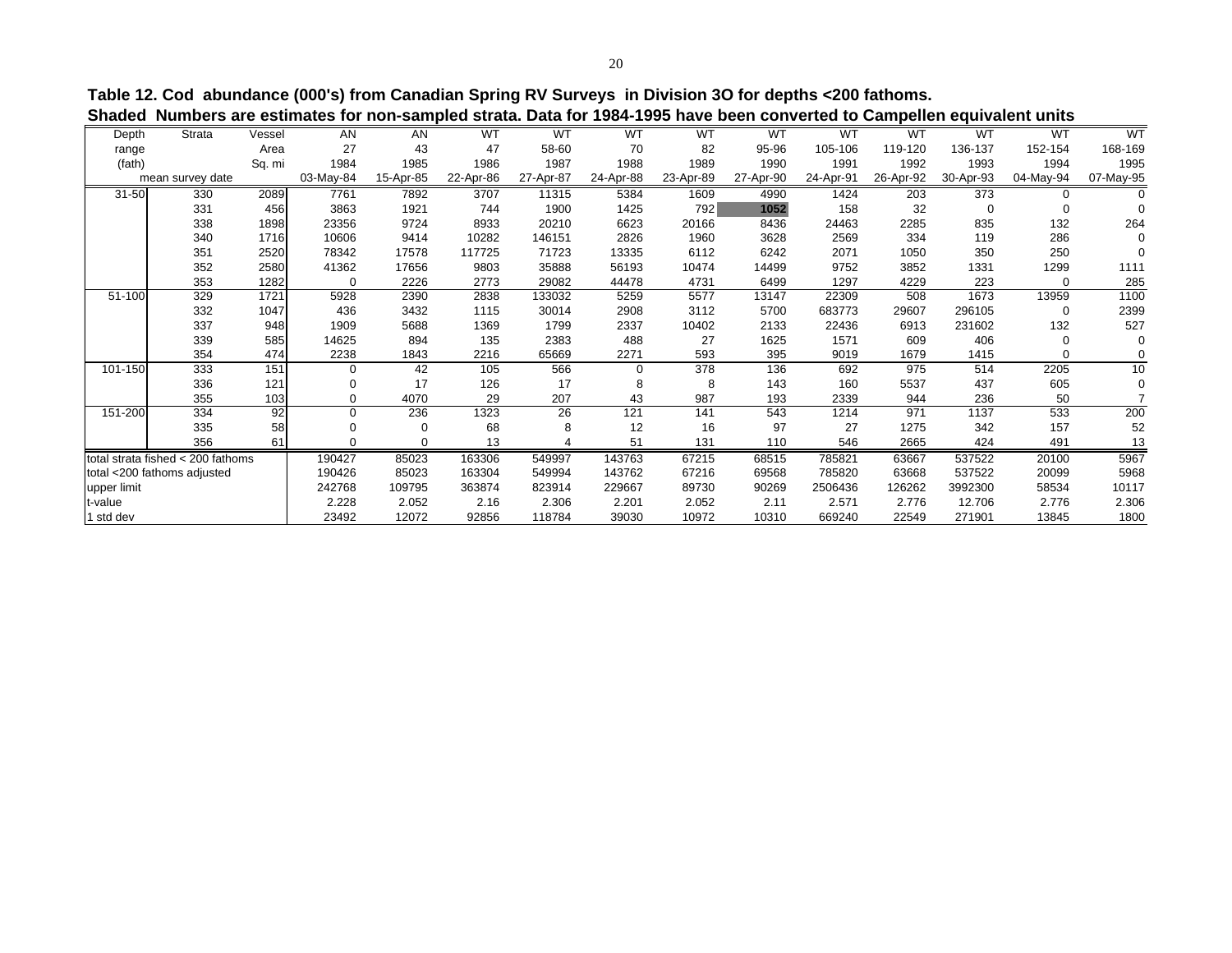**Table 12. Cod abundance (000's) from Canadian Spring RV Surveys in Division 3O for depths <200 fathoms.**
**Shaded Numbers are estimates for non-sampled strata. Data for 1984-1995 have been converted to Campellen equivalent units**

| Depth range (fath) | Strata | Area Sq. mi | AN 27 1984 | AN 43 1985 | WT 47 1986 | WT 58-60 1987 | WT 70 1988 | WT 82 1989 | WT 95-96 1990 | WT 105-106 1991 | WT 119-120 1992 | WT 136-137 1993 | WT 152-154 1994 | WT 168-169 1995 |
|---|---|---|---|---|---|---|---|---|---|---|---|---|---|---|
| mean survey date | | | 03-May-84 | 15-Apr-85 | 22-Apr-86 | 27-Apr-87 | 24-Apr-88 | 23-Apr-89 | 27-Apr-90 | 24-Apr-91 | 26-Apr-92 | 30-Apr-93 | 04-May-94 | 07-May-95 |
| 31-50 | 330 | 2089 | 7761 | 7892 | 3707 | 11315 | 5384 | 1609 | 4990 | 1424 | 203 | 373 | 0 | 0 |
| | 331 | 456 | 3863 | 1921 | 744 | 1900 | 1425 | 792 | **1052** | 158 | 32 | 0 | 0 | 0 |
| | 338 | 1898 | 23356 | 9724 | 8933 | 20210 | 6623 | 20166 | 8436 | 24463 | 2285 | 835 | 132 | 264 |
| | 340 | 1716 | 10606 | 9414 | 10282 | 146151 | 2826 | 1960 | 3628 | 2569 | 334 | 119 | 286 | 0 |
| | 351 | 2520 | 78342 | 17578 | 117725 | 71723 | 13335 | 6112 | 6242 | 2071 | 1050 | 350 | 250 | 0 |
| | 352 | 2580 | 41362 | 17656 | 9803 | 35888 | 56193 | 10474 | 14499 | 9752 | 3852 | 1331 | 1299 | 1111 |
| | 353 | 1282 | 0 | 2226 | 2773 | 29082 | 44478 | 4731 | 6499 | 1297 | 4229 | 223 | 0 | 285 |
| 51-100 | 329 | 1721 | 5928 | 2390 | 2838 | 133032 | 5259 | 5577 | 13147 | 22309 | 508 | 1673 | 13959 | 1100 |
| | 332 | 1047 | 436 | 3432 | 1115 | 30014 | 2908 | 3112 | 5700 | 683773 | 29607 | 296105 | 0 | 2399 |
| | 337 | 948 | 1909 | 5688 | 1369 | 1799 | 2337 | 10402 | 2133 | 22436 | 6913 | 231602 | 132 | 527 |
| | 339 | 585 | 14625 | 894 | 135 | 2383 | 488 | 27 | 1625 | 1571 | 609 | 406 | 0 | 0 |
| | 354 | 474 | 2238 | 1843 | 2216 | 65669 | 2271 | 593 | 395 | 9019 | 1679 | 1415 | 0 | 0 |
| 101-150 | 333 | 151 | 0 | 42 | 105 | 566 | 0 | 378 | 136 | 692 | 975 | 514 | 2205 | 10 |
| | 336 | 121 | 0 | 17 | 126 | 17 | 8 | 8 | 143 | 160 | 5537 | 437 | 605 | 0 |
| | 355 | 103 | 0 | 4070 | 29 | 207 | 43 | 987 | 193 | 2339 | 944 | 236 | 50 | 7 |
| 151-200 | 334 | 92 | 0 | 236 | 1323 | 26 | 121 | 141 | 543 | 1214 | 971 | 1137 | 533 | 200 |
| | 335 | 58 | 0 | 0 | 68 | 8 | 12 | 16 | 97 | 27 | 1275 | 342 | 157 | 52 |
| | 356 | 61 | 0 | 0 | 13 | 4 | 51 | 131 | 110 | 546 | 2665 | 424 | 491 | 13 |
| total strata fished < 200 fathoms | | | 190427 | 85023 | 163306 | 549997 | 143763 | 67215 | 68515 | 785821 | 63667 | 537522 | 20100 | 5967 |
| total <200 fathoms adjusted | | | 190426 | 85023 | 163304 | 549994 | 143762 | 67216 | 69568 | 785820 | 63668 | 537522 | 20099 | 5968 |
| upper limit | | | 242768 | 109795 | 363874 | 823914 | 229667 | 89730 | 90269 | 2506436 | 126262 | 3992300 | 58534 | 10117 |
| t-value | | | 2.228 | 2.052 | 2.16 | 2.306 | 2.201 | 2.052 | 2.11 | 2.571 | 2.776 | 12.706 | 2.776 | 2.306 |
| 1 std dev | | | 23492 | 12072 | 92856 | 118784 | 39030 | 10972 | 10310 | 669240 | 22549 | 271901 | 13845 | 1800 |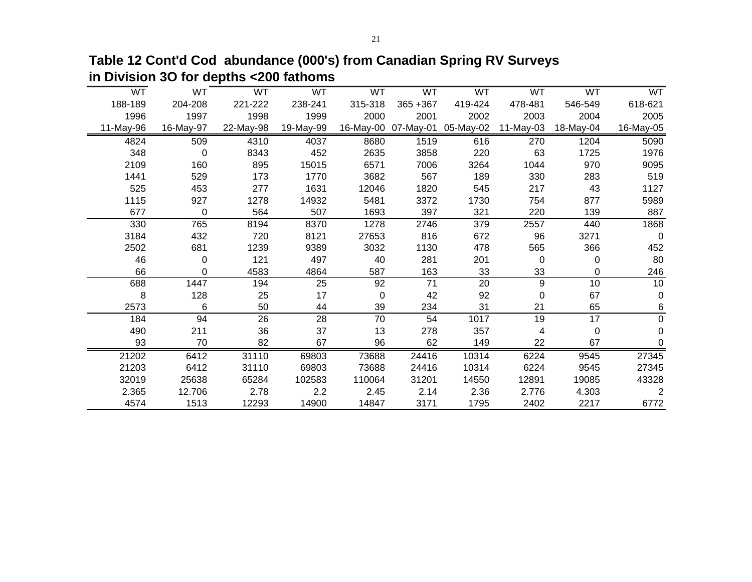## Table 12 Cont'd Cod abundance (000's) from Canadian Spring RV Surveys in Division 3O for depths <200 fathoms

| WT | WT | WT | WT | WT | WT | WT | WT | WT | WT |
|---|---|---|---|---|---|---|---|---|---|
| 188-189 | 204-208 | 221-222 | 238-241 | 315-318 | 365 +367 | 419-424 | 478-481 | 546-549 | 618-621 |
| 1996 | 1997 | 1998 | 1999 | 2000 | 2001 | 2002 | 2003 | 2004 | 2005 |
| 11-May-96 | 16-May-97 | 22-May-98 | 19-May-99 | 16-May-00 | 07-May-01 | 05-May-02 | 11-May-03 | 18-May-04 | 16-May-05 |
| 4824 | 509 | 4310 | 4037 | 8680 | 1519 | 616 | 270 | 1204 | 5090 |
| 348 | 0 | 8343 | 452 | 2635 | 3858 | 220 | 63 | 1725 | 1976 |
| 2109 | 160 | 895 | 15015 | 6571 | 7006 | 3264 | 1044 | 970 | 9095 |
| 1441 | 529 | 173 | 1770 | 3682 | 567 | 189 | 330 | 283 | 519 |
| 525 | 453 | 277 | 1631 | 12046 | 1820 | 545 | 217 | 43 | 1127 |
| 1115 | 927 | 1278 | 14932 | 5481 | 3372 | 1730 | 754 | 877 | 5989 |
| 677 | 0 | 564 | 507 | 1693 | 397 | 321 | 220 | 139 | 887 |
| 330 | 765 | 8194 | 8370 | 1278 | 2746 | 379 | 2557 | 440 | 1868 |
| 3184 | 432 | 720 | 8121 | 27653 | 816 | 672 | 96 | 3271 | 0 |
| 2502 | 681 | 1239 | 9389 | 3032 | 1130 | 478 | 565 | 366 | 452 |
| 46 | 0 | 121 | 497 | 40 | 281 | 201 | 0 | 0 | 80 |
| 66 | 0 | 4583 | 4864 | 587 | 163 | 33 | 33 | 0 | 246 |
| 688 | 1447 | 194 | 25 | 92 | 71 | 20 | 9 | 10 | 10 |
| 8 | 128 | 25 | 17 | 0 | 42 | 92 | 0 | 67 | 0 |
| 2573 | 6 | 50 | 44 | 39 | 234 | 31 | 21 | 65 | 6 |
| 184 | 94 | 26 | 28 | 70 | 54 | 1017 | 19 | 17 | 0 |
| 490 | 211 | 36 | 37 | 13 | 278 | 357 | 4 | 0 | 0 |
| 93 | 70 | 82 | 67 | 96 | 62 | 149 | 22 | 67 | 0 |
| 21202 | 6412 | 31110 | 69803 | 73688 | 24416 | 10314 | 6224 | 9545 | 27345 |
| 21203 | 6412 | 31110 | 69803 | 73688 | 24416 | 10314 | 6224 | 9545 | 27345 |
| 32019 | 25638 | 65284 | 102583 | 110064 | 31201 | 14550 | 12891 | 19085 | 43328 |
| 2.365 | 12.706 | 2.78 | 2.2 | 2.45 | 2.14 | 2.36 | 2.776 | 4.303 | 2 |
| 4574 | 1513 | 12293 | 14900 | 14847 | 3171 | 1795 | 2402 | 2217 | 6772 |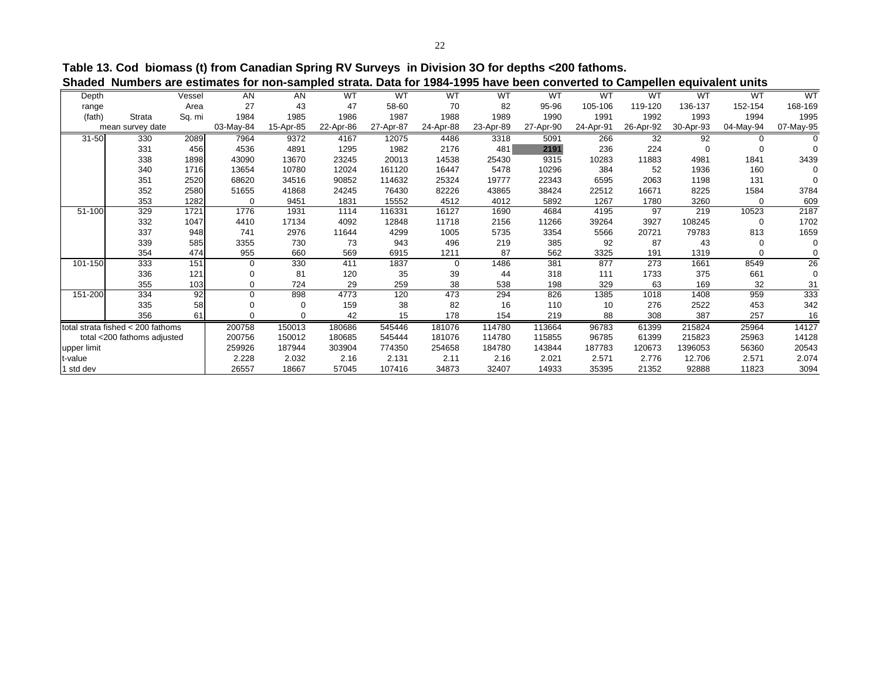**Table 13. Cod biomass (t) from Canadian Spring RV Surveys in Division 3O for depths <200 fathoms.**
**Shaded Numbers are estimates for non-sampled strata. Data for 1984-1995 have been converted to Campellen equivalent units**

| Depth range (fath) | Strata | Vessel Area Sq. mi | AN 27 1984 | AN 43 1985 | WT 47 1986 | WT 58-60 1987 | WT 70 1988 | WT 82 1989 | WT 95-96 1990 | WT 105-106 1991 | WT 119-120 1992 | WT 136-137 1993 | WT 152-154 1994 | WT 168-169 1995 |
|---|---|---|---|---|---|---|---|---|---|---|---|---|---|---|
| mean survey date | | | 03-May-84 | 15-Apr-85 | 22-Apr-86 | 27-Apr-87 | 24-Apr-88 | 23-Apr-89 | 27-Apr-90 | 24-Apr-91 | 26-Apr-92 | 30-Apr-93 | 04-May-94 | 07-May-95 |
| 31-50 | 330 | 2089 | 7964 | 9372 | 4167 | 12075 | 4486 | 3318 | 5091 | 266 | 32 | 92 | 0 | 0 |
| | 331 | 456 | 4536 | 4891 | 1295 | 1982 | 2176 | 481 | **2191** | 236 | 224 | 0 | 0 | 0 |
| | 338 | 1898 | 43090 | 13670 | 23245 | 20013 | 14538 | 25430 | 9315 | 10283 | 11883 | 4981 | 1841 | 3439 |
| | 340 | 1716 | 13654 | 10780 | 12024 | 161120 | 16447 | 5478 | 10296 | 384 | 52 | 1936 | 160 | 0 |
| | 351 | 2520 | 68620 | 34516 | 90852 | 114632 | 25324 | 19777 | 22343 | 6595 | 2063 | 1198 | 131 | 0 |
| | 352 | 2580 | 51655 | 41868 | 24245 | 76430 | 82226 | 43865 | 38424 | 22512 | 16671 | 8225 | 1584 | 3784 |
| | 353 | 1282 | 0 | 9451 | 1831 | 15552 | 4512 | 4012 | 5892 | 1267 | 1780 | 3260 | 0 | 609 |
| 51-100 | 329 | 1721 | 1776 | 1931 | 1114 | 116331 | 16127 | 1690 | 4684 | 4195 | 97 | 219 | 10523 | 2187 |
| | 332 | 1047 | 4410 | 17134 | 4092 | 12848 | 11718 | 2156 | 11266 | 39264 | 3927 | 108245 | 0 | 1702 |
| | 337 | 948 | 741 | 2976 | 11644 | 4299 | 1005 | 5735 | 3354 | 5566 | 20721 | 79783 | 813 | 1659 |
| | 339 | 585 | 3355 | 730 | 73 | 943 | 496 | 219 | 385 | 92 | 87 | 43 | 0 | 0 |
| | 354 | 474 | 955 | 660 | 569 | 6915 | 1211 | 87 | 562 | 3325 | 191 | 1319 | 0 | 0 |
| 101-150 | 333 | 151 | 0 | 330 | 411 | 1837 | 0 | 1486 | 381 | 877 | 273 | 1661 | 8549 | 26 |
| | 336 | 121 | 0 | 81 | 120 | 35 | 39 | 44 | 318 | 111 | 1733 | 375 | 661 | 0 |
| | 355 | 103 | 0 | 724 | 29 | 259 | 38 | 538 | 198 | 329 | 63 | 169 | 32 | 31 |
| 151-200 | 334 | 92 | 0 | 898 | 4773 | 120 | 473 | 294 | 826 | 1385 | 1018 | 1408 | 959 | 333 |
| | 335 | 58 | 0 | 0 | 159 | 38 | 82 | 16 | 110 | 10 | 276 | 2522 | 453 | 342 |
| | 356 | 61 | 0 | 0 | 42 | 15 | 178 | 154 | 219 | 88 | 308 | 387 | 257 | 16 |
| total strata fished < 200 fathoms | | | 200758 | 150013 | 180686 | 545446 | 181076 | 114780 | 113664 | 96783 | 61399 | 215824 | 25964 | 14127 |
| total <200 fathoms adjusted | | | 200756 | 150012 | 180685 | 545444 | 181076 | 114780 | 115855 | 96785 | 61399 | 215823 | 25963 | 14128 |
| upper limit | | | 259926 | 187944 | 303904 | 774350 | 254658 | 184780 | 143844 | 187783 | 120673 | 1396053 | 56360 | 20543 |
| t-value | | | 2.228 | 2.032 | 2.16 | 2.131 | 2.11 | 2.16 | 2.021 | 2.571 | 2.776 | 12.706 | 2.571 | 2.074 |
| 1 std dev | | | 26557 | 18667 | 57045 | 107416 | 34873 | 32407 | 14933 | 35395 | 21352 | 92888 | 11823 | 3094 |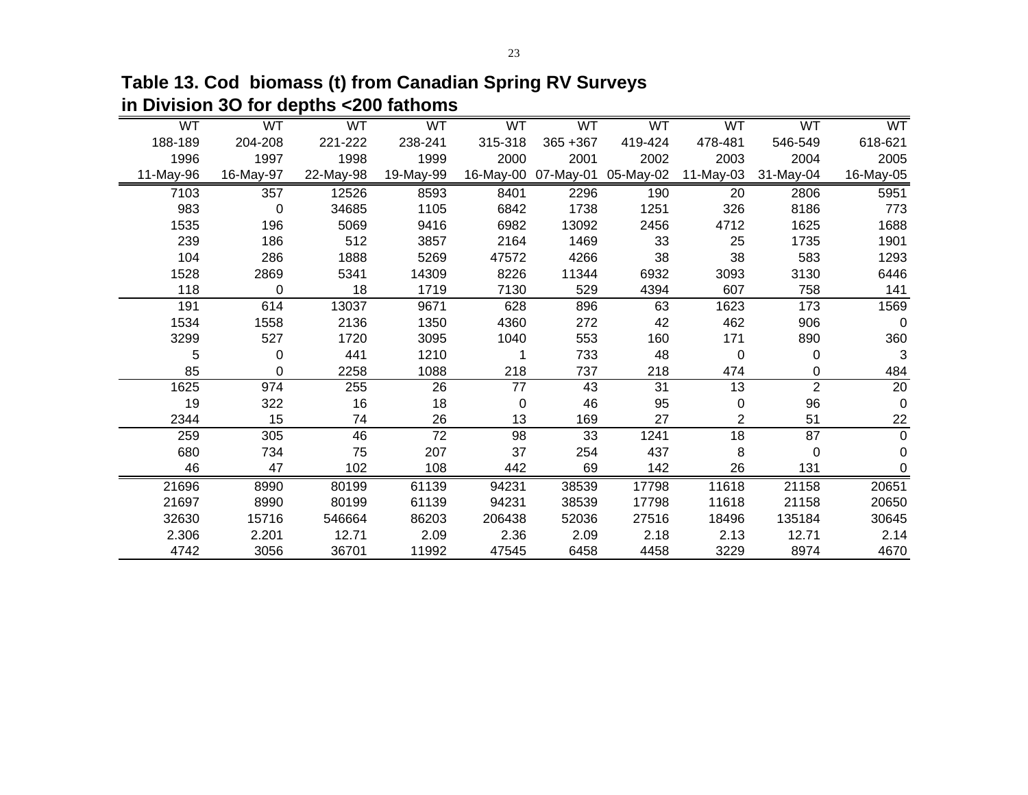## Table 13. Cod biomass (t) from Canadian Spring RV Surveys in Division 3O for depths <200 fathoms

| WT | WT | WT | WT | WT | WT | WT | WT | WT | WT |
|---|---|---|---|---|---|---|---|---|---|
| 188-189 | 204-208 | 221-222 | 238-241 | 315-318 | 365 +367 | 419-424 | 478-481 | 546-549 | 618-621 |
| 1996 | 1997 | 1998 | 1999 | 2000 | 2001 | 2002 | 2003 | 2004 | 2005 |
| 11-May-96 | 16-May-97 | 22-May-98 | 19-May-99 | 16-May-00 | 07-May-01 | 05-May-02 | 11-May-03 | 31-May-04 | 16-May-05 |
| 7103 | 357 | 12526 | 8593 | 8401 | 2296 | 190 | 20 | 2806 | 5951 |
| 983 | 0 | 34685 | 1105 | 6842 | 1738 | 1251 | 326 | 8186 | 773 |
| 1535 | 196 | 5069 | 9416 | 6982 | 13092 | 2456 | 4712 | 1625 | 1688 |
| 239 | 186 | 512 | 3857 | 2164 | 1469 | 33 | 25 | 1735 | 1901 |
| 104 | 286 | 1888 | 5269 | 47572 | 4266 | 38 | 38 | 583 | 1293 |
| 1528 | 2869 | 5341 | 14309 | 8226 | 11344 | 6932 | 3093 | 3130 | 6446 |
| 118 | 0 | 18 | 1719 | 7130 | 529 | 4394 | 607 | 758 | 141 |
| 191 | 614 | 13037 | 9671 | 628 | 896 | 63 | 1623 | 173 | 1569 |
| 1534 | 1558 | 2136 | 1350 | 4360 | 272 | 42 | 462 | 906 | 0 |
| 3299 | 527 | 1720 | 3095 | 1040 | 553 | 160 | 171 | 890 | 360 |
| 5 | 0 | 441 | 1210 | 1 | 733 | 48 | 0 | 0 | 3 |
| 85 | 0 | 2258 | 1088 | 218 | 737 | 218 | 474 | 0 | 484 |
| 1625 | 974 | 255 | 26 | 77 | 43 | 31 | 13 | 2 | 20 |
| 19 | 322 | 16 | 18 | 0 | 46 | 95 | 0 | 96 | 0 |
| 2344 | 15 | 74 | 26 | 13 | 169 | 27 | 2 | 51 | 22 |
| 259 | 305 | 46 | 72 | 98 | 33 | 1241 | 18 | 87 | 0 |
| 680 | 734 | 75 | 207 | 37 | 254 | 437 | 8 | 0 | 0 |
| 46 | 47 | 102 | 108 | 442 | 69 | 142 | 26 | 131 | 0 |
| 21696 | 8990 | 80199 | 61139 | 94231 | 38539 | 17798 | 11618 | 21158 | 20651 |
| 21697 | 8990 | 80199 | 61139 | 94231 | 38539 | 17798 | 11618 | 21158 | 20650 |
| 32630 | 15716 | 546664 | 86203 | 206438 | 52036 | 27516 | 18496 | 135184 | 30645 |
| 2.306 | 2.201 | 12.71 | 2.09 | 2.36 | 2.09 | 2.18 | 2.13 | 12.71 | 2.14 |
| 4742 | 3056 | 36701 | 11992 | 47545 | 6458 | 4458 | 3229 | 8974 | 4670 |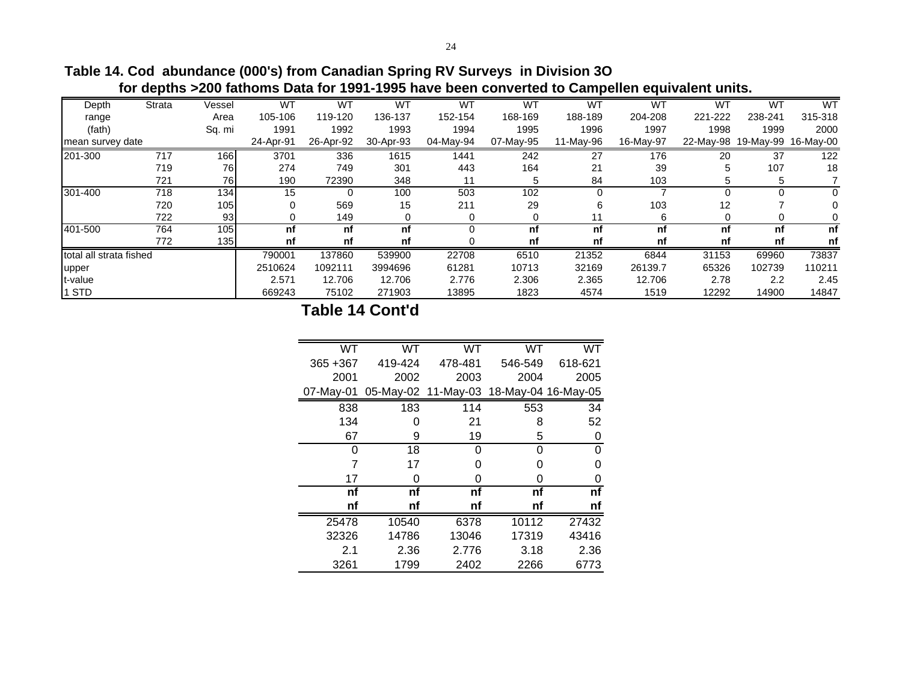**Table 14. Cod abundance (000's) from Canadian Spring RV Surveys in Division 3O for depths >200 fathoms Data for 1991-1995 have been converted to Campellen equivalent units.**

| Depth range (fath) | Strata | Vessel Area Sq. mi | WT 105-106 1991 24-Apr-91 | WT 119-120 1992 26-Apr-92 | WT 136-137 1993 30-Apr-93 | WT 152-154 1994 04-May-94 | WT 168-169 1995 07-May-95 | WT 188-189 1996 11-May-96 | WT 204-208 1997 16-May-97 | WT 221-222 1998 22-May-98 | WT 238-241 1999 19-May-99 | WT 315-318 2000 16-May-00 | WT 365 +367 2001 07-May-01 | WT 419-424 2002 05-May-02 | WT 478-481 2003 11-May-03 | WT 546-549 2004 18-May-04 | WT 618-621 2005 16-May-05 |
|---|---|---|---|---|---|---|---|---|---|---|---|---|---|---|---|---|---|
| 201-300 | 717 | 166 | 3701 | 336 | 1615 | 1441 | 242 | 27 | 176 | 20 | 37 | 122 | 838 | 183 | 114 | 553 | 34 |
| | 719 | 76 | 274 | 749 | 301 | 443 | 164 | 21 | 39 | 5 | 107 | 18 | 134 | 0 | 21 | 8 | 52 |
| | 721 | 76 | 190 | 72390 | 348 | 11 | 5 | 84 | 103 | 5 | 5 | 7 | 67 | 9 | 19 | 5 | 0 |
| 301-400 | 718 | 134 | 15 | 0 | 100 | 503 | 102 | 0 | 7 | 0 | 0 | 0 | 0 | 18 | 0 | 0 | 0 |
| | 720 | 105 | 0 | 569 | 15 | 211 | 29 | 6 | 103 | 12 | 7 | 0 | 7 | 17 | 0 | 0 | 0 |
| | 722 | 93 | 0 | 149 | 0 | 0 | 0 | 11 | 6 | 0 | 0 | 0 | 17 | 0 | 0 | 0 | 0 |
| 401-500 | 764 | 105 | **nf** | **nf** | **nf** | 0 | **nf** | **nf** | **nf** | **nf** | **nf** | **nf** | **nf** | **nf** | **nf** | **nf** | **nf** |
| | 772 | 135 | **nf** | **nf** | **nf** | 0 | **nf** | **nf** | **nf** | **nf** | **nf** | **nf** | **nf** | **nf** | **nf** | **nf** | **nf** |
| total all strata fished | | | 790001 | 137860 | 539900 | 22708 | 6510 | 21352 | 6844 | 31153 | 69960 | 73837 | 25478 | 10540 | 6378 | 10112 | 27432 |
| upper | | | 2510624 | 1092111 | 3994696 | 61281 | 10713 | 32169 | 26139.7 | 65326 | 102739 | 110211 | 32326 | 14786 | 13046 | 17319 | 43416 |
| t-value | | | 2.571 | 12.706 | 12.706 | 2.776 | 2.306 | 2.365 | 12.706 | 2.78 | 2.2 | 2.45 | 2.1 | 2.36 | 2.776 | 3.18 | 2.36 |
| 1 STD | | | 669243 | 75102 | 271903 | 13895 | 1823 | 4574 | 1519 | 12292 | 14900 | 14847 | 3261 | 1799 | 2402 | 2266 | 6773 |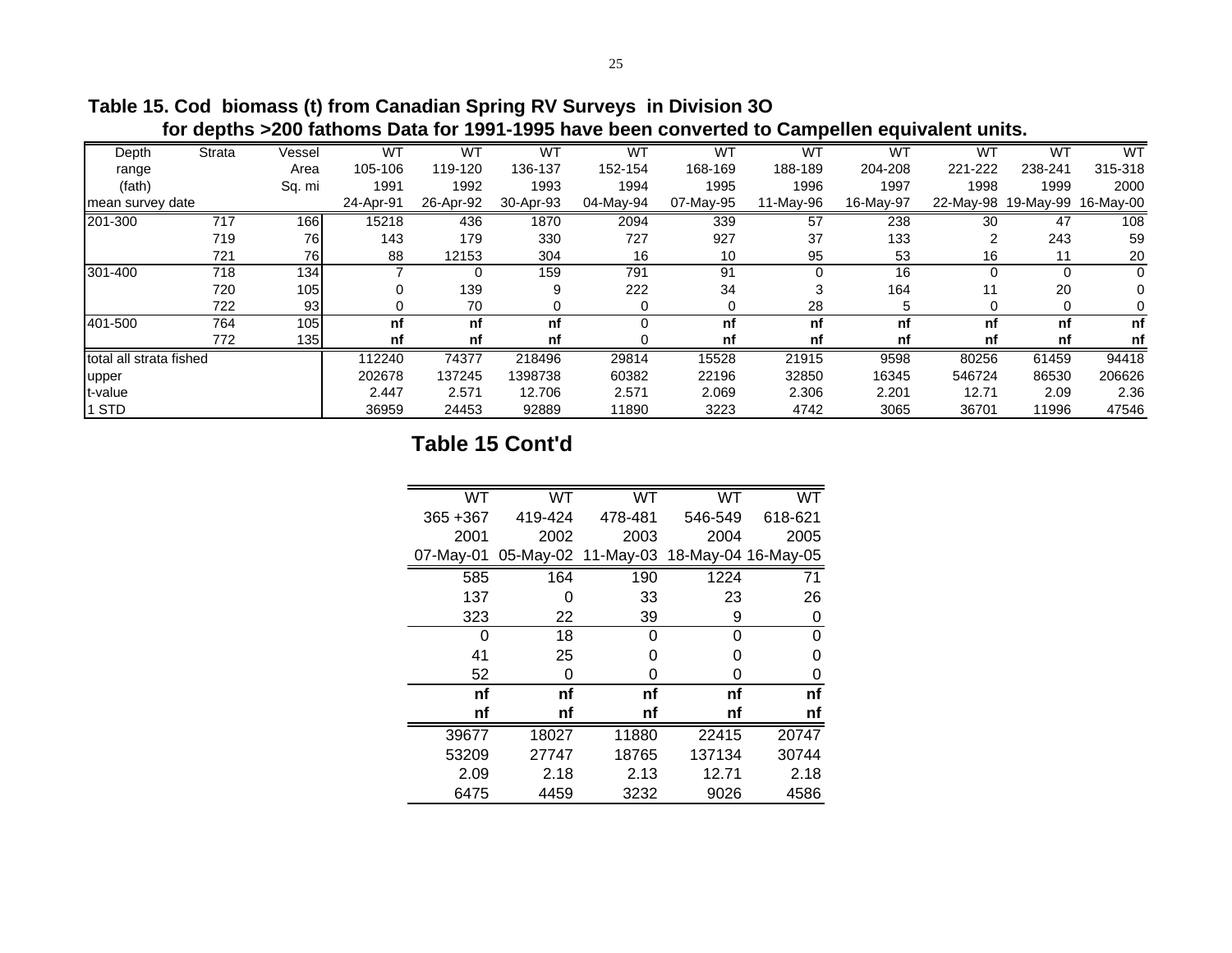**Table 15. Cod biomass (t) from Canadian Spring RV Surveys in Division 3O for depths >200 fathoms Data for 1991-1995 have been converted to Campellen equivalent units.**

| Depth range (fath) | Strata | Vessel Area Sq. mi | WT 105-106 1991 24-Apr-91 | WT 119-120 1992 26-Apr-92 | WT 136-137 1993 30-Apr-93 | WT 152-154 1994 04-May-94 | WT 168-169 1995 07-May-95 | WT 188-189 1996 11-May-96 | WT 204-208 1997 16-May-97 | WT 221-222 1998 22-May-98 | WT 238-241 1999 19-May-99 | WT 315-318 2000 16-May-00 |
|---|---|---|---|---|---|---|---|---|---|---|---|---|
| 201-300 | 717 | 166 | 15218 | 436 | 1870 | 2094 | 339 | 57 | 238 | 30 | 47 | 108 |
| | 719 | 76 | 143 | 179 | 330 | 727 | 927 | 37 | 133 | 2 | 243 | 59 |
| | 721 | 76 | 88 | 12153 | 304 | 16 | 10 | 95 | 53 | 16 | 11 | 20 |
| 301-400 | 718 | 134 | 7 | 0 | 159 | 791 | 91 | 0 | 16 | 0 | 0 | 0 |
| | 720 | 105 | 0 | 139 | 9 | 222 | 34 | 3 | 164 | 11 | 20 | 0 |
| | 722 | 93 | 0 | 70 | 0 | 0 | 0 | 28 | 5 | 0 | 0 | 0 |
| 401-500 | 764 | 105 | **nf** | **nf** | **nf** | 0 | **nf** | **nf** | **nf** | **nf** | **nf** | **nf** |
| | 772 | 135 | **nf** | **nf** | **nf** | 0 | **nf** | **nf** | **nf** | **nf** | **nf** | **nf** |
| total all strata fished | | | 112240 | 74377 | 218496 | 29814 | 15528 | 21915 | 9598 | 80256 | 61459 | 94418 |
| upper | | | 202678 | 137245 | 1398738 | 60382 | 22196 | 32850 | 16345 | 546724 | 86530 | 206626 |
| t-value | | | 2.447 | 2.571 | 12.706 | 2.571 | 2.069 | 2.306 | 2.201 | 12.71 | 2.09 | 2.36 |
| 1 STD | | | 36959 | 24453 | 92889 | 11890 | 3223 | 4742 | 3065 | 36701 | 11996 | 47546 |

## Table 15 Cont'd

| WT 365 +367 2001 07-May-01 | WT 419-424 2002 05-May-02 | WT 478-481 2003 11-May-03 | WT 546-549 2004 18-May-04 | WT 618-621 2005 16-May-05 |
|---|---|---|---|---|
| 585 | 164 | 190 | 1224 | 71 |
| 137 | 0 | 33 | 23 | 26 |
| 323 | 22 | 39 | 9 | 0 |
| 0 | 18 | 0 | 0 | 0 |
| 41 | 25 | 0 | 0 | 0 |
| 52 | 0 | 0 | 0 | 0 |
| **nf** | **nf** | **nf** | **nf** | **nf** |
| **nf** | **nf** | **nf** | **nf** | **nf** |
| 39677 | 18027 | 11880 | 22415 | 20747 |
| 53209 | 27747 | 18765 | 137134 | 30744 |
| 2.09 | 2.18 | 2.13 | 12.71 | 2.18 |
| 6475 | 4459 | 3232 | 9026 | 4586 |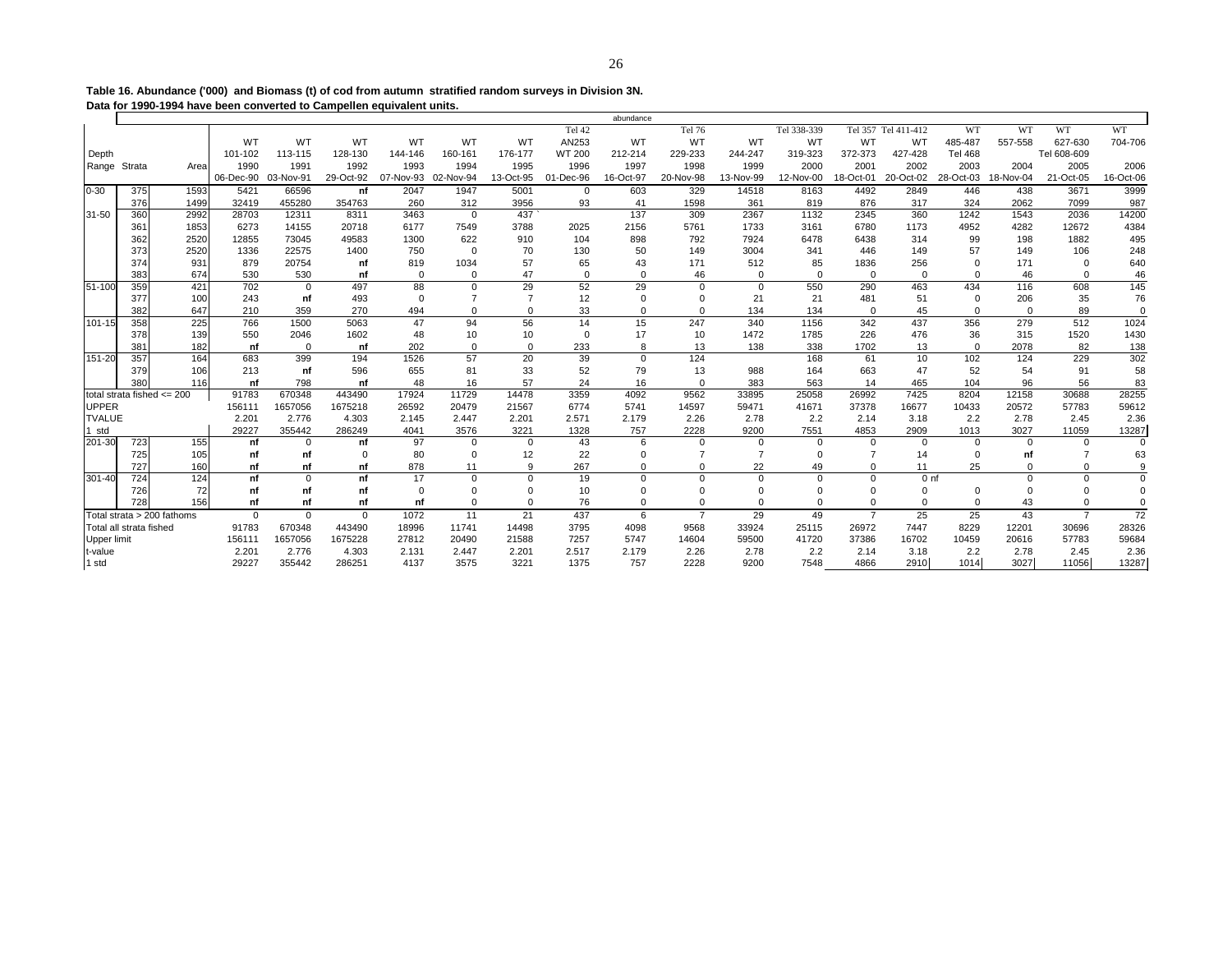**Table 16. Abundance ('000) and Biomass (t) of cod from autumn stratified random surveys in Division 3N.**
**Data for 1990-1994 have been converted to Campellen equivalent units.**

| | | | abundance | | | | | | | | | | | | | | | | |
|---|---|---|---|---|---|---|---|---|---|---|---|---|---|---|---|---|---|---|---|
| | | | | | | | | | Tel 42 | | Tel 76 | | Tel 338-339 | Tel 357 | Tel 411-412 | WT | WT | WT | WT |
| | | | WT | WT | WT | WT | WT | WT | AN253 | WT | WT | WT | WT | WT | WT | 485-487 | 557-558 | 627-630 | 704-706 |
| Depth | | | 101-102 | 113-115 | 128-130 | 144-146 | 160-161 | 176-177 | WT 200 | 212-214 | 229-233 | 244-247 | 319-323 | 372-373 | 427-428 | Tel 468 | | Tel 608-609 | |
| Range | Strata | Area | 1990 | 1991 | 1992 | 1993 | 1994 | 1995 | 1996 | 1997 | 1998 | 1999 | 2000 | 2001 | 2002 | 2003 | 2004 | 2005 | 2006 |
| | | | 06-Dec-90 | 03-Nov-91 | 29-Oct-92 | 07-Nov-93 | 02-Nov-94 | 13-Oct-95 | 01-Dec-96 | 16-Oct-97 | 20-Nov-98 | 13-Nov-99 | 12-Nov-00 | 18-Oct-01 | 20-Oct-02 | 28-Oct-03 | 18-Nov-04 | 21-Oct-05 | 16-Oct-06 |
| 0-30 | 375 | 1593 | 5421 | 66596 | nf | 2047 | 1947 | 5001 | 0 | 603 | 329 | 14518 | 8163 | 4492 | 2849 | 446 | 438 | 3671 | 3999 |
| | 376 | 1499 | 32419 | 455280 | 354763 | 260 | 312 | 3956 | 93 | 41 | 1598 | 361 | 819 | 876 | 317 | 324 | 2062 | 7099 | 987 |
| 31-50 | 360 | 2992 | 28703 | 12311 | 8311 | 3463 | 0 | 437 | | 137 | 309 | 2367 | 1132 | 2345 | 360 | 1242 | 1543 | 2036 | 14200 |
| | 361 | 1853 | 6273 | 14155 | 20718 | 6177 | 7549 | 3788 | 2025 | 2156 | 5761 | 1733 | 3161 | 6780 | 1173 | 4952 | 4282 | 12672 | 4384 |
| | 362 | 2520 | 12855 | 73045 | 49583 | 1300 | 622 | 910 | 104 | 898 | 792 | 7924 | 6478 | 6438 | 314 | 99 | 198 | 1882 | 495 |
| | 373 | 2520 | 1336 | 22575 | 1400 | 750 | 0 | 70 | 130 | 50 | 149 | 3004 | 341 | 446 | 149 | 57 | 149 | 106 | 248 |
| | 374 | 931 | 879 | 20754 | nf | 819 | 1034 | 57 | 65 | 43 | 171 | 512 | 85 | 1836 | 256 | 0 | 171 | 0 | 640 |
| | 383 | 674 | 530 | 530 | nf | 0 | 0 | 47 | 0 | 0 | 46 | 0 | 0 | 0 | 0 | 0 | 46 | 0 | 46 |
| 51-100 | 359 | 421 | 702 | 0 | 497 | 88 | 0 | 29 | 52 | 29 | 0 | 0 | 550 | 290 | 463 | 434 | 116 | 608 | 145 |
| | 377 | 100 | 243 | nf | 493 | 0 | 7 | 7 | 12 | 0 | 0 | 21 | 21 | 481 | 51 | 0 | 206 | 35 | 76 |
| | 382 | 647 | 210 | 359 | 270 | 494 | 0 | 0 | 33 | 0 | 0 | 134 | 134 | 0 | 45 | 0 | 0 | 89 | 0 |
| 101-15 | 358 | 225 | 766 | 1500 | 5063 | 47 | 94 | 56 | 14 | 15 | 247 | 340 | 1156 | 342 | 437 | 356 | 279 | 512 | 1024 |
| | 378 | 139 | 550 | 2046 | 1602 | 48 | 10 | 10 | 0 | 17 | 10 | 1472 | 1785 | 226 | 476 | 36 | 315 | 1520 | 1430 |
| | 381 | 182 | nf | 0 | nf | 202 | 0 | 0 | 233 | 8 | 13 | 138 | 338 | 1702 | 13 | 0 | 2078 | 82 | 138 |
| 151-20 | 357 | 164 | 683 | 399 | 194 | 1526 | 57 | 20 | 39 | 0 | 124 | | 168 | 61 | 10 | 102 | 124 | 229 | 302 |
| | 379 | 106 | 213 | nf | 596 | 655 | 81 | 33 | 52 | 79 | 13 | 988 | 164 | 663 | 47 | 52 | 54 | 91 | 58 |
| | 380 | 116 | nf | 798 | nf | 48 | 16 | 57 | 24 | 16 | 0 | 383 | 563 | 14 | 465 | 104 | 96 | 56 | 83 |
| total strata fished <= 200 | | | 91783 | 670348 | 443490 | 17924 | 11729 | 14478 | 3359 | 4092 | 9562 | 33895 | 25058 | 26992 | 7425 | 8204 | 12158 | 30688 | 28255 |
| UPPER | | | 156111 | 1657056 | 1675218 | 26592 | 20479 | 21567 | 6774 | 5741 | 14597 | 59471 | 41671 | 37378 | 16677 | 10433 | 20572 | 57783 | 59612 |
| TVALUE | | | 2.201 | 2.776 | 4.303 | 2.145 | 2.447 | 2.201 | 2.571 | 2.179 | 2.26 | 2.78 | 2.2 | 2.14 | 3.18 | 2.2 | 2.78 | 2.45 | 2.36 |
| 1 std | | | 29227 | 355442 | 286249 | 4041 | 3576 | 3221 | 1328 | 757 | 2228 | 9200 | 7551 | 4853 | 2909 | 1013 | 3027 | 11059 | 13287 |
| 201-30 | 723 | 155 | nf | 0 | nf | 97 | 0 | 0 | 43 | 6 | 0 | 0 | 0 | 0 | 0 | 0 | 0 | 0 | 0 |
| | 725 | 105 | nf | nf | 0 | 80 | 0 | 12 | 22 | 0 | 7 | 7 | 0 | 7 | 14 | 0 | nf | 7 | 63 |
| | 727 | 160 | nf | nf | nf | 878 | 11 | 9 | 267 | 0 | 0 | 22 | 49 | 0 | 11 | 25 | 0 | 0 | 9 |
| 301-40 | 724 | 124 | nf | 0 | nf | 17 | 0 | 0 | 19 | 0 | 0 | 0 | 0 | 0 | 0 | nf | 0 | 0 | 0 |
| | 726 | 72 | nf | nf | nf | 0 | 0 | 0 | 10 | 0 | 0 | 0 | 0 | 0 | 0 | 0 | 0 | 0 | 0 |
| | 728 | 156 | nf | nf | nf | nf | 0 | 0 | 76 | 0 | 0 | 0 | 0 | 0 | 0 | 0 | 43 | 0 | 0 |
| Total strata > 200 fathoms | | | 0 | 0 | 0 | 1072 | 11 | 21 | 437 | 6 | 7 | 29 | 49 | 7 | 25 | 25 | 43 | 7 | 72 |
| Total all strata fished | | | 91783 | 670348 | 443490 | 18996 | 11741 | 14498 | 3795 | 4098 | 9568 | 33924 | 25115 | 26972 | 7447 | 8229 | 12201 | 30696 | 28326 |
| Upper limit | | | 156111 | 1657056 | 1675228 | 27812 | 20490 | 21588 | 7257 | 5747 | 14604 | 59500 | 41720 | 37386 | 16702 | 10459 | 20616 | 57783 | 59684 |
| t-value | | | 2.201 | 2.776 | 4.303 | 2.131 | 2.447 | 2.201 | 2.517 | 2.179 | 2.26 | 2.78 | 2.2 | 2.14 | 3.18 | 2.2 | 2.78 | 2.45 | 2.36 |
| 1 std | | | 29227 | 355442 | 286251 | 4137 | 3575 | 3221 | 1375 | 757 | 2228 | 9200 | 7548 | 4866 | 2910 | 1014 | 3027 | 11056 | 13287 |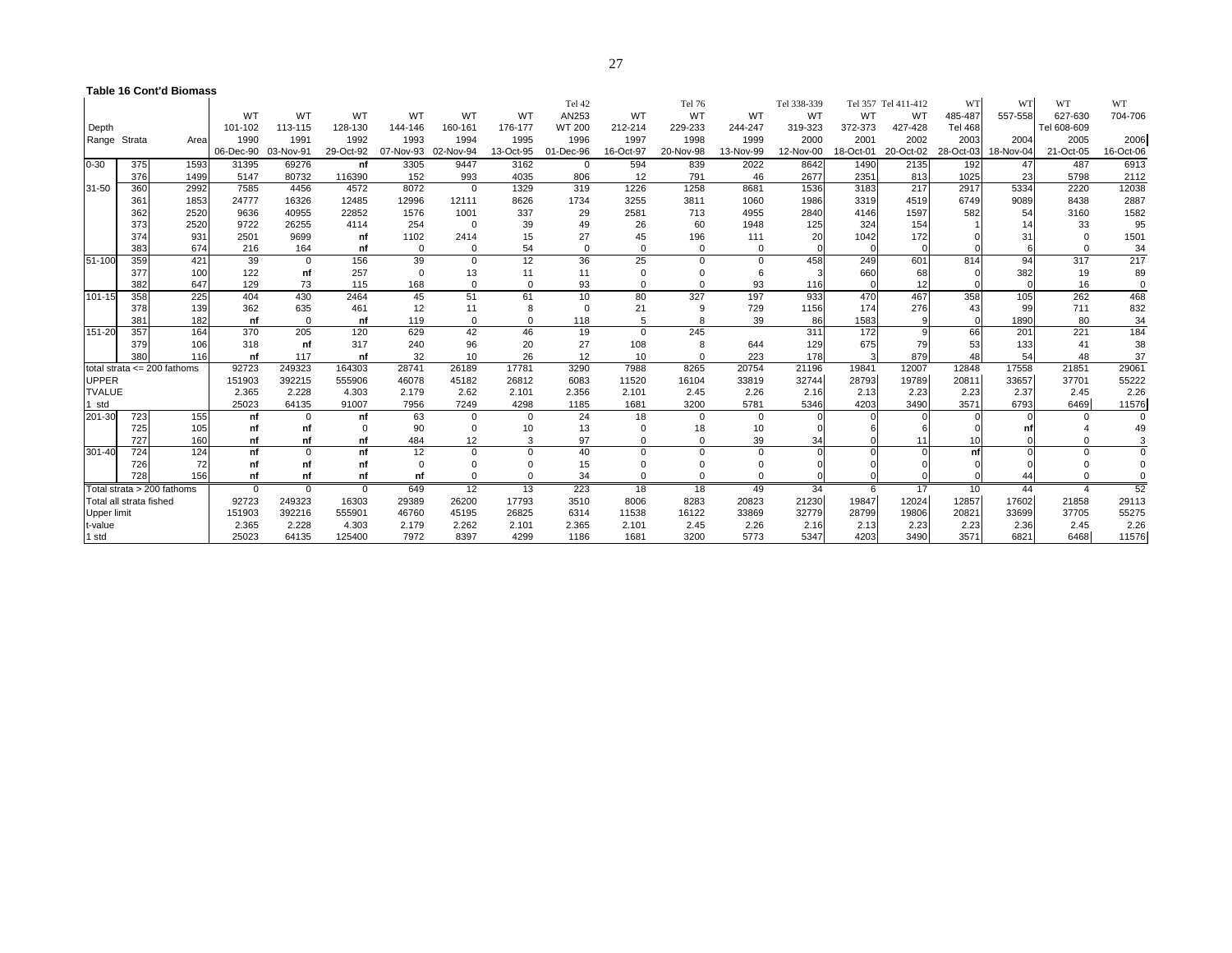**Table 16 Cont'd Biomass**

| Depth Range | Strata | Area | WT 101-102 1990 06-Dec-90 | WT 113-115 1991 03-Nov-91 | WT 128-130 1992 29-Oct-92 | WT 144-146 1993 07-Nov-93 | WT 160-161 1994 02-Nov-94 | WT 176-177 1995 13-Oct-95 | Tel 42 AN253 WT 200 1996 01-Dec-96 | WT 212-214 1997 16-Oct-97 | Tel 76 WT 229-233 1998 20-Nov-98 | WT 244-247 1999 13-Nov-99 | Tel 338-339 WT 319-323 2000 12-Nov-00 | Tel 357 WT 372-373 2001 18-Oct-01 | Tel 411-412 WT 427-428 2002 20-Oct-02 | WT 485-487 Tel 468 2003 28-Oct-03 | WT 557-558 2004 18-Nov-04 | WT 627-630 Tel 608-609 2005 21-Oct-05 | WT 704-706 2006 16-Oct-06 |
|---|---|---|---|---|---|---|---|---|---|---|---|---|---|---|---|---|---|---|---|
| 0-30 | 375 | 1593 | 31395 | 69276 | nf | 3305 | 9447 | 3162 | 0 | 594 | 839 | 2022 | 8642 | 1490 | 2135 | 192 | 47 | 487 | 6913 |
| | 376 | 1499 | 5147 | 80732 | 116390 | 152 | 993 | 4035 | 806 | 12 | 791 | 46 | 2677 | 2351 | 813 | 1025 | 23 | 5798 | 2112 |
| 31-50 | 360 | 2992 | 7585 | 4456 | 4572 | 8072 | 0 | 1329 | 319 | 1226 | 1258 | 8681 | 1536 | 3183 | 217 | 2917 | 5334 | 2220 | 12038 |
| | 361 | 1853 | 24777 | 16326 | 12485 | 12996 | 12111 | 8626 | 1734 | 3255 | 3811 | 1060 | 1986 | 3319 | 4519 | 6749 | 9089 | 8438 | 2887 |
| | 362 | 2520 | 9636 | 40955 | 22852 | 1576 | 1001 | 337 | 29 | 2581 | 713 | 4955 | 2840 | 4146 | 1597 | 582 | 54 | 3160 | 1582 |
| | 373 | 2520 | 9722 | 26255 | 4114 | 254 | 0 | 39 | 49 | 26 | 60 | 1948 | 125 | 324 | 154 | 1 | 14 | 33 | 95 |
| | 374 | 931 | 2501 | 9699 | nf | 1102 | 2414 | 15 | 27 | 45 | 196 | 111 | 20 | 1042 | 172 | 0 | 31 | 0 | 1501 |
| | 383 | 674 | 216 | 164 | nf | 0 | 0 | 54 | 0 | 0 | 0 | 0 | 0 | 0 | 0 | 0 | 6 | 0 | 34 |
| 51-100 | 359 | 421 | 39 | 0 | 156 | 39 | 0 | 12 | 36 | 25 | 0 | 0 | 458 | 249 | 601 | 814 | 94 | 317 | 217 |
| | 377 | 100 | 122 | nf | 257 | 0 | 13 | 11 | 11 | 0 | 0 | 6 | 3 | 660 | 68 | 0 | 382 | 19 | 89 |
| | 382 | 647 | 129 | 73 | 115 | 168 | 0 | 0 | 93 | 0 | 0 | 93 | 116 | 0 | 12 | 0 | 0 | 16 | 0 |
| 101-15 | 358 | 225 | 404 | 430 | 2464 | 45 | 51 | 61 | 10 | 80 | 327 | 197 | 933 | 470 | 467 | 358 | 105 | 262 | 468 |
| | 378 | 139 | 362 | 635 | 461 | 12 | 11 | 8 | 0 | 21 | 9 | 729 | 1156 | 174 | 276 | 43 | 99 | 711 | 832 |
| | 381 | 182 | nf | 0 | nf | 119 | 0 | 0 | 118 | 5 | 8 | 39 | 86 | 1583 | 9 | 0 | 1890 | 80 | 34 |
| 151-20 | 357 | 164 | 370 | 205 | 120 | 629 | 42 | 46 | 19 | 0 | 245 | | 311 | 172 | 9 | 66 | 201 | 221 | 184 |
| | 379 | 106 | 318 | nf | 317 | 240 | 96 | 20 | 27 | 108 | 8 | 644 | 129 | 675 | 79 | 53 | 133 | 41 | 38 |
| | 380 | 116 | nf | 117 | nf | 32 | 10 | 26 | 12 | 10 | 0 | 223 | 178 | 3 | 879 | 48 | 54 | 48 | 37 |
| total strata <= 200 fathoms | | | 92723 | 249323 | 164303 | 28741 | 26189 | 17781 | 3290 | 7988 | 8265 | 20754 | 21196 | 19841 | 12007 | 12848 | 17558 | 21851 | 29061 |
| UPPER | | | 151903 | 392215 | 555906 | 46078 | 45182 | 26812 | 6083 | 11520 | 16104 | 33819 | 32744 | 28793 | 19789 | 20811 | 33657 | 37701 | 55222 |
| TVALUE | | | 2.365 | 2.228 | 4.303 | 2.179 | 2.62 | 2.101 | 2.356 | 2.101 | 2.45 | 2.26 | 2.16 | 2.13 | 2.23 | 2.23 | 2.37 | 2.45 | 2.26 |
| 1 std | | | 25023 | 64135 | 91007 | 7956 | 7249 | 4298 | 1185 | 1681 | 3200 | 5781 | 5346 | 4203 | 3490 | 3571 | 6793 | 6469 | 11576 |
| 201-30 | 723 | 155 | nf | 0 | nf | 63 | 0 | 0 | 24 | 18 | 0 | 0 | 0 | 0 | 0 | 0 | 0 | 0 | 0 |
| | 725 | 105 | nf | nf | 0 | 90 | 0 | 10 | 13 | 0 | 18 | 10 | 0 | 6 | 6 | 0 | nf | 4 | 49 |
| | 727 | 160 | nf | nf | nf | 484 | 12 | 3 | 97 | 0 | 0 | 39 | 34 | 0 | 11 | 10 | 0 | 0 | 3 |
| 301-40 | 724 | 124 | nf | 0 | nf | 12 | 0 | 0 | 40 | 0 | 0 | 0 | 0 | 0 | 0 | nf | 0 | 0 | 0 |
| | 726 | 72 | nf | nf | nf | 0 | 0 | 0 | 15 | 0 | 0 | 0 | 0 | 0 | 0 | 0 | 0 | 0 | 0 |
| | 728 | 156 | nf | nf | nf | nf | 0 | 0 | 34 | 0 | 0 | 0 | 0 | 0 | 0 | 0 | 44 | 0 | 0 |
| Total strata > 200 fathoms | | | 0 | 0 | 0 | 649 | 12 | 13 | 223 | 18 | 18 | 49 | 34 | 6 | 17 | 10 | 44 | 4 | 52 |
| Total all strata fished | | | 92723 | 249323 | 16303 | 29389 | 26200 | 17793 | 3510 | 8006 | 8283 | 20823 | 21230 | 19847 | 12024 | 12857 | 17602 | 21858 | 29113 |
| Upper limit | | | 151903 | 392216 | 555901 | 46760 | 45195 | 26825 | 6314 | 11538 | 16122 | 33869 | 32779 | 28799 | 19806 | 20821 | 33699 | 37705 | 55275 |
| t-value | | | 2.365 | 2.228 | 4.303 | 2.179 | 2.262 | 2.101 | 2.365 | 2.101 | 2.45 | 2.26 | 2.16 | 2.13 | 2.23 | 2.23 | 2.36 | 2.45 | 2.26 |
| 1 std | | | 25023 | 64135 | 125400 | 7972 | 8397 | 4299 | 1186 | 1681 | 3200 | 5773 | 5347 | 4203 | 3490 | 3571 | 6821 | 6468 | 11576 |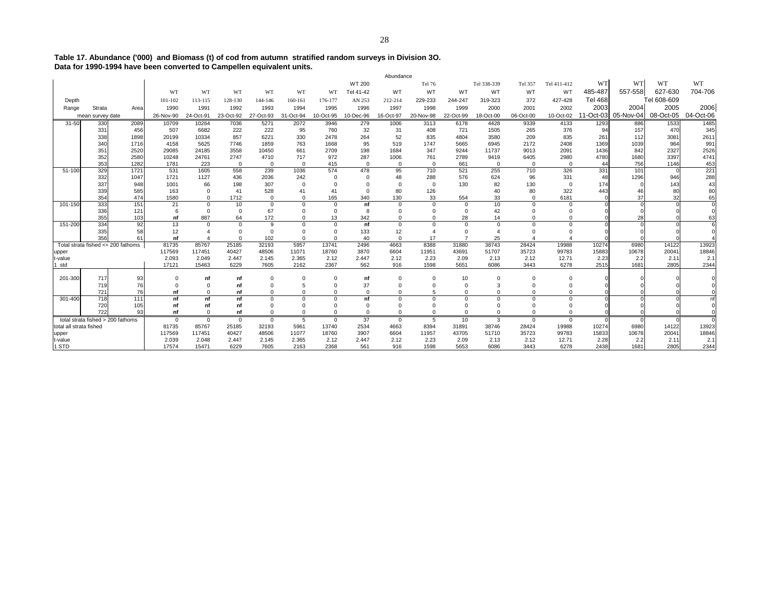**Table 17. Abundance ('000) and Biomass (t) of cod from autumn stratified random surveys in Division 3O.**
**Data for 1990-1994 have been converted to Campellen equivalent units.**

| | | | Abundance | | | | | | | | | | | | | | | | |
|---|---|---|---|---|---|---|---|---|---|---|---|---|---|---|---|---|---|---|---|
| | | | WT | WT | WT | WT | WT | WT | WT 200 Tel 41-42 | WT | Tel 76 WT | WT | Tel 338-339 WT | Tel 357 WT | Tel 411-412 WT | WT | WT | WT | WT |
| Depth | | | 101-102 | 113-115 | 128-130 | 144-146 | 160-161 | 176-177 | AN 253 | 212-214 | 229-233 | 244-247 | 319-323 | 372 | 427-428 | 485-487 Tel 468 | 557-558 | 627-630 Tel 608-609 | 704-706 |
| Range | Strata | Area | 1990 | 1991 | 1992 | 1993 | 1994 | 1995 | 1996 | 1997 | 1998 | 1999 | 2000 | 2001 | 2002 | 2003 | 2004 | 2005 | 2006 |
| mean survey date | | | 26-Nov-90 | 24-Oct-91 | 23-Oct-92 | 27-Oct-93 | 31-Oct-94 | 10-Oct-95 | 10-Dec-96 | 16-Oct-97 | 20-Nov-98 | 22-Oct-99 | 18-Oct-00 | 06-Oct-00 | 10-Oct-02 | 11-Oct-03 | 05-Nov-04 | 08-Oct-05 | 04-Oct-06 |
| 31-50 | 330 | 2089 | 10709 | 10264 | 7036 | 5271 | 2072 | 3946 | 279 | 1006 | 3113 | 6178 | 4428 | 9339 | 4133 | 1293 | 886 | 1533 | 1485 |
| | 331 | 456 | 507 | 6682 | 222 | 222 | 95 | 760 | 32 | 31 | 408 | 721 | 1505 | 265 | 376 | 94 | 157 | 470 | 345 |
| | 338 | 1898 | 20199 | 10334 | 857 | 6221 | 330 | 2478 | 264 | 52 | 835 | 4804 | 3580 | 209 | 835 | 261 | 112 | 3081 | 2611 |
| | 340 | 1716 | 4158 | 5625 | 7746 | 1859 | 763 | 1668 | 95 | 519 | 1747 | 5665 | 6945 | 2172 | 2408 | 1369 | 1039 | 964 | 991 |
| | 351 | 2520 | 29085 | 24185 | 3558 | 10450 | 661 | 2709 | 198 | 1684 | 347 | 9244 | 11737 | 9013 | 2091 | 1436 | 842 | 2327 | 2526 |
| | 352 | 2580 | 10248 | 24761 | 2747 | 4710 | 717 | 972 | 287 | 1006 | 761 | 2789 | 9419 | 6405 | 2980 | 4780 | 1680 | 3397 | 4741 |
| | 353 | 1282 | 1781 | 223 | 0 | 0 | 0 | 415 | 0 | 0 | 0 | 661 | 0 | 0 | 0 | 44 | 756 | 1146 | 453 |
| 51-100 | 329 | 1721 | 531 | 1605 | 558 | 239 | 1036 | 574 | 478 | 95 | 710 | 521 | 255 | 710 | 326 | 331 | 101 | 0 | 221 |
| | 332 | 1047 | 1721 | 1127 | 436 | 2036 | 242 | 0 | 0 | 48 | 288 | 576 | 624 | 96 | 331 | 48 | 1296 | 946 | 288 |
| | 337 | 948 | 1001 | 66 | 198 | 307 | 0 | 0 | 0 | 0 | 0 | 130 | 82 | 130 | 0 | 174 | 0 | 143 | 43 |
| | 339 | 585 | 163 | 0 | 41 | 528 | 41 | 41 | 0 | 80 | 126 | | 40 | 80 | 322 | 443 | 46 | 80 | 80 |
| | 354 | 474 | 1580 | 0 | 1712 | 0 | 0 | 165 | 340 | 130 | 33 | 554 | 33 | 0 | 6181 | 0 | 37 | 32 | 65 |
| 101-150 | 333 | 151 | 21 | 0 | 10 | 0 | 0 | 0 | **nf** | 0 | 0 | 0 | 10 | 0 | 0 | 0 | 0 | 0 | 0 |
| | 336 | 121 | 6 | 0 | 0 | 67 | 0 | 0 | 8 | 0 | 0 | 0 | 42 | 0 | 0 | 0 | 0 | 0 | 0 |
| | 355 | 103 | **nf** | 887 | 64 | 172 | 0 | 13 | 342 | 0 | 0 | 28 | 14 | 0 | 0 | 0 | 28 | 0 | 63 |
| 151-200 | 334 | 92 | 13 | 0 | 0 | 9 | 0 | 0 | **nf** | 0 | 0 | 0 | 0 | 0 | 0 | 0 | 0 | 0 | 6 |
| | 335 | 58 | 12 | 4 | 0 | 0 | 0 | 0 | 133 | 12 | 4 | 0 | 4 | 0 | 0 | 0 | 0 | 0 | 0 |
| | 356 | 61 | **nf** | 4 | 0 | 102 | 0 | 0 | 40 | 0 | 17 | 7 | 25 | 4 | 4 | 0 | 0 | 0 | 4 |
| Total strata fished <= 200 fathoms | | | 81735 | 85767 | 25185 | 32193 | 5957 | 13741 | 2496 | 4663 | 8388 | 31880 | 38743 | 28424 | 19988 | 10274 | 6980 | 14122 | 13923 |
| upper | | | 117569 | 117451 | 40427 | 48506 | 11071 | 18760 | 3870 | 6604 | 11951 | 43691 | 51707 | 35723 | 99783 | 15883 | 10678 | 20041 | 18846 |
| t-value | | | 2.093 | 2.049 | 2.447 | 2.145 | 2.365 | 2.12 | 2.447 | 2.12 | 2.23 | 2.09 | 2.13 | 2.12 | 12.71 | 2.23 | 2.2 | 2.11 | 2.1 |
| 1 std | | | 17121 | 15463 | 6229 | 7605 | 2162 | 2367 | 562 | 916 | 1598 | 5651 | 6086 | 3443 | 6278 | 2515 | 1681 | 2805 | 2344 |
| 201-300 | 717 | 93 | 0 | **nf** | **nf** | 0 | 0 | 0 | **nf** | 0 | 0 | 10 | 0 | 0 | 0 | 0 | 0 | 0 | 0 |
| | 719 | 76 | 0 | 0 | **nf** | 0 | 5 | 0 | 37 | 0 | 0 | 0 | 3 | 0 | 0 | 0 | 0 | 0 | 0 |
| | 721 | 76 | **nf** | 0 | **nf** | 0 | 0 | 0 | 0 | 0 | 5 | 0 | 0 | 0 | 0 | 0 | 0 | 0 | 0 |
| 301-400 | 718 | 111 | **nf** | **nf** | **nf** | 0 | 0 | 0 | **nf** | 0 | 0 | 0 | 0 | 0 | 0 | 0 | 0 | 0 | nf |
| | 720 | 105 | **nf** | **nf** | **nf** | 0 | 0 | 0 | 0 | 0 | 0 | 0 | 0 | 0 | 0 | 0 | 0 | 0 | 0 |
| | 722 | 93 | **nf** | 0 | **nf** | 0 | 0 | 0 | 0 | 0 | 0 | 0 | 0 | 0 | 0 | 0 | 0 | 0 | 0 |
| total strata fished > 200 fathoms | | | 0 | 0 | 0 | 0 | 5 | 0 | 37 | 0 | 5 | 10 | 3 | 0 | 0 | 0 | 0 | 0 | 0 |
| total all strata fished | | | 81735 | 85767 | 25185 | 32193 | 5961 | 13740 | 2534 | 4663 | 8394 | 31891 | 38746 | 28424 | 19988 | 10274 | 6980 | 14122 | 13923 |
| upper | | | 117569 | 117451 | 40427 | 48506 | 11077 | 18760 | 3907 | 6604 | 11957 | 43705 | 51710 | 35723 | 99783 | 15833 | 10678 | 20041 | 18846 |
| t-value | | | 2.039 | 2.048 | 2.447 | 2.145 | 2.365 | 2.12 | 2.447 | 2.12 | 2.23 | 2.09 | 2.13 | 2.12 | 12.71 | 2.28 | 2.2 | 2.11 | 2.1 |
| 1 STD | | | 17574 | 15471 | 6229 | 7605 | 2163 | 2368 | 561 | 916 | 1598 | 5653 | 6086 | 3443 | 6278 | 2438 | 1681 | 2805 | 2344 |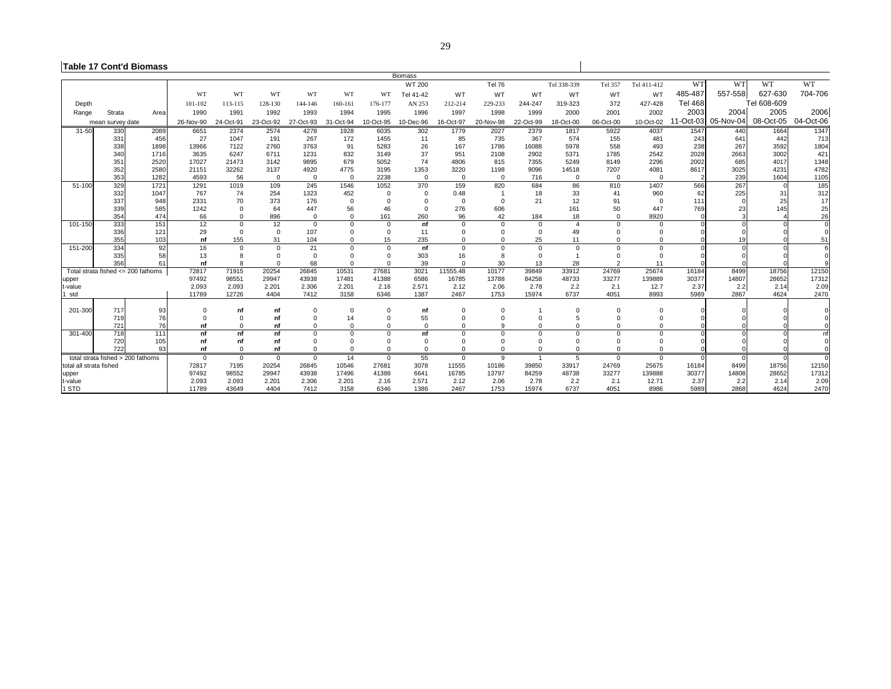**Table 17 Cont'd Biomass**

| | | | Biomass | | | | | | | | | | | | | | | | |
|---|---|---|---|---|---|---|---|---|---|---|---|---|---|---|---|---|---|---|---|
| | | | | | | | | | WT 200 | | Tel 76 | | Tel 338-339 | Tel 357 | Tel 411-412 | WT | WT | WT | WT |
| | | | WT | WT | WT | WT | WT | WT | Tel 41-42 | WT | WT | WT | WT | WT | WT | 485-487 | 557-558 | 627-630 | 704-706 |
| Depth | | | 101-102 | 113-115 | 128-130 | 144-146 | 160-161 | 176-177 | AN 253 | 212-214 | 229-233 | 244-247 | 319-323 | 372 | 427-428 | Tel 468 | | Tel 608-609 | |
| Range | Strata | Area | 1990 | 1991 | 1992 | 1993 | 1994 | 1995 | 1996 | 1997 | 1998 | 1999 | 2000 | 2001 | 2002 | 2003 | 2004 | 2005 | 2006 |
| mean survey date | | | 26-Nov-90 | 24-Oct-91 | 23-Oct-92 | 27-Oct-93 | 31-Oct-94 | 10-Oct-95 | 10-Dec-96 | 16-Oct-97 | 20-Nov-98 | 22-Oct-99 | 18-Oct-00 | 06-Oct-00 | 10-Oct-02 | 11-Oct-03 | 05-Nov-04 | 08-Oct-05 | 04-Oct-06 |
| 31-50 | 330 | 2089 | 6651 | 2374 | 2574 | 4278 | 1928 | 6035 | 302 | 1779 | 2027 | 2379 | 1817 | 5922 | 4037 | 1547 | 440 | 1664 | 1347 |
| | 331 | 456 | 27 | 1047 | 191 | 267 | 172 | 1455 | 11 | 85 | 735 | 367 | 574 | 155 | 481 | 243 | 641 | 442 | 713 |
| | 338 | 1898 | 13966 | 7122 | 2760 | 3763 | 91 | 5283 | 26 | 167 | 1786 | 16088 | 5978 | 558 | 493 | 238 | 267 | 3592 | 1804 |
| | 340 | 1716 | 3635 | 6247 | 6711 | 1231 | 832 | 3149 | 37 | 951 | 2108 | 2902 | 5371 | 1785 | 2542 | 2028 | 2663 | 3002 | 421 |
| | 351 | 2520 | 17027 | 21473 | 3142 | 9895 | 679 | 5052 | 74 | 4806 | 815 | 7355 | 5249 | 8149 | 2296 | 2002 | 685 | 4017 | 1348 |
| | 352 | 2580 | 21151 | 32262 | 3137 | 4920 | 4775 | 3195 | 1353 | 3220 | 1198 | 9096 | 14518 | 7207 | 4081 | 8617 | 3025 | 4231 | 4782 |
| | 353 | 1282 | 4593 | 56 | 0 | 0 | 0 | 2238 | 0 | 0 | 0 | 716 | 0 | 0 | 0 | 2 | 239 | 1604 | 1105 |
| 51-100 | 329 | 1721 | 1291 | 1019 | 109 | 245 | 1546 | 1052 | 370 | 159 | 820 | 684 | 86 | 810 | 1407 | 566 | 267 | 0 | 185 |
| | 332 | 1047 | 767 | 74 | 254 | 1323 | 452 | 0 | 0 | 0.48 | 1 | 18 | 33 | 41 | 960 | 62 | 225 | 31 | 312 |
| | 337 | 948 | 2331 | 70 | 373 | 176 | 0 | 0 | 0 | 0 | 0 | 21 | 12 | 91 | 0 | 111 | 0 | 25 | 17 |
| | 339 | 585 | 1242 | 0 | 64 | 447 | 56 | 46 | 0 | 276 | 606 | | 161 | 50 | 447 | 769 | 23 | 145 | 25 |
| | 354 | 474 | 66 | 0 | 896 | 0 | 0 | 161 | 260 | 96 | 42 | 184 | 18 | 0 | 8920 | 0 | 3 | 4 | 26 |
| 101-150 | 333 | 151 | 12 | 0 | 12 | 0 | 0 | 0 | **nf** | 0 | 0 | 0 | 4 | 0 | 0 | 0 | 0 | 0 | 0 |
| | 336 | 121 | 29 | 0 | 0 | 107 | 0 | 0 | 11 | 0 | 0 | 0 | 49 | 0 | 0 | 0 | 0 | 0 | 0 |
| | 355 | 103 | **nf** | 155 | 31 | 104 | 0 | 15 | 235 | 0 | 0 | 25 | 11 | 0 | 0 | 0 | 19 | 0 | 51 |
| 151-200 | 334 | 92 | 16 | 0 | 0 | 21 | 0 | 0 | **nf** | 0 | 0 | 0 | 0 | 0 | 0 | 0 | 0 | 0 | 6 |
| | 335 | 58 | 13 | 8 | 0 | 0 | 0 | 0 | 303 | 16 | 8 | 0 | 1 | 0 | 0 | 0 | 0 | 0 | 0 |
| | 356 | 61 | **nf** | 8 | 0 | 68 | 0 | 0 | 39 | 0 | 30 | 13 | 28 | 2 | 11 | 0 | 0 | 0 | 9 |
| Total strata fished <= 200 fathoms | | | 72817 | 71915 | 20254 | 26845 | 10531 | 27681 | 3021 | 11555.48 | 10177 | 39849 | 33912 | 24769 | 25674 | 16184 | 8499 | 18756 | 12150 |
| upper | | | 97492 | 98551 | 29947 | 43938 | 17481 | 41388 | 6586 | 16785 | 13788 | 84258 | 48733 | 33277 | 139889 | 30377 | 14807 | 28652 | 17312 |
| t-value | | | 2.093 | 2.093 | 2.201 | 2.306 | 2.201 | 2.16 | 2.571 | 2.12 | 2.06 | 2.78 | 2.2 | 2.1 | 12.7 | 2.37 | 2.2 | 2.14 | 2.09 |
| 1 std | | | 11789 | 12726 | 4404 | 7412 | 3158 | 6346 | 1387 | 2467 | 1753 | 15974 | 6737 | 4051 | 8993 | 5989 | 2867 | 4624 | 2470 |
| | | | | | | | | | | | | | | | | | | | |
| 201-300 | 717 | 93 | 0 | **nf** | **nf** | 0 | 0 | 0 | **nf** | 0 | 0 | 1 | 0 | 0 | 0 | 0 | 0 | 0 | 0 |
| | 719 | 76 | 0 | 0 | **nf** | 0 | 14 | 0 | 55 | 0 | 0 | 0 | 5 | 0 | 0 | 0 | 0 | 0 | 0 |
| | 721 | 76 | **nf** | 0 | **nf** | 0 | 0 | 0 | 0 | 0 | 9 | 0 | 0 | 0 | 0 | 0 | 0 | 0 | 0 |
| 301-400 | 718 | 111 | **nf** | **nf** | **nf** | 0 | 0 | 0 | **nf** | 0 | 0 | 0 | 0 | 0 | 0 | 0 | 0 | 0 | nf |
| | 720 | 105 | **nf** | **nf** | **nf** | 0 | 0 | 0 | 0 | 0 | 0 | 0 | 0 | 0 | 0 | 0 | 0 | 0 | 0 |
| | 722 | 93 | **nf** | 0 | **nf** | 0 | 0 | 0 | 0 | 0 | 0 | 0 | 0 | 0 | 0 | 0 | 0 | 0 | 0 |
| total strata fished > 200 fathoms | | | 0 | 0 | 0 | 0 | 14 | 0 | 55 | 0 | 9 | 1 | 5 | 0 | 0 | 0 | 0 | 0 | 0 |
| total all strata fished | | | 72817 | 7195 | 20254 | 26845 | 10546 | 27681 | 3078 | 11555 | 10186 | 39850 | 33917 | 24769 | 25675 | 16184 | 8499 | 18756 | 12150 |
| upper | | | 97492 | 98552 | 29947 | 43938 | 17496 | 41388 | 6641 | 16785 | 13797 | 84259 | 48738 | 33277 | 139888 | 30377 | 14808 | 28652 | 17312 |
| t-value | | | 2.093 | 2.093 | 2.201 | 2.306 | 2.201 | 2.16 | 2.571 | 2.12 | 2.06 | 2.78 | 2.2 | 2.1 | 12.71 | 2.37 | 2.2 | 2.14 | 2.09 |
| 1 STD | | | 11789 | 43649 | 4404 | 7412 | 3158 | 6346 | 1386 | 2467 | 1753 | 15974 | 6737 | 4051 | 8986 | 5989 | 2868 | 4624 | 2470 |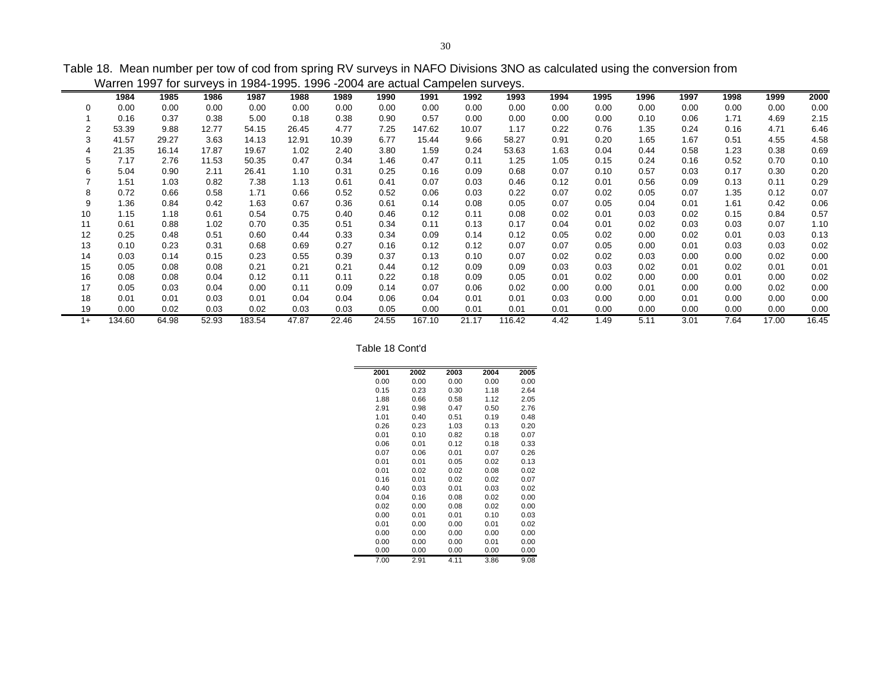Table 18. Mean number per tow of cod from spring RV surveys in NAFO Divisions 3NO as calculated using the conversion from Warren 1997 for surveys in 1984-1995. 1996 -2004 are actual Campelen surveys.

| | 1984 | 1985 | 1986 | 1987 | 1988 | 1989 | 1990 | 1991 | 1992 | 1993 | 1994 | 1995 | 1996 | 1997 | 1998 | 1999 | 2000 |
|---|---|---|---|---|---|---|---|---|---|---|---|---|---|---|---|---|---|
| 0 | 0.00 | 0.00 | 0.00 | 0.00 | 0.00 | 0.00 | 0.00 | 0.00 | 0.00 | 0.00 | 0.00 | 0.00 | 0.00 | 0.00 | 0.00 | 0.00 | 0.00 |
| 1 | 0.16 | 0.37 | 0.38 | 5.00 | 0.18 | 0.38 | 0.90 | 0.57 | 0.00 | 0.00 | 0.00 | 0.00 | 0.10 | 0.06 | 1.71 | 4.69 | 2.15 |
| 2 | 53.39 | 9.88 | 12.77 | 54.15 | 26.45 | 4.77 | 7.25 | 147.62 | 10.07 | 1.17 | 0.22 | 0.76 | 1.35 | 0.24 | 0.16 | 4.71 | 6.46 |
| 3 | 41.57 | 29.27 | 3.63 | 14.13 | 12.91 | 10.39 | 6.77 | 15.44 | 9.66 | 58.27 | 0.91 | 0.20 | 1.65 | 1.67 | 0.51 | 4.55 | 4.58 |
| 4 | 21.35 | 16.14 | 17.87 | 19.67 | 1.02 | 2.40 | 3.80 | 1.59 | 0.24 | 53.63 | 1.63 | 0.04 | 0.44 | 0.58 | 1.23 | 0.38 | 0.69 |
| 5 | 7.17 | 2.76 | 11.53 | 50.35 | 0.47 | 0.34 | 1.46 | 0.47 | 0.11 | 1.25 | 1.05 | 0.15 | 0.24 | 0.16 | 0.52 | 0.70 | 0.10 |
| 6 | 5.04 | 0.90 | 2.11 | 26.41 | 1.10 | 0.31 | 0.25 | 0.16 | 0.09 | 0.68 | 0.07 | 0.10 | 0.57 | 0.03 | 0.17 | 0.30 | 0.20 |
| 7 | 1.51 | 1.03 | 0.82 | 7.38 | 1.13 | 0.61 | 0.41 | 0.07 | 0.03 | 0.46 | 0.12 | 0.01 | 0.56 | 0.09 | 0.13 | 0.11 | 0.29 |
| 8 | 0.72 | 0.66 | 0.58 | 1.71 | 0.66 | 0.52 | 0.52 | 0.06 | 0.03 | 0.22 | 0.07 | 0.02 | 0.05 | 0.07 | 1.35 | 0.12 | 0.07 |
| 9 | 1.36 | 0.84 | 0.42 | 1.63 | 0.67 | 0.36 | 0.61 | 0.14 | 0.08 | 0.05 | 0.07 | 0.05 | 0.04 | 0.01 | 1.61 | 0.42 | 0.06 |
| 10 | 1.15 | 1.18 | 0.61 | 0.54 | 0.75 | 0.40 | 0.46 | 0.12 | 0.11 | 0.08 | 0.02 | 0.01 | 0.03 | 0.02 | 0.15 | 0.84 | 0.57 |
| 11 | 0.61 | 0.88 | 1.02 | 0.70 | 0.35 | 0.51 | 0.34 | 0.11 | 0.13 | 0.17 | 0.04 | 0.01 | 0.02 | 0.03 | 0.03 | 0.07 | 1.10 |
| 12 | 0.25 | 0.48 | 0.51 | 0.60 | 0.44 | 0.33 | 0.34 | 0.09 | 0.14 | 0.12 | 0.05 | 0.02 | 0.00 | 0.02 | 0.01 | 0.03 | 0.13 |
| 13 | 0.10 | 0.23 | 0.31 | 0.68 | 0.69 | 0.27 | 0.16 | 0.12 | 0.12 | 0.07 | 0.07 | 0.05 | 0.00 | 0.01 | 0.03 | 0.03 | 0.02 |
| 14 | 0.03 | 0.14 | 0.15 | 0.23 | 0.55 | 0.39 | 0.37 | 0.13 | 0.10 | 0.07 | 0.02 | 0.02 | 0.03 | 0.00 | 0.00 | 0.02 | 0.00 |
| 15 | 0.05 | 0.08 | 0.08 | 0.21 | 0.21 | 0.21 | 0.44 | 0.12 | 0.09 | 0.09 | 0.03 | 0.03 | 0.02 | 0.01 | 0.02 | 0.01 | 0.01 |
| 16 | 0.08 | 0.08 | 0.04 | 0.12 | 0.11 | 0.11 | 0.22 | 0.18 | 0.09 | 0.05 | 0.01 | 0.02 | 0.00 | 0.00 | 0.01 | 0.00 | 0.02 |
| 17 | 0.05 | 0.03 | 0.04 | 0.00 | 0.11 | 0.09 | 0.14 | 0.07 | 0.06 | 0.02 | 0.00 | 0.00 | 0.01 | 0.00 | 0.00 | 0.02 | 0.00 |
| 18 | 0.01 | 0.01 | 0.03 | 0.01 | 0.04 | 0.04 | 0.06 | 0.04 | 0.01 | 0.01 | 0.03 | 0.00 | 0.00 | 0.01 | 0.00 | 0.00 | 0.00 |
| 19 | 0.00 | 0.02 | 0.03 | 0.02 | 0.03 | 0.03 | 0.05 | 0.00 | 0.01 | 0.01 | 0.01 | 0.00 | 0.00 | 0.00 | 0.00 | 0.00 | 0.00 |
| 1+ | 134.60 | 64.98 | 52.93 | 183.54 | 47.87 | 22.46 | 24.55 | 167.10 | 21.17 | 116.42 | 4.42 | 1.49 | 5.11 | 3.01 | 7.64 | 17.00 | 16.45 |

Table 18 Cont'd

| 2001 | 2002 | 2003 | 2004 | 2005 |
|---|---|---|---|---|
| 0.00 | 0.00 | 0.00 | 0.00 | 0.00 |
| 0.15 | 0.23 | 0.30 | 1.18 | 2.64 |
| 1.88 | 0.66 | 0.58 | 1.12 | 2.05 |
| 2.91 | 0.98 | 0.47 | 0.50 | 2.76 |
| 1.01 | 0.40 | 0.51 | 0.19 | 0.48 |
| 0.26 | 0.23 | 1.03 | 0.13 | 0.20 |
| 0.01 | 0.10 | 0.82 | 0.18 | 0.07 |
| 0.06 | 0.01 | 0.12 | 0.18 | 0.33 |
| 0.07 | 0.06 | 0.01 | 0.07 | 0.26 |
| 0.01 | 0.01 | 0.05 | 0.02 | 0.13 |
| 0.01 | 0.02 | 0.02 | 0.08 | 0.02 |
| 0.16 | 0.01 | 0.02 | 0.02 | 0.07 |
| 0.40 | 0.03 | 0.01 | 0.03 | 0.02 |
| 0.04 | 0.16 | 0.08 | 0.02 | 0.00 |
| 0.02 | 0.00 | 0.08 | 0.02 | 0.00 |
| 0.00 | 0.01 | 0.01 | 0.10 | 0.03 |
| 0.01 | 0.00 | 0.00 | 0.01 | 0.02 |
| 0.00 | 0.00 | 0.00 | 0.00 | 0.00 |
| 0.00 | 0.00 | 0.00 | 0.01 | 0.00 |
| 0.00 | 0.00 | 0.00 | 0.00 | 0.00 |
| 7.00 | 2.91 | 4.11 | 3.86 | 9.08 |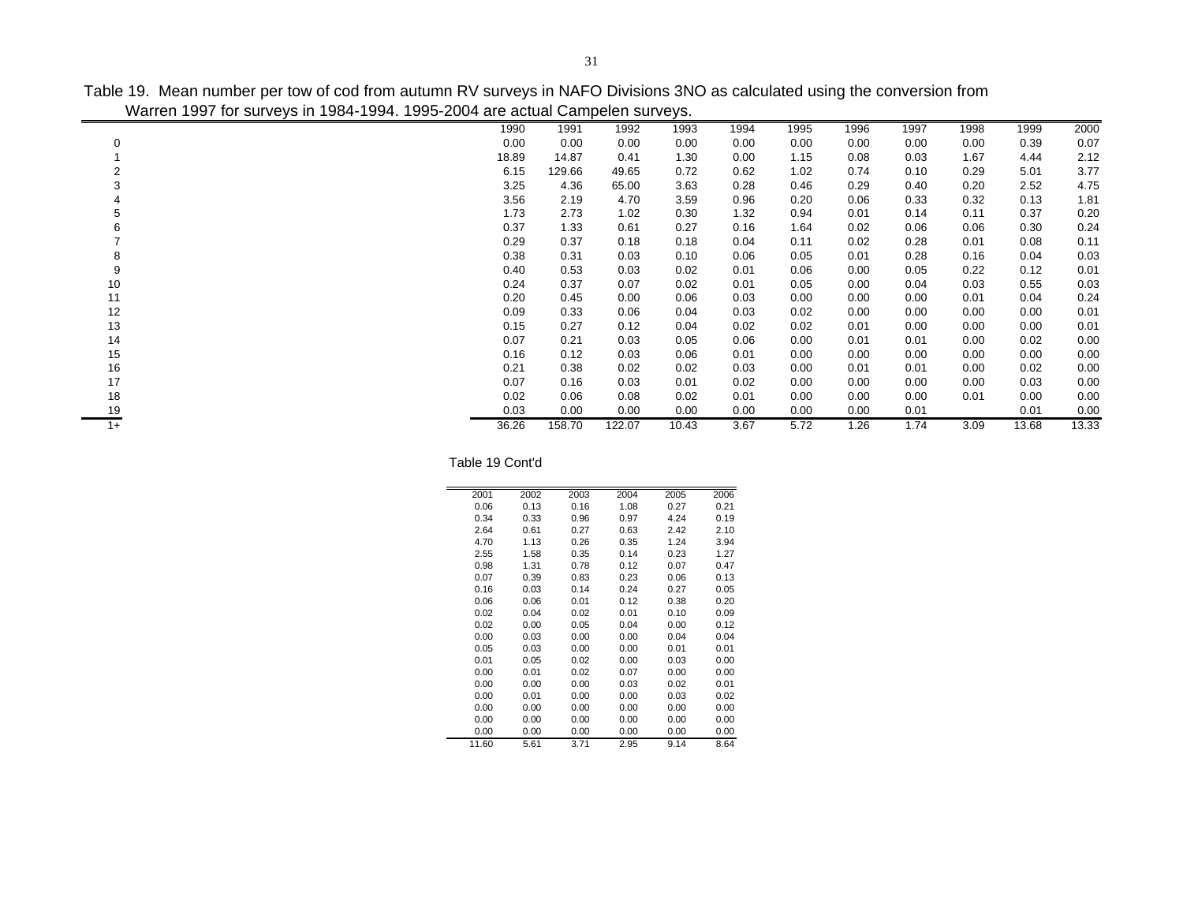Table 19. Mean number per tow of cod from autumn RV surveys in NAFO Divisions 3NO as calculated using the conversion from Warren 1997 for surveys in 1984-1994. 1995-2004 are actual Campelen surveys.

| | 1990 | 1991 | 1992 | 1993 | 1994 | 1995 | 1996 | 1997 | 1998 | 1999 | 2000 |
|---|---|---|---|---|---|---|---|---|---|---|---|
| 0 | 0.00 | 0.00 | 0.00 | 0.00 | 0.00 | 0.00 | 0.00 | 0.00 | 0.00 | 0.39 | 0.07 |
| 1 | 18.89 | 14.87 | 0.41 | 1.30 | 0.00 | 1.15 | 0.08 | 0.03 | 1.67 | 4.44 | 2.12 |
| 2 | 6.15 | 129.66 | 49.65 | 0.72 | 0.62 | 1.02 | 0.74 | 0.10 | 0.29 | 5.01 | 3.77 |
| 3 | 3.25 | 4.36 | 65.00 | 3.63 | 0.28 | 0.46 | 0.29 | 0.40 | 0.20 | 2.52 | 4.75 |
| 4 | 3.56 | 2.19 | 4.70 | 3.59 | 0.96 | 0.20 | 0.06 | 0.33 | 0.32 | 0.13 | 1.81 |
| 5 | 1.73 | 2.73 | 1.02 | 0.30 | 1.32 | 0.94 | 0.01 | 0.14 | 0.11 | 0.37 | 0.20 |
| 6 | 0.37 | 1.33 | 0.61 | 0.27 | 0.16 | 1.64 | 0.02 | 0.06 | 0.06 | 0.30 | 0.24 |
| 7 | 0.29 | 0.37 | 0.18 | 0.18 | 0.04 | 0.11 | 0.02 | 0.28 | 0.01 | 0.08 | 0.11 |
| 8 | 0.38 | 0.31 | 0.03 | 0.10 | 0.06 | 0.05 | 0.01 | 0.28 | 0.16 | 0.04 | 0.03 |
| 9 | 0.40 | 0.53 | 0.03 | 0.02 | 0.01 | 0.06 | 0.00 | 0.05 | 0.22 | 0.12 | 0.01 |
| 10 | 0.24 | 0.37 | 0.07 | 0.02 | 0.01 | 0.05 | 0.00 | 0.04 | 0.03 | 0.55 | 0.03 |
| 11 | 0.20 | 0.45 | 0.00 | 0.06 | 0.03 | 0.00 | 0.00 | 0.00 | 0.01 | 0.04 | 0.24 |
| 12 | 0.09 | 0.33 | 0.06 | 0.04 | 0.03 | 0.02 | 0.00 | 0.00 | 0.00 | 0.00 | 0.01 |
| 13 | 0.15 | 0.27 | 0.12 | 0.04 | 0.02 | 0.02 | 0.01 | 0.00 | 0.00 | 0.00 | 0.01 |
| 14 | 0.07 | 0.21 | 0.03 | 0.05 | 0.06 | 0.00 | 0.01 | 0.01 | 0.00 | 0.02 | 0.00 |
| 15 | 0.16 | 0.12 | 0.03 | 0.06 | 0.01 | 0.00 | 0.00 | 0.00 | 0.00 | 0.00 | 0.00 |
| 16 | 0.21 | 0.38 | 0.02 | 0.02 | 0.03 | 0.00 | 0.01 | 0.01 | 0.00 | 0.02 | 0.00 |
| 17 | 0.07 | 0.16 | 0.03 | 0.01 | 0.02 | 0.00 | 0.00 | 0.00 | 0.00 | 0.03 | 0.00 |
| 18 | 0.02 | 0.06 | 0.08 | 0.02 | 0.01 | 0.00 | 0.00 | 0.00 | 0.01 | 0.00 | 0.00 |
| 19 | 0.03 | 0.00 | 0.00 | 0.00 | 0.00 | 0.00 | 0.00 | 0.01 | | 0.01 | 0.00 |
| 1+ | 36.26 | 158.70 | 122.07 | 10.43 | 3.67 | 5.72 | 1.26 | 1.74 | 3.09 | 13.68 | 13.33 |

Table 19 Cont'd

| 2001 | 2002 | 2003 | 2004 | 2005 | 2006 |
|---|---|---|---|---|---|
| 0.06 | 0.13 | 0.16 | 1.08 | 0.27 | 0.21 |
| 0.34 | 0.33 | 0.96 | 0.97 | 4.24 | 0.19 |
| 2.64 | 0.61 | 0.27 | 0.63 | 2.42 | 2.10 |
| 4.70 | 1.13 | 0.26 | 0.35 | 1.24 | 3.94 |
| 2.55 | 1.58 | 0.35 | 0.14 | 0.23 | 1.27 |
| 0.98 | 1.31 | 0.78 | 0.12 | 0.07 | 0.47 |
| 0.07 | 0.39 | 0.83 | 0.23 | 0.06 | 0.13 |
| 0.16 | 0.03 | 0.14 | 0.24 | 0.27 | 0.05 |
| 0.06 | 0.06 | 0.01 | 0.12 | 0.38 | 0.20 |
| 0.02 | 0.04 | 0.02 | 0.01 | 0.10 | 0.09 |
| 0.02 | 0.00 | 0.05 | 0.04 | 0.00 | 0.12 |
| 0.00 | 0.03 | 0.00 | 0.00 | 0.04 | 0.04 |
| 0.05 | 0.03 | 0.00 | 0.00 | 0.01 | 0.01 |
| 0.01 | 0.05 | 0.02 | 0.00 | 0.03 | 0.00 |
| 0.00 | 0.01 | 0.02 | 0.07 | 0.00 | 0.00 |
| 0.00 | 0.00 | 0.00 | 0.03 | 0.02 | 0.01 |
| 0.00 | 0.01 | 0.00 | 0.00 | 0.03 | 0.02 |
| 0.00 | 0.00 | 0.00 | 0.00 | 0.00 | 0.00 |
| 0.00 | 0.00 | 0.00 | 0.00 | 0.00 | 0.00 |
| 0.00 | 0.00 | 0.00 | 0.00 | 0.00 | 0.00 |
| 11.60 | 5.61 | 3.71 | 2.95 | 9.14 | 8.64 |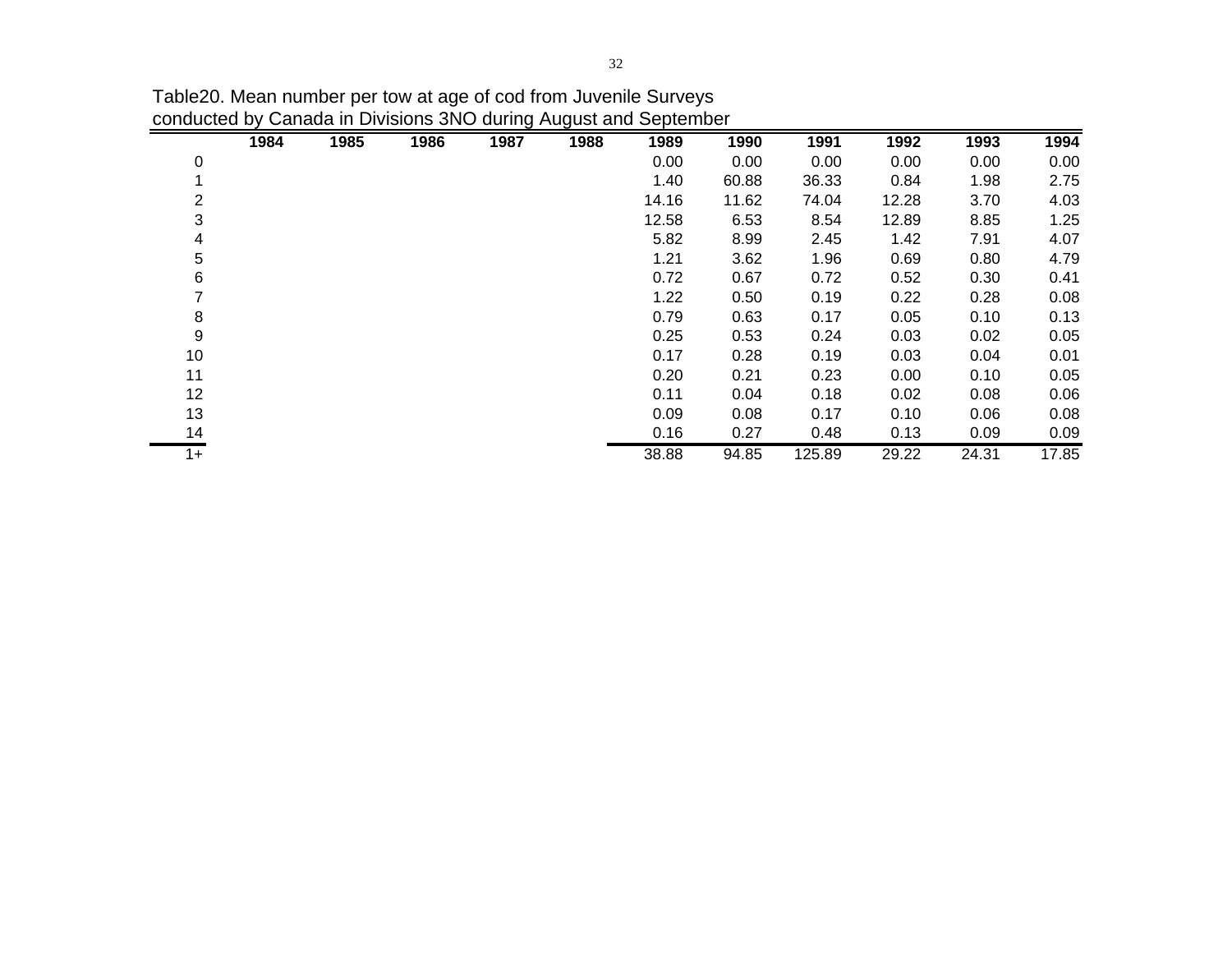Table20. Mean number per tow at age of cod from Juvenile Surveys conducted by Canada in Divisions 3NO during August and September

| | 1984 | 1985 | 1986 | 1987 | 1988 | 1989 | 1990 | 1991 | 1992 | 1993 | 1994 |
|---|---|---|---|---|---|---|---|---|---|---|---|
| 0 | | | | | | 0.00 | 0.00 | 0.00 | 0.00 | 0.00 | 0.00 |
| 1 | | | | | | 1.40 | 60.88 | 36.33 | 0.84 | 1.98 | 2.75 |
| 2 | | | | | | 14.16 | 11.62 | 74.04 | 12.28 | 3.70 | 4.03 |
| 3 | | | | | | 12.58 | 6.53 | 8.54 | 12.89 | 8.85 | 1.25 |
| 4 | | | | | | 5.82 | 8.99 | 2.45 | 1.42 | 7.91 | 4.07 |
| 5 | | | | | | 1.21 | 3.62 | 1.96 | 0.69 | 0.80 | 4.79 |
| 6 | | | | | | 0.72 | 0.67 | 0.72 | 0.52 | 0.30 | 0.41 |
| 7 | | | | | | 1.22 | 0.50 | 0.19 | 0.22 | 0.28 | 0.08 |
| 8 | | | | | | 0.79 | 0.63 | 0.17 | 0.05 | 0.10 | 0.13 |
| 9 | | | | | | 0.25 | 0.53 | 0.24 | 0.03 | 0.02 | 0.05 |
| 10 | | | | | | 0.17 | 0.28 | 0.19 | 0.03 | 0.04 | 0.01 |
| 11 | | | | | | 0.20 | 0.21 | 0.23 | 0.00 | 0.10 | 0.05 |
| 12 | | | | | | 0.11 | 0.04 | 0.18 | 0.02 | 0.08 | 0.06 |
| 13 | | | | | | 0.09 | 0.08 | 0.17 | 0.10 | 0.06 | 0.08 |
| 14 | | | | | | 0.16 | 0.27 | 0.48 | 0.13 | 0.09 | 0.09 |
| 1+ | | | | | | 38.88 | 94.85 | 125.89 | 29.22 | 24.31 | 17.85 |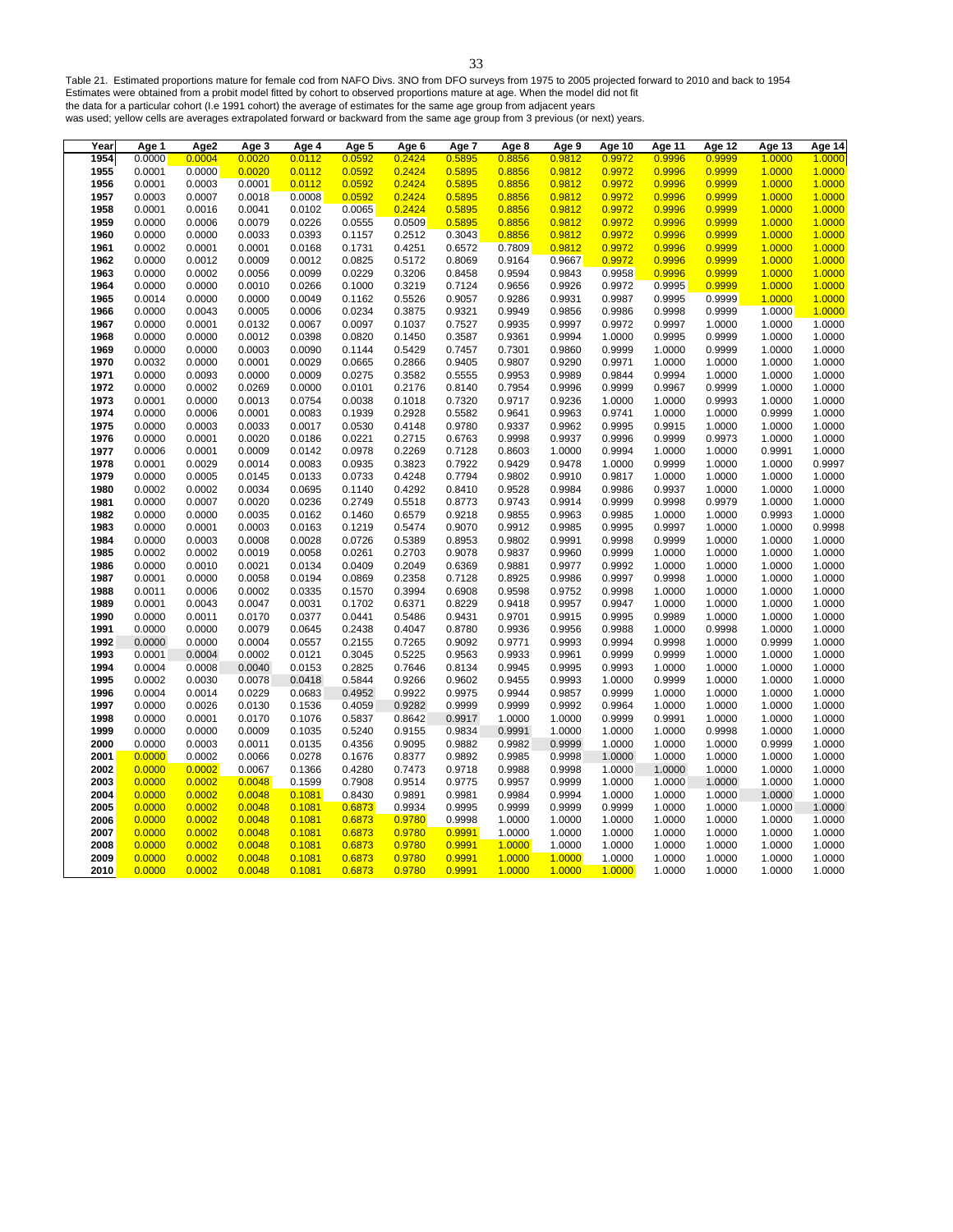Table 21. Estimated proportions mature for female cod from NAFO Divs. 3NO from DFO surveys from 1975 to 2005 projected forward to 2010 and back to 1954
Estimates were obtained from a probit model fitted by cohort to observed proportions mature at age. When the model did not fit
the data for a particular cohort (I.e 1991 cohort) the average of estimates for the same age group from adjacent years
was used; yellow cells are ages extrapolated forward or backward from the same age group from 3 previous (or next) years.

| Year | Age 1 | Age2 | Age 3 | Age 4 | Age 5 | Age 6 | Age 7 | Age 8 | Age 9 | Age 10 | Age 11 | Age 12 | Age 13 | Age 14 |
|---|---|---|---|---|---|---|---|---|---|---|---|---|---|---|
| 1954 | 0.0000 | 0.0004 | 0.0020 | 0.0112 | 0.0592 | 0.2424 | 0.5895 | 0.8856 | 0.9812 | 0.9972 | 0.9996 | 0.9999 | 1.0000 | 1.0000 |
| 1955 | 0.0001 | 0.0000 | 0.0020 | 0.0112 | 0.0592 | 0.2424 | 0.5895 | 0.8856 | 0.9812 | 0.9972 | 0.9996 | 0.9999 | 1.0000 | 1.0000 |
| 1956 | 0.0001 | 0.0003 | 0.0001 | 0.0112 | 0.0592 | 0.2424 | 0.5895 | 0.8856 | 0.9812 | 0.9972 | 0.9996 | 0.9999 | 1.0000 | 1.0000 |
| 1957 | 0.0003 | 0.0007 | 0.0018 | 0.0008 | 0.0592 | 0.2424 | 0.5895 | 0.8856 | 0.9812 | 0.9972 | 0.9996 | 0.9999 | 1.0000 | 1.0000 |
| 1958 | 0.0001 | 0.0016 | 0.0041 | 0.0102 | 0.0065 | 0.2424 | 0.5895 | 0.8856 | 0.9812 | 0.9972 | 0.9996 | 0.9999 | 1.0000 | 1.0000 |
| 1959 | 0.0000 | 0.0006 | 0.0079 | 0.0226 | 0.0555 | 0.0509 | 0.5895 | 0.8856 | 0.9812 | 0.9972 | 0.9996 | 0.9999 | 1.0000 | 1.0000 |
| 1960 | 0.0000 | 0.0000 | 0.0033 | 0.0393 | 0.1157 | 0.2512 | 0.3043 | 0.8856 | 0.9812 | 0.9972 | 0.9996 | 0.9999 | 1.0000 | 1.0000 |
| 1961 | 0.0002 | 0.0001 | 0.0001 | 0.0168 | 0.1731 | 0.4251 | 0.6572 | 0.7809 | 0.9812 | 0.9972 | 0.9996 | 0.9999 | 1.0000 | 1.0000 |
| 1962 | 0.0000 | 0.0012 | 0.0009 | 0.0012 | 0.0825 | 0.5172 | 0.8069 | 0.9164 | 0.9667 | 0.9972 | 0.9996 | 0.9999 | 1.0000 | 1.0000 |
| 1963 | 0.0000 | 0.0002 | 0.0056 | 0.0099 | 0.0229 | 0.3206 | 0.8458 | 0.9594 | 0.9843 | 0.9958 | 0.9996 | 0.9999 | 1.0000 | 1.0000 |
| 1964 | 0.0000 | 0.0000 | 0.0010 | 0.0266 | 0.1000 | 0.3219 | 0.7124 | 0.9656 | 0.9926 | 0.9972 | 0.9995 | 0.9999 | 1.0000 | 1.0000 |
| 1965 | 0.0014 | 0.0000 | 0.0000 | 0.0049 | 0.1162 | 0.5526 | 0.9057 | 0.9286 | 0.9931 | 0.9987 | 0.9995 | 0.9999 | 1.0000 | 1.0000 |
| 1966 | 0.0000 | 0.0043 | 0.0005 | 0.0006 | 0.0234 | 0.3875 | 0.9321 | 0.9949 | 0.9856 | 0.9986 | 0.9998 | 0.9999 | 1.0000 | 1.0000 |
| 1967 | 0.0000 | 0.0001 | 0.0132 | 0.0067 | 0.0097 | 0.1037 | 0.7527 | 0.9935 | 0.9997 | 0.9972 | 0.9997 | 1.0000 | 1.0000 | 1.0000 |
| 1968 | 0.0000 | 0.0000 | 0.0012 | 0.0398 | 0.0820 | 0.1450 | 0.3587 | 0.9361 | 0.9994 | 1.0000 | 0.9995 | 0.9999 | 1.0000 | 1.0000 |
| 1969 | 0.0000 | 0.0000 | 0.0003 | 0.0090 | 0.1144 | 0.5429 | 0.7457 | 0.7301 | 0.9860 | 0.9999 | 1.0000 | 0.9999 | 1.0000 | 1.0000 |
| 1970 | 0.0032 | 0.0000 | 0.0001 | 0.0029 | 0.0665 | 0.2866 | 0.9405 | 0.9807 | 0.9290 | 0.9971 | 1.0000 | 1.0000 | 1.0000 | 1.0000 |
| 1971 | 0.0000 | 0.0093 | 0.0000 | 0.0009 | 0.0275 | 0.3582 | 0.5555 | 0.9953 | 0.9989 | 0.9844 | 0.9994 | 1.0000 | 1.0000 | 1.0000 |
| 1972 | 0.0000 | 0.0002 | 0.0269 | 0.0000 | 0.0101 | 0.2176 | 0.8140 | 0.7954 | 0.9996 | 0.9999 | 0.9967 | 0.9999 | 1.0000 | 1.0000 |
| 1973 | 0.0001 | 0.0000 | 0.0013 | 0.0754 | 0.0038 | 0.1018 | 0.7320 | 0.9717 | 0.9236 | 1.0000 | 1.0000 | 0.9993 | 1.0000 | 1.0000 |
| 1974 | 0.0000 | 0.0006 | 0.0001 | 0.0083 | 0.1939 | 0.2928 | 0.5582 | 0.9641 | 0.9963 | 0.9741 | 1.0000 | 1.0000 | 0.9999 | 1.0000 |
| 1975 | 0.0000 | 0.0003 | 0.0033 | 0.0017 | 0.0530 | 0.4148 | 0.9780 | 0.9337 | 0.9962 | 0.9995 | 0.9915 | 1.0000 | 1.0000 | 1.0000 |
| 1976 | 0.0000 | 0.0001 | 0.0020 | 0.0186 | 0.0221 | 0.2715 | 0.6763 | 0.9998 | 0.9937 | 0.9996 | 0.9999 | 0.9973 | 1.0000 | 1.0000 |
| 1977 | 0.0006 | 0.0001 | 0.0009 | 0.0142 | 0.0978 | 0.2269 | 0.7128 | 0.8603 | 1.0000 | 0.9994 | 1.0000 | 1.0000 | 0.9991 | 1.0000 |
| 1978 | 0.0001 | 0.0029 | 0.0014 | 0.0083 | 0.0935 | 0.3823 | 0.7922 | 0.9429 | 0.9478 | 1.0000 | 0.9999 | 1.0000 | 1.0000 | 0.9997 |
| 1979 | 0.0000 | 0.0005 | 0.0145 | 0.0133 | 0.0733 | 0.4248 | 0.7794 | 0.9802 | 0.9910 | 0.9817 | 1.0000 | 1.0000 | 1.0000 | 1.0000 |
| 1980 | 0.0002 | 0.0002 | 0.0034 | 0.0695 | 0.1140 | 0.4292 | 0.8410 | 0.9528 | 0.9984 | 0.9986 | 0.9937 | 1.0000 | 1.0000 | 1.0000 |
| 1981 | 0.0000 | 0.0007 | 0.0020 | 0.0236 | 0.2749 | 0.5518 | 0.8773 | 0.9743 | 0.9914 | 0.9999 | 0.9998 | 0.9979 | 1.0000 | 1.0000 |
| 1982 | 0.0000 | 0.0000 | 0.0035 | 0.0162 | 0.1460 | 0.6579 | 0.9218 | 0.9855 | 0.9963 | 0.9985 | 1.0000 | 1.0000 | 0.9993 | 1.0000 |
| 1983 | 0.0000 | 0.0001 | 0.0003 | 0.0163 | 0.1219 | 0.5474 | 0.9070 | 0.9912 | 0.9985 | 0.9995 | 0.9997 | 1.0000 | 1.0000 | 0.9998 |
| 1984 | 0.0000 | 0.0003 | 0.0008 | 0.0028 | 0.0726 | 0.5389 | 0.8953 | 0.9802 | 0.9991 | 0.9998 | 0.9999 | 1.0000 | 1.0000 | 1.0000 |
| 1985 | 0.0002 | 0.0002 | 0.0019 | 0.0058 | 0.0261 | 0.2703 | 0.9078 | 0.9837 | 0.9960 | 0.9999 | 1.0000 | 1.0000 | 1.0000 | 1.0000 |
| 1986 | 0.0000 | 0.0010 | 0.0021 | 0.0134 | 0.0409 | 0.2049 | 0.6369 | 0.9881 | 0.9977 | 0.9992 | 1.0000 | 1.0000 | 1.0000 | 1.0000 |
| 1987 | 0.0001 | 0.0000 | 0.0058 | 0.0194 | 0.0869 | 0.2358 | 0.7128 | 0.8925 | 0.9986 | 0.9997 | 0.9998 | 1.0000 | 1.0000 | 1.0000 |
| 1988 | 0.0011 | 0.0006 | 0.0002 | 0.0335 | 0.1570 | 0.3994 | 0.6908 | 0.9598 | 0.9752 | 0.9998 | 1.0000 | 1.0000 | 1.0000 | 1.0000 |
| 1989 | 0.0001 | 0.0043 | 0.0047 | 0.0031 | 0.1702 | 0.6371 | 0.8229 | 0.9418 | 0.9957 | 0.9947 | 1.0000 | 1.0000 | 1.0000 | 1.0000 |
| 1990 | 0.0000 | 0.0011 | 0.0170 | 0.0377 | 0.0441 | 0.5486 | 0.9431 | 0.9701 | 0.9915 | 0.9995 | 0.9989 | 1.0000 | 1.0000 | 1.0000 |
| 1991 | 0.0000 | 0.0000 | 0.0079 | 0.0645 | 0.2438 | 0.4047 | 0.8780 | 0.9936 | 0.9956 | 0.9988 | 1.0000 | 0.9998 | 1.0000 | 1.0000 |
| 1992 | 0.0000 | 0.0000 | 0.0004 | 0.0557 | 0.2155 | 0.7265 | 0.9092 | 0.9771 | 0.9993 | 0.9994 | 0.9998 | 1.0000 | 0.9999 | 1.0000 |
| 1993 | 0.0001 | 0.0004 | 0.0002 | 0.0121 | 0.3045 | 0.5225 | 0.9563 | 0.9933 | 0.9961 | 0.9999 | 0.9999 | 1.0000 | 1.0000 | 1.0000 |
| 1994 | 0.0004 | 0.0008 | 0.0040 | 0.0153 | 0.2825 | 0.7646 | 0.8134 | 0.9945 | 0.9995 | 0.9993 | 1.0000 | 1.0000 | 1.0000 | 1.0000 |
| 1995 | 0.0002 | 0.0030 | 0.0078 | 0.0418 | 0.5844 | 0.9266 | 0.9602 | 0.9455 | 0.9993 | 1.0000 | 0.9999 | 1.0000 | 1.0000 | 1.0000 |
| 1996 | 0.0004 | 0.0014 | 0.0229 | 0.0683 | 0.4952 | 0.9922 | 0.9975 | 0.9944 | 0.9857 | 0.9999 | 1.0000 | 1.0000 | 1.0000 | 1.0000 |
| 1997 | 0.0000 | 0.0026 | 0.0130 | 0.1536 | 0.4059 | 0.9282 | 0.9999 | 0.9999 | 0.9992 | 0.9964 | 1.0000 | 1.0000 | 1.0000 | 1.0000 |
| 1998 | 0.0000 | 0.0001 | 0.0170 | 0.1076 | 0.5837 | 0.8642 | 0.9917 | 1.0000 | 1.0000 | 0.9999 | 0.9991 | 1.0000 | 1.0000 | 1.0000 |
| 1999 | 0.0000 | 0.0000 | 0.0009 | 0.1035 | 0.5240 | 0.9155 | 0.9834 | 0.9991 | 1.0000 | 1.0000 | 1.0000 | 0.9998 | 1.0000 | 1.0000 |
| 2000 | 0.0000 | 0.0003 | 0.0011 | 0.0135 | 0.4356 | 0.9095 | 0.9882 | 0.9982 | 0.9999 | 1.0000 | 1.0000 | 1.0000 | 0.9999 | 1.0000 |
| 2001 | 0.0000 | 0.0002 | 0.0066 | 0.0278 | 0.1676 | 0.8377 | 0.9892 | 0.9985 | 0.9998 | 1.0000 | 1.0000 | 1.0000 | 1.0000 | 1.0000 |
| 2002 | 0.0000 | 0.0002 | 0.0067 | 0.1366 | 0.4280 | 0.7473 | 0.9718 | 0.9988 | 0.9998 | 1.0000 | 1.0000 | 1.0000 | 1.0000 | 1.0000 |
| 2003 | 0.0000 | 0.0002 | 0.0048 | 0.1599 | 0.7908 | 0.9514 | 0.9775 | 0.9957 | 0.9999 | 1.0000 | 1.0000 | 1.0000 | 1.0000 | 1.0000 |
| 2004 | 0.0000 | 0.0002 | 0.0048 | 0.1081 | 0.8430 | 0.9891 | 0.9981 | 0.9984 | 0.9994 | 1.0000 | 1.0000 | 1.0000 | 1.0000 | 1.0000 |
| 2005 | 0.0000 | 0.0002 | 0.0048 | 0.1081 | 0.6873 | 0.9934 | 0.9995 | 0.9999 | 0.9999 | 0.9999 | 1.0000 | 1.0000 | 1.0000 | 1.0000 |
| 2006 | 0.0000 | 0.0002 | 0.0048 | 0.1081 | 0.6873 | 0.9780 | 0.9998 | 1.0000 | 1.0000 | 1.0000 | 1.0000 | 1.0000 | 1.0000 | 1.0000 |
| 2007 | 0.0000 | 0.0002 | 0.0048 | 0.1081 | 0.6873 | 0.9780 | 0.9991 | 1.0000 | 1.0000 | 1.0000 | 1.0000 | 1.0000 | 1.0000 | 1.0000 |
| 2008 | 0.0000 | 0.0002 | 0.0048 | 0.1081 | 0.6873 | 0.9780 | 0.9991 | 1.0000 | 1.0000 | 1.0000 | 1.0000 | 1.0000 | 1.0000 | 1.0000 |
| 2009 | 0.0000 | 0.0002 | 0.0048 | 0.1081 | 0.6873 | 0.9780 | 0.9991 | 1.0000 | 1.0000 | 1.0000 | 1.0000 | 1.0000 | 1.0000 | 1.0000 |
| 2010 | 0.0000 | 0.0002 | 0.0048 | 0.1081 | 0.6873 | 0.9780 | 0.9991 | 1.0000 | 1.0000 | 1.0000 | 1.0000 | 1.0000 | 1.0000 | 1.0000 |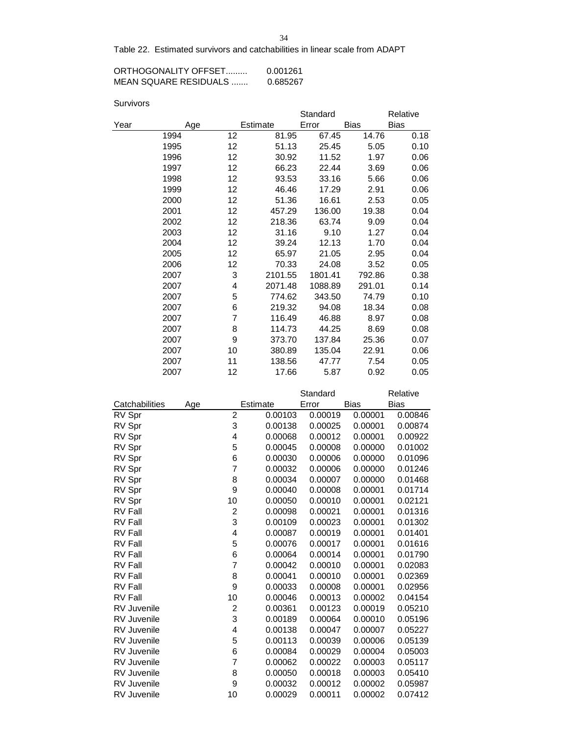Table 22. Estimated survivors and catchabilities in linear scale from ADAPT

ORTHOGONALITY OFFSET......... 0.001261
MEAN SQUARE RESIDUALS ....... 0.685267

Survivors

| Year | Age | Estimate | Standard Error | Bias | Relative Bias |
|---|---|---|---|---|---|
| 1994 | 12 | 81.95 | 67.45 | 14.76 | 0.18 |
| 1995 | 12 | 51.13 | 25.45 | 5.05 | 0.10 |
| 1996 | 12 | 30.92 | 11.52 | 1.97 | 0.06 |
| 1997 | 12 | 66.23 | 22.44 | 3.69 | 0.06 |
| 1998 | 12 | 93.53 | 33.16 | 5.66 | 0.06 |
| 1999 | 12 | 46.46 | 17.29 | 2.91 | 0.06 |
| 2000 | 12 | 51.36 | 16.61 | 2.53 | 0.05 |
| 2001 | 12 | 457.29 | 136.00 | 19.38 | 0.04 |
| 2002 | 12 | 218.36 | 63.74 | 9.09 | 0.04 |
| 2003 | 12 | 31.16 | 9.10 | 1.27 | 0.04 |
| 2004 | 12 | 39.24 | 12.13 | 1.70 | 0.04 |
| 2005 | 12 | 65.97 | 21.05 | 2.95 | 0.04 |
| 2006 | 12 | 70.33 | 24.08 | 3.52 | 0.05 |
| 2007 | 3 | 2101.55 | 1801.41 | 792.86 | 0.38 |
| 2007 | 4 | 2071.48 | 1088.89 | 291.01 | 0.14 |
| 2007 | 5 | 774.62 | 343.50 | 74.79 | 0.10 |
| 2007 | 6 | 219.32 | 94.08 | 18.34 | 0.08 |
| 2007 | 7 | 116.49 | 46.88 | 8.97 | 0.08 |
| 2007 | 8 | 114.73 | 44.25 | 8.69 | 0.08 |
| 2007 | 9 | 373.70 | 137.84 | 25.36 | 0.07 |
| 2007 | 10 | 380.89 | 135.04 | 22.91 | 0.06 |
| 2007 | 11 | 138.56 | 47.77 | 7.54 | 0.05 |
| 2007 | 12 | 17.66 | 5.87 | 0.92 | 0.05 |

| Catchabilities | Age | Estimate | Standard Error | Bias | Relative Bias |
|---|---|---|---|---|---|
| RV Spr | 2 | 0.00103 | 0.00019 | 0.00001 | 0.00846 |
| RV Spr | 3 | 0.00138 | 0.00025 | 0.00001 | 0.00874 |
| RV Spr | 4 | 0.00068 | 0.00012 | 0.00001 | 0.00922 |
| RV Spr | 5 | 0.00045 | 0.00008 | 0.00000 | 0.01002 |
| RV Spr | 6 | 0.00030 | 0.00006 | 0.00000 | 0.01096 |
| RV Spr | 7 | 0.00032 | 0.00006 | 0.00000 | 0.01246 |
| RV Spr | 8 | 0.00034 | 0.00007 | 0.00000 | 0.01468 |
| RV Spr | 9 | 0.00040 | 0.00008 | 0.00001 | 0.01714 |
| RV Spr | 10 | 0.00050 | 0.00010 | 0.00001 | 0.02121 |
| RV Fall | 2 | 0.00098 | 0.00021 | 0.00001 | 0.01316 |
| RV Fall | 3 | 0.00109 | 0.00023 | 0.00001 | 0.01302 |
| RV Fall | 4 | 0.00087 | 0.00019 | 0.00001 | 0.01401 |
| RV Fall | 5 | 0.00076 | 0.00017 | 0.00001 | 0.01616 |
| RV Fall | 6 | 0.00064 | 0.00014 | 0.00001 | 0.01790 |
| RV Fall | 7 | 0.00042 | 0.00010 | 0.00001 | 0.02083 |
| RV Fall | 8 | 0.00041 | 0.00010 | 0.00001 | 0.02369 |
| RV Fall | 9 | 0.00033 | 0.00008 | 0.00001 | 0.02956 |
| RV Fall | 10 | 0.00046 | 0.00013 | 0.00002 | 0.04154 |
| RV Juvenile | 2 | 0.00361 | 0.00123 | 0.00019 | 0.05210 |
| RV Juvenile | 3 | 0.00189 | 0.00064 | 0.00010 | 0.05196 |
| RV Juvenile | 4 | 0.00138 | 0.00047 | 0.00007 | 0.05227 |
| RV Juvenile | 5 | 0.00113 | 0.00039 | 0.00006 | 0.05139 |
| RV Juvenile | 6 | 0.00084 | 0.00029 | 0.00004 | 0.05003 |
| RV Juvenile | 7 | 0.00062 | 0.00022 | 0.00003 | 0.05117 |
| RV Juvenile | 8 | 0.00050 | 0.00018 | 0.00003 | 0.05410 |
| RV Juvenile | 9 | 0.00032 | 0.00012 | 0.00002 | 0.05987 |
| RV Juvenile | 10 | 0.00029 | 0.00011 | 0.00002 | 0.07412 |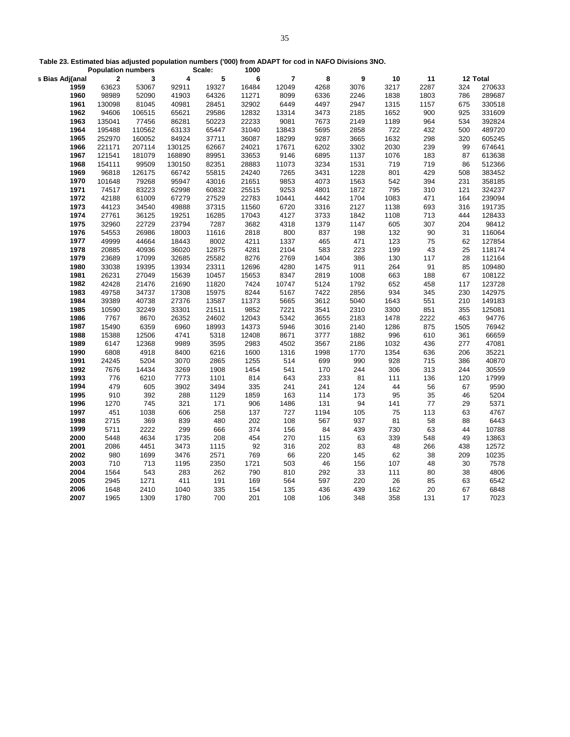**Table 23. Estimated bias adjusted population numbers ('000) from ADAPT for cod in NAFO Divisions 3NO.**

| Population numbers | | | Scale: | | 1000 | | | | | | | |
|---|---|---|---|---|---|---|---|---|---|---|---|---|
| s Bias Adj(anal | 2 | 3 | 4 | 5 | 6 | 7 | 8 | 9 | 10 | 11 | 12 | Total |
| 1959 | 63623 | 53067 | 92911 | 19327 | 16484 | 12049 | 4268 | 3076 | 3217 | 2287 | 324 | 270633 |
| 1960 | 98989 | 52090 | 41903 | 64326 | 11271 | 8099 | 6336 | 2246 | 1838 | 1803 | 786 | 289687 |
| 1961 | 130098 | 81045 | 40981 | 28451 | 32902 | 6449 | 4497 | 2947 | 1315 | 1157 | 675 | 330518 |
| 1962 | 94606 | 106515 | 65621 | 29586 | 12832 | 13314 | 3473 | 2185 | 1652 | 900 | 925 | 331609 |
| 1963 | 135041 | 77456 | 86281 | 50223 | 22233 | 9081 | 7673 | 2149 | 1189 | 964 | 534 | 392824 |
| 1964 | 195488 | 110562 | 63133 | 65447 | 31040 | 13843 | 5695 | 2858 | 722 | 432 | 500 | 489720 |
| 1965 | 252970 | 160052 | 84924 | 37711 | 36087 | 18299 | 9287 | 3665 | 1632 | 298 | 320 | 605245 |
| 1966 | 221171 | 207114 | 130125 | 62667 | 24021 | 17671 | 6202 | 3302 | 2030 | 239 | 99 | 674641 |
| 1967 | 121541 | 181079 | 168890 | 89951 | 33653 | 9146 | 6895 | 1137 | 1076 | 183 | 87 | 613638 |
| 1968 | 154111 | 99509 | 130150 | 82351 | 28883 | 11073 | 3234 | 1531 | 719 | 719 | 86 | 512366 |
| 1969 | 96818 | 126175 | 66742 | 55815 | 24240 | 7265 | 3431 | 1228 | 801 | 429 | 508 | 383452 |
| 1970 | 101648 | 79268 | 95947 | 43016 | 21651 | 9853 | 4073 | 1563 | 542 | 394 | 231 | 358185 |
| 1971 | 74517 | 83223 | 62998 | 60832 | 25515 | 9253 | 4801 | 1872 | 795 | 310 | 121 | 324237 |
| 1972 | 42188 | 61009 | 67279 | 27529 | 22783 | 10441 | 4442 | 1704 | 1083 | 471 | 164 | 239094 |
| 1973 | 44123 | 34540 | 49888 | 37315 | 11560 | 6720 | 3316 | 2127 | 1138 | 693 | 316 | 191735 |
| 1974 | 27761 | 36125 | 19251 | 16285 | 17043 | 4127 | 3733 | 1842 | 1108 | 713 | 444 | 128433 |
| 1975 | 32960 | 22729 | 23794 | 7287 | 3682 | 4318 | 1379 | 1147 | 605 | 307 | 204 | 98412 |
| 1976 | 54553 | 26986 | 18003 | 11616 | 2818 | 800 | 837 | 198 | 132 | 90 | 31 | 116064 |
| 1977 | 49999 | 44664 | 18443 | 8002 | 4211 | 1337 | 465 | 471 | 123 | 75 | 62 | 127854 |
| 1978 | 20885 | 40936 | 36020 | 12875 | 4281 | 2104 | 583 | 223 | 199 | 43 | 25 | 118174 |
| 1979 | 23689 | 17099 | 32685 | 25582 | 8276 | 2769 | 1404 | 386 | 130 | 117 | 28 | 112164 |
| 1980 | 33038 | 19395 | 13934 | 23311 | 12696 | 4280 | 1475 | 911 | 264 | 91 | 85 | 109480 |
| 1981 | 26231 | 27049 | 15639 | 10457 | 15653 | 8347 | 2819 | 1008 | 663 | 188 | 67 | 108122 |
| 1982 | 42428 | 21476 | 21690 | 11820 | 7424 | 10747 | 5124 | 1792 | 652 | 458 | 117 | 123728 |
| 1983 | 49758 | 34737 | 17308 | 15975 | 8244 | 5167 | 7422 | 2856 | 934 | 345 | 230 | 142975 |
| 1984 | 39389 | 40738 | 27376 | 13587 | 11373 | 5665 | 3612 | 5040 | 1643 | 551 | 210 | 149183 |
| 1985 | 10590 | 32249 | 33301 | 21511 | 9852 | 7221 | 3541 | 2310 | 3300 | 851 | 355 | 125081 |
| 1986 | 7767 | 8670 | 26352 | 24602 | 12043 | 5342 | 3655 | 2183 | 1478 | 2222 | 463 | 94776 |
| 1987 | 15490 | 6359 | 6960 | 18993 | 14373 | 5946 | 3016 | 2140 | 1286 | 875 | 1505 | 76942 |
| 1988 | 15388 | 12506 | 4741 | 5318 | 12408 | 8671 | 3777 | 1882 | 996 | 610 | 361 | 66659 |
| 1989 | 6147 | 12368 | 9989 | 3595 | 2983 | 4502 | 3567 | 2186 | 1032 | 436 | 277 | 47081 |
| 1990 | 6808 | 4918 | 8400 | 6216 | 1600 | 1316 | 1998 | 1770 | 1354 | 636 | 206 | 35221 |
| 1991 | 24245 | 5204 | 3070 | 2865 | 1255 | 514 | 699 | 990 | 928 | 715 | 386 | 40870 |
| 1992 | 7676 | 14434 | 3269 | 1908 | 1454 | 541 | 170 | 244 | 306 | 313 | 244 | 30559 |
| 1993 | 776 | 6210 | 7773 | 1101 | 814 | 643 | 233 | 81 | 111 | 136 | 120 | 17999 |
| 1994 | 479 | 605 | 3902 | 3494 | 335 | 241 | 241 | 124 | 44 | 56 | 67 | 9590 |
| 1995 | 910 | 392 | 288 | 1129 | 1859 | 163 | 114 | 173 | 95 | 35 | 46 | 5204 |
| 1996 | 1270 | 745 | 321 | 171 | 906 | 1486 | 131 | 94 | 141 | 77 | 29 | 5371 |
| 1997 | 451 | 1038 | 606 | 258 | 137 | 727 | 1194 | 105 | 75 | 113 | 63 | 4767 |
| 1998 | 2715 | 369 | 839 | 480 | 202 | 108 | 567 | 937 | 81 | 58 | 88 | 6443 |
| 1999 | 5711 | 2222 | 299 | 666 | 374 | 156 | 84 | 439 | 730 | 63 | 44 | 10788 |
| 2000 | 5448 | 4634 | 1735 | 208 | 454 | 270 | 115 | 63 | 339 | 548 | 49 | 13863 |
| 2001 | 2086 | 4451 | 3473 | 1115 | 92 | 316 | 202 | 83 | 48 | 266 | 438 | 12572 |
| 2002 | 980 | 1699 | 3476 | 2571 | 769 | 66 | 220 | 145 | 62 | 38 | 209 | 10235 |
| 2003 | 710 | 713 | 1195 | 2350 | 1721 | 503 | 46 | 156 | 107 | 48 | 30 | 7578 |
| 2004 | 1564 | 543 | 283 | 262 | 790 | 810 | 292 | 33 | 111 | 80 | 38 | 4806 |
| 2005 | 2945 | 1271 | 411 | 191 | 169 | 564 | 597 | 220 | 26 | 85 | 63 | 6542 |
| 2006 | 1648 | 2410 | 1040 | 335 | 154 | 135 | 436 | 439 | 162 | 20 | 67 | 6848 |
| 2007 | 1965 | 1309 | 1780 | 700 | 201 | 108 | 106 | 348 | 358 | 131 | 17 | 7023 |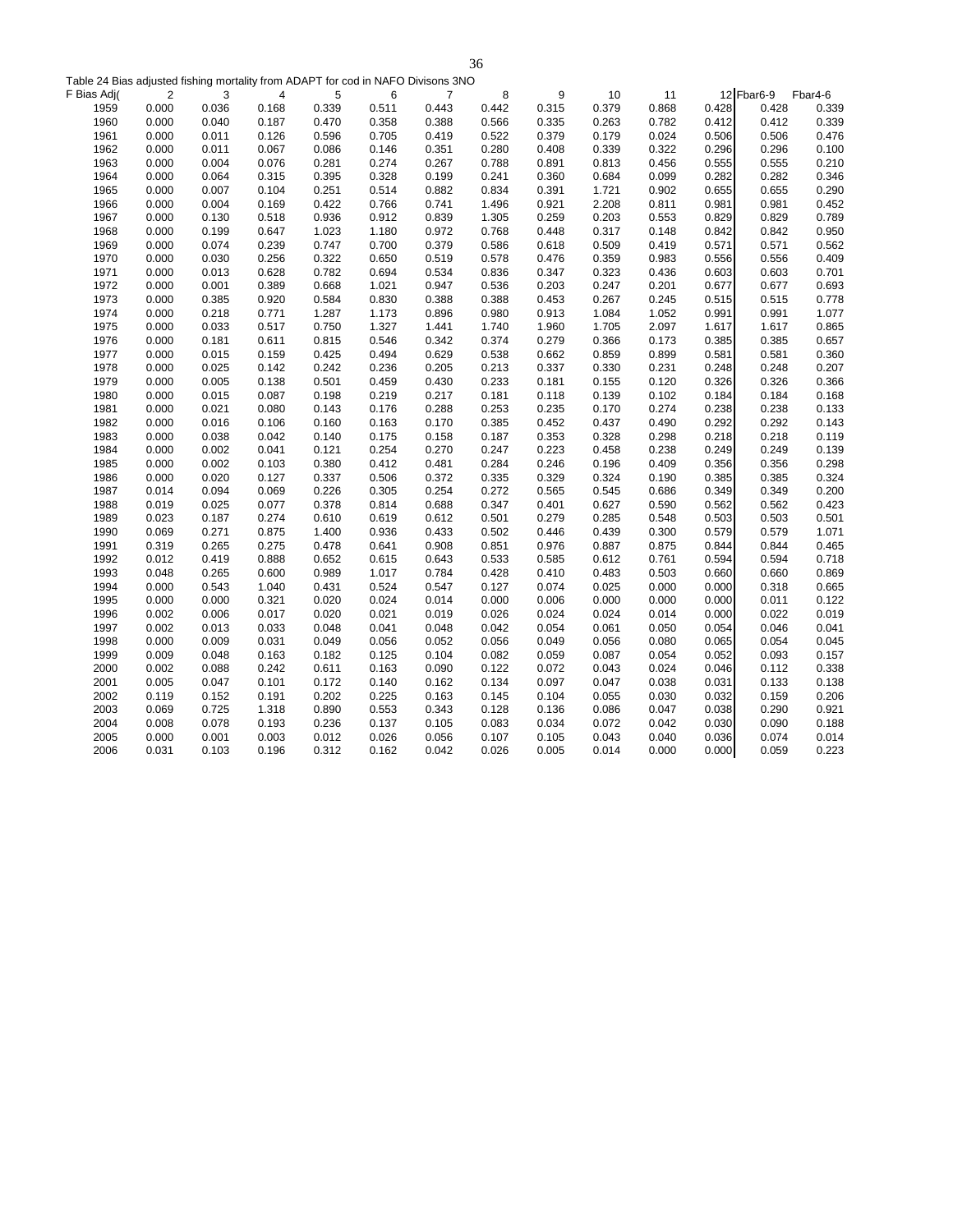Table 24 Bias adjusted fishing mortality from ADAPT for cod in NAFO Divisons 3NO

| F Bias Adj( | 2 | 3 | 4 | 5 | 6 | 7 | 8 | 9 | 10 | 11 | 12 | Fbar6-9 | Fbar4-6 |
|---|---|---|---|---|---|---|---|---|---|---|---|---|---|
| 1959 | 0.000 | 0.036 | 0.168 | 0.339 | 0.511 | 0.443 | 0.442 | 0.315 | 0.379 | 0.868 | 0.428 | 0.428 | 0.339 |
| 1960 | 0.000 | 0.040 | 0.187 | 0.470 | 0.358 | 0.388 | 0.566 | 0.335 | 0.263 | 0.782 | 0.412 | 0.412 | 0.339 |
| 1961 | 0.000 | 0.011 | 0.126 | 0.596 | 0.705 | 0.419 | 0.522 | 0.379 | 0.179 | 0.024 | 0.506 | 0.506 | 0.476 |
| 1962 | 0.000 | 0.011 | 0.067 | 0.086 | 0.146 | 0.351 | 0.280 | 0.408 | 0.339 | 0.322 | 0.296 | 0.296 | 0.100 |
| 1963 | 0.000 | 0.004 | 0.076 | 0.281 | 0.274 | 0.267 | 0.788 | 0.891 | 0.813 | 0.456 | 0.555 | 0.555 | 0.210 |
| 1964 | 0.000 | 0.064 | 0.315 | 0.395 | 0.328 | 0.199 | 0.241 | 0.360 | 0.684 | 0.099 | 0.282 | 0.282 | 0.346 |
| 1965 | 0.000 | 0.007 | 0.104 | 0.251 | 0.514 | 0.882 | 0.834 | 0.391 | 1.721 | 0.902 | 0.655 | 0.655 | 0.290 |
| 1966 | 0.000 | 0.004 | 0.169 | 0.422 | 0.766 | 0.741 | 1.496 | 0.921 | 2.208 | 0.811 | 0.981 | 0.981 | 0.452 |
| 1967 | 0.000 | 0.130 | 0.518 | 0.936 | 0.912 | 0.839 | 1.305 | 0.259 | 0.203 | 0.553 | 0.829 | 0.829 | 0.789 |
| 1968 | 0.000 | 0.199 | 0.647 | 1.023 | 1.180 | 0.972 | 0.768 | 0.448 | 0.317 | 0.148 | 0.842 | 0.842 | 0.950 |
| 1969 | 0.000 | 0.074 | 0.239 | 0.747 | 0.700 | 0.379 | 0.586 | 0.618 | 0.509 | 0.419 | 0.571 | 0.571 | 0.562 |
| 1970 | 0.000 | 0.030 | 0.256 | 0.322 | 0.650 | 0.519 | 0.578 | 0.476 | 0.359 | 0.983 | 0.556 | 0.556 | 0.409 |
| 1971 | 0.000 | 0.013 | 0.628 | 0.782 | 0.694 | 0.534 | 0.836 | 0.347 | 0.323 | 0.436 | 0.603 | 0.603 | 0.701 |
| 1972 | 0.000 | 0.001 | 0.389 | 0.668 | 1.021 | 0.947 | 0.536 | 0.203 | 0.247 | 0.201 | 0.677 | 0.677 | 0.693 |
| 1973 | 0.000 | 0.385 | 0.920 | 0.584 | 0.830 | 0.388 | 0.388 | 0.453 | 0.267 | 0.245 | 0.515 | 0.515 | 0.778 |
| 1974 | 0.000 | 0.218 | 0.771 | 1.287 | 1.173 | 0.896 | 0.980 | 0.913 | 1.084 | 1.052 | 0.991 | 0.991 | 1.077 |
| 1975 | 0.000 | 0.033 | 0.517 | 0.750 | 1.327 | 1.441 | 1.740 | 1.960 | 1.705 | 2.097 | 1.617 | 1.617 | 0.865 |
| 1976 | 0.000 | 0.181 | 0.611 | 0.815 | 0.546 | 0.342 | 0.374 | 0.279 | 0.366 | 0.173 | 0.385 | 0.385 | 0.657 |
| 1977 | 0.000 | 0.015 | 0.159 | 0.425 | 0.494 | 0.629 | 0.538 | 0.662 | 0.859 | 0.899 | 0.581 | 0.581 | 0.360 |
| 1978 | 0.000 | 0.025 | 0.142 | 0.242 | 0.236 | 0.205 | 0.213 | 0.337 | 0.330 | 0.231 | 0.248 | 0.248 | 0.207 |
| 1979 | 0.000 | 0.005 | 0.138 | 0.501 | 0.459 | 0.430 | 0.233 | 0.181 | 0.155 | 0.120 | 0.326 | 0.326 | 0.366 |
| 1980 | 0.000 | 0.015 | 0.087 | 0.198 | 0.219 | 0.217 | 0.181 | 0.118 | 0.139 | 0.102 | 0.184 | 0.184 | 0.168 |
| 1981 | 0.000 | 0.021 | 0.080 | 0.143 | 0.176 | 0.288 | 0.253 | 0.235 | 0.170 | 0.274 | 0.238 | 0.238 | 0.133 |
| 1982 | 0.000 | 0.016 | 0.106 | 0.160 | 0.163 | 0.170 | 0.385 | 0.452 | 0.437 | 0.490 | 0.292 | 0.292 | 0.143 |
| 1983 | 0.000 | 0.038 | 0.042 | 0.140 | 0.175 | 0.158 | 0.187 | 0.353 | 0.328 | 0.298 | 0.218 | 0.218 | 0.119 |
| 1984 | 0.000 | 0.002 | 0.041 | 0.121 | 0.254 | 0.270 | 0.247 | 0.223 | 0.458 | 0.238 | 0.249 | 0.249 | 0.139 |
| 1985 | 0.000 | 0.002 | 0.103 | 0.380 | 0.412 | 0.481 | 0.284 | 0.246 | 0.196 | 0.409 | 0.356 | 0.356 | 0.298 |
| 1986 | 0.000 | 0.020 | 0.127 | 0.337 | 0.506 | 0.372 | 0.335 | 0.329 | 0.324 | 0.190 | 0.385 | 0.385 | 0.324 |
| 1987 | 0.014 | 0.094 | 0.069 | 0.226 | 0.305 | 0.254 | 0.272 | 0.565 | 0.545 | 0.686 | 0.349 | 0.349 | 0.200 |
| 1988 | 0.019 | 0.025 | 0.077 | 0.378 | 0.814 | 0.688 | 0.347 | 0.401 | 0.627 | 0.590 | 0.562 | 0.562 | 0.423 |
| 1989 | 0.023 | 0.187 | 0.274 | 0.610 | 0.619 | 0.612 | 0.501 | 0.279 | 0.285 | 0.548 | 0.503 | 0.503 | 0.501 |
| 1990 | 0.069 | 0.271 | 0.875 | 1.400 | 0.936 | 0.433 | 0.502 | 0.446 | 0.439 | 0.300 | 0.579 | 0.579 | 1.071 |
| 1991 | 0.319 | 0.265 | 0.275 | 0.478 | 0.641 | 0.908 | 0.851 | 0.976 | 0.887 | 0.875 | 0.844 | 0.844 | 0.465 |
| 1992 | 0.012 | 0.419 | 0.888 | 0.652 | 0.615 | 0.643 | 0.533 | 0.585 | 0.612 | 0.761 | 0.594 | 0.594 | 0.718 |
| 1993 | 0.048 | 0.265 | 0.600 | 0.989 | 1.017 | 0.784 | 0.428 | 0.410 | 0.483 | 0.503 | 0.660 | 0.660 | 0.869 |
| 1994 | 0.000 | 0.543 | 1.040 | 0.431 | 0.524 | 0.547 | 0.127 | 0.074 | 0.025 | 0.000 | 0.000 | 0.318 | 0.665 |
| 1995 | 0.000 | 0.000 | 0.321 | 0.020 | 0.024 | 0.014 | 0.000 | 0.006 | 0.000 | 0.000 | 0.000 | 0.011 | 0.122 |
| 1996 | 0.002 | 0.006 | 0.017 | 0.020 | 0.021 | 0.019 | 0.026 | 0.024 | 0.024 | 0.014 | 0.000 | 0.022 | 0.019 |
| 1997 | 0.002 | 0.013 | 0.033 | 0.048 | 0.041 | 0.048 | 0.042 | 0.054 | 0.061 | 0.050 | 0.054 | 0.046 | 0.041 |
| 1998 | 0.000 | 0.009 | 0.031 | 0.049 | 0.056 | 0.052 | 0.056 | 0.049 | 0.056 | 0.080 | 0.065 | 0.054 | 0.045 |
| 1999 | 0.009 | 0.048 | 0.163 | 0.182 | 0.125 | 0.104 | 0.082 | 0.059 | 0.087 | 0.054 | 0.052 | 0.093 | 0.157 |
| 2000 | 0.002 | 0.088 | 0.242 | 0.611 | 0.163 | 0.090 | 0.122 | 0.072 | 0.043 | 0.024 | 0.046 | 0.112 | 0.338 |
| 2001 | 0.005 | 0.047 | 0.101 | 0.172 | 0.140 | 0.162 | 0.134 | 0.097 | 0.047 | 0.038 | 0.031 | 0.133 | 0.138 |
| 2002 | 0.119 | 0.152 | 0.191 | 0.202 | 0.225 | 0.163 | 0.145 | 0.104 | 0.055 | 0.030 | 0.032 | 0.159 | 0.206 |
| 2003 | 0.069 | 0.725 | 1.318 | 0.890 | 0.553 | 0.343 | 0.128 | 0.136 | 0.086 | 0.047 | 0.038 | 0.290 | 0.921 |
| 2004 | 0.008 | 0.078 | 0.193 | 0.236 | 0.137 | 0.105 | 0.083 | 0.034 | 0.072 | 0.042 | 0.030 | 0.090 | 0.188 |
| 2005 | 0.000 | 0.001 | 0.003 | 0.012 | 0.026 | 0.056 | 0.107 | 0.105 | 0.043 | 0.040 | 0.036 | 0.074 | 0.014 |
| 2006 | 0.031 | 0.103 | 0.196 | 0.312 | 0.162 | 0.042 | 0.026 | 0.005 | 0.014 | 0.000 | 0.000 | 0.059 | 0.223 |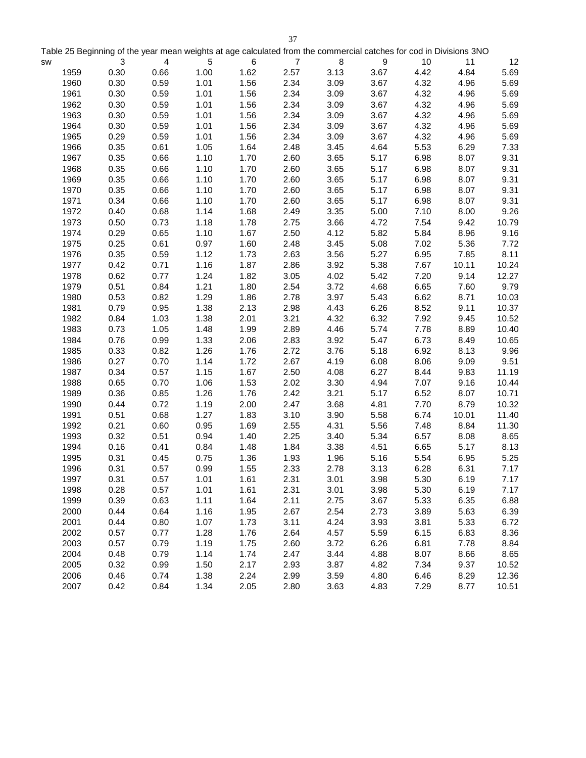Table 25 Beginning of the year mean weights at age calculated from the commercial catches for cod in Divisions 3NO

| sw | 3 | 4 | 5 | 6 | 7 | 8 | 9 | 10 | 11 | 12 |
|---|---|---|---|---|---|---|---|---|---|---|
| 1959 | 0.30 | 0.66 | 1.00 | 1.62 | 2.57 | 3.13 | 3.67 | 4.42 | 4.84 | 5.69 |
| 1960 | 0.30 | 0.59 | 1.01 | 1.56 | 2.34 | 3.09 | 3.67 | 4.32 | 4.96 | 5.69 |
| 1961 | 0.30 | 0.59 | 1.01 | 1.56 | 2.34 | 3.09 | 3.67 | 4.32 | 4.96 | 5.69 |
| 1962 | 0.30 | 0.59 | 1.01 | 1.56 | 2.34 | 3.09 | 3.67 | 4.32 | 4.96 | 5.69 |
| 1963 | 0.30 | 0.59 | 1.01 | 1.56 | 2.34 | 3.09 | 3.67 | 4.32 | 4.96 | 5.69 |
| 1964 | 0.30 | 0.59 | 1.01 | 1.56 | 2.34 | 3.09 | 3.67 | 4.32 | 4.96 | 5.69 |
| 1965 | 0.29 | 0.59 | 1.01 | 1.56 | 2.34 | 3.09 | 3.67 | 4.32 | 4.96 | 5.69 |
| 1966 | 0.35 | 0.61 | 1.05 | 1.64 | 2.48 | 3.45 | 4.64 | 5.53 | 6.29 | 7.33 |
| 1967 | 0.35 | 0.66 | 1.10 | 1.70 | 2.60 | 3.65 | 5.17 | 6.98 | 8.07 | 9.31 |
| 1968 | 0.35 | 0.66 | 1.10 | 1.70 | 2.60 | 3.65 | 5.17 | 6.98 | 8.07 | 9.31 |
| 1969 | 0.35 | 0.66 | 1.10 | 1.70 | 2.60 | 3.65 | 5.17 | 6.98 | 8.07 | 9.31 |
| 1970 | 0.35 | 0.66 | 1.10 | 1.70 | 2.60 | 3.65 | 5.17 | 6.98 | 8.07 | 9.31 |
| 1971 | 0.34 | 0.66 | 1.10 | 1.70 | 2.60 | 3.65 | 5.17 | 6.98 | 8.07 | 9.31 |
| 1972 | 0.40 | 0.68 | 1.14 | 1.68 | 2.49 | 3.35 | 5.00 | 7.10 | 8.00 | 9.26 |
| 1973 | 0.50 | 0.73 | 1.18 | 1.78 | 2.75 | 3.66 | 4.72 | 7.54 | 9.42 | 10.79 |
| 1974 | 0.29 | 0.65 | 1.10 | 1.67 | 2.50 | 4.12 | 5.82 | 5.84 | 8.96 | 9.16 |
| 1975 | 0.25 | 0.61 | 0.97 | 1.60 | 2.48 | 3.45 | 5.08 | 7.02 | 5.36 | 7.72 |
| 1976 | 0.35 | 0.59 | 1.12 | 1.73 | 2.63 | 3.56 | 5.27 | 6.95 | 7.85 | 8.11 |
| 1977 | 0.42 | 0.71 | 1.16 | 1.87 | 2.86 | 3.92 | 5.38 | 7.67 | 10.11 | 10.24 |
| 1978 | 0.62 | 0.77 | 1.24 | 1.82 | 3.05 | 4.02 | 5.42 | 7.20 | 9.14 | 12.27 |
| 1979 | 0.51 | 0.84 | 1.21 | 1.80 | 2.54 | 3.72 | 4.68 | 6.65 | 7.60 | 9.79 |
| 1980 | 0.53 | 0.82 | 1.29 | 1.86 | 2.78 | 3.97 | 5.43 | 6.62 | 8.71 | 10.03 |
| 1981 | 0.79 | 0.95 | 1.38 | 2.13 | 2.98 | 4.43 | 6.26 | 8.52 | 9.11 | 10.37 |
| 1982 | 0.84 | 1.03 | 1.38 | 2.01 | 3.21 | 4.32 | 6.32 | 7.92 | 9.45 | 10.52 |
| 1983 | 0.73 | 1.05 | 1.48 | 1.99 | 2.89 | 4.46 | 5.74 | 7.78 | 8.89 | 10.40 |
| 1984 | 0.76 | 0.99 | 1.33 | 2.06 | 2.83 | 3.92 | 5.47 | 6.73 | 8.49 | 10.65 |
| 1985 | 0.33 | 0.82 | 1.26 | 1.76 | 2.72 | 3.76 | 5.18 | 6.92 | 8.13 | 9.96 |
| 1986 | 0.27 | 0.70 | 1.14 | 1.72 | 2.67 | 4.19 | 6.08 | 8.06 | 9.09 | 9.51 |
| 1987 | 0.34 | 0.57 | 1.15 | 1.67 | 2.50 | 4.08 | 6.27 | 8.44 | 9.83 | 11.19 |
| 1988 | 0.65 | 0.70 | 1.06 | 1.53 | 2.02 | 3.30 | 4.94 | 7.07 | 9.16 | 10.44 |
| 1989 | 0.36 | 0.85 | 1.26 | 1.76 | 2.42 | 3.21 | 5.17 | 6.52 | 8.07 | 10.71 |
| 1990 | 0.44 | 0.72 | 1.19 | 2.00 | 2.47 | 3.68 | 4.81 | 7.70 | 8.79 | 10.32 |
| 1991 | 0.51 | 0.68 | 1.27 | 1.83 | 3.10 | 3.90 | 5.58 | 6.74 | 10.01 | 11.40 |
| 1992 | 0.21 | 0.60 | 0.95 | 1.69 | 2.55 | 4.31 | 5.56 | 7.48 | 8.84 | 11.30 |
| 1993 | 0.32 | 0.51 | 0.94 | 1.40 | 2.25 | 3.40 | 5.34 | 6.57 | 8.08 | 8.65 |
| 1994 | 0.16 | 0.41 | 0.84 | 1.48 | 1.84 | 3.38 | 4.51 | 6.65 | 5.17 | 8.13 |
| 1995 | 0.31 | 0.45 | 0.75 | 1.36 | 1.93 | 1.96 | 5.16 | 5.54 | 6.95 | 5.25 |
| 1996 | 0.31 | 0.57 | 0.99 | 1.55 | 2.33 | 2.78 | 3.13 | 6.28 | 6.31 | 7.17 |
| 1997 | 0.31 | 0.57 | 1.01 | 1.61 | 2.31 | 3.01 | 3.98 | 5.30 | 6.19 | 7.17 |
| 1998 | 0.28 | 0.57 | 1.01 | 1.61 | 2.31 | 3.01 | 3.98 | 5.30 | 6.19 | 7.17 |
| 1999 | 0.39 | 0.63 | 1.11 | 1.64 | 2.11 | 2.75 | 3.67 | 5.33 | 6.35 | 6.88 |
| 2000 | 0.44 | 0.64 | 1.16 | 1.95 | 2.67 | 2.54 | 2.73 | 3.89 | 5.63 | 6.39 |
| 2001 | 0.44 | 0.80 | 1.07 | 1.73 | 3.11 | 4.24 | 3.93 | 3.81 | 5.33 | 6.72 |
| 2002 | 0.57 | 0.77 | 1.28 | 1.76 | 2.64 | 4.57 | 5.59 | 6.15 | 6.83 | 8.36 |
| 2003 | 0.57 | 0.79 | 1.19 | 1.75 | 2.60 | 3.72 | 6.26 | 6.81 | 7.78 | 8.84 |
| 2004 | 0.48 | 0.79 | 1.14 | 1.74 | 2.47 | 3.44 | 4.88 | 8.07 | 8.66 | 8.65 |
| 2005 | 0.32 | 0.99 | 1.50 | 2.17 | 2.93 | 3.87 | 4.82 | 7.34 | 9.37 | 10.52 |
| 2006 | 0.46 | 0.74 | 1.38 | 2.24 | 2.99 | 3.59 | 4.80 | 6.46 | 8.29 | 12.36 |
| 2007 | 0.42 | 0.84 | 1.34 | 2.05 | 2.80 | 3.63 | 4.83 | 7.29 | 8.77 | 10.51 |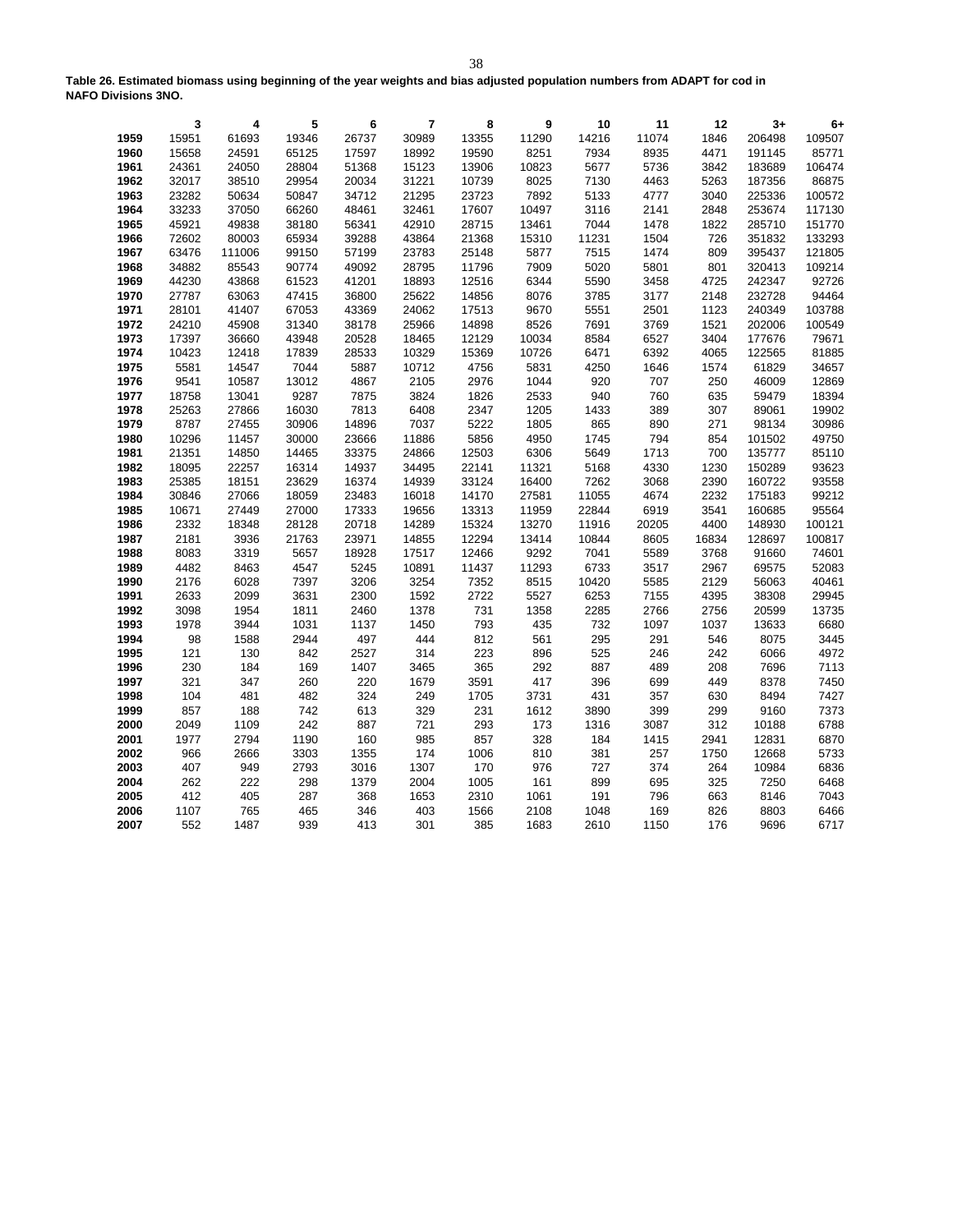**Table 26. Estimated biomass using beginning of the year weights and bias adjusted population numbers from ADAPT for cod in NAFO Divisions 3NO.**

| | 3 | 4 | 5 | 6 | 7 | 8 | 9 | 10 | 11 | 12 | 3+ | 6+ |
|---|---|---|---|---|---|---|---|---|---|---|---|---|
| **1959** | 15951 | 61693 | 19346 | 26737 | 30989 | 13355 | 11290 | 14216 | 11074 | 1846 | 206498 | 109507 |
| **1960** | 15658 | 24591 | 65125 | 17597 | 18992 | 19590 | 8251 | 7934 | 8935 | 4471 | 191145 | 85771 |
| **1961** | 24361 | 24050 | 28804 | 51368 | 15123 | 13906 | 10823 | 5677 | 5736 | 3842 | 183689 | 106474 |
| **1962** | 32017 | 38510 | 29954 | 20034 | 31221 | 10739 | 8025 | 7130 | 4463 | 5263 | 187356 | 86875 |
| **1963** | 23282 | 50634 | 50847 | 34712 | 21295 | 23723 | 7892 | 5133 | 4777 | 3040 | 225336 | 100572 |
| **1964** | 33233 | 37050 | 66260 | 48461 | 32461 | 17607 | 10497 | 3116 | 2141 | 2848 | 253674 | 117130 |
| **1965** | 45921 | 49838 | 38180 | 56341 | 42910 | 28715 | 13461 | 7044 | 1478 | 1822 | 285710 | 151770 |
| **1966** | 72602 | 80003 | 65934 | 39288 | 43864 | 21368 | 15310 | 11231 | 1504 | 726 | 351832 | 133293 |
| **1967** | 63476 | 111006 | 99150 | 57199 | 23783 | 25148 | 5877 | 7515 | 1474 | 809 | 395437 | 121805 |
| **1968** | 34882 | 85543 | 90774 | 49092 | 28795 | 11796 | 7909 | 5020 | 5801 | 801 | 320413 | 109214 |
| **1969** | 44230 | 43868 | 61523 | 41201 | 18893 | 12516 | 6344 | 5590 | 3458 | 4725 | 242347 | 92726 |
| **1970** | 27787 | 63063 | 47415 | 36800 | 25622 | 14856 | 8076 | 3785 | 3177 | 2148 | 232728 | 94464 |
| **1971** | 28101 | 41407 | 67053 | 43369 | 24062 | 17513 | 9670 | 5551 | 2501 | 1123 | 240349 | 103788 |
| **1972** | 24210 | 45908 | 31340 | 38178 | 25966 | 14898 | 8526 | 7691 | 3769 | 1521 | 202006 | 100549 |
| **1973** | 17397 | 36660 | 43948 | 20528 | 18465 | 12129 | 10034 | 8584 | 6527 | 3404 | 177676 | 79671 |
| **1974** | 10423 | 12418 | 17839 | 28533 | 10329 | 15369 | 10726 | 6471 | 6392 | 4065 | 122565 | 81885 |
| **1975** | 5581 | 14547 | 7044 | 5887 | 10712 | 4756 | 5831 | 4250 | 1646 | 1574 | 61829 | 34657 |
| **1976** | 9541 | 10587 | 13012 | 4867 | 2105 | 2976 | 1044 | 920 | 707 | 250 | 46009 | 12869 |
| **1977** | 18758 | 13041 | 9287 | 7875 | 3824 | 1826 | 2533 | 940 | 760 | 635 | 59479 | 18394 |
| **1978** | 25263 | 27866 | 16030 | 7813 | 6408 | 2347 | 1205 | 1433 | 389 | 307 | 89061 | 19902 |
| **1979** | 8787 | 27455 | 30906 | 14896 | 7037 | 5222 | 1805 | 865 | 890 | 271 | 98134 | 30986 |
| **1980** | 10296 | 11457 | 30000 | 23666 | 11886 | 5856 | 4950 | 1745 | 794 | 854 | 101502 | 49750 |
| **1981** | 21351 | 14850 | 14465 | 33375 | 24866 | 12503 | 6306 | 5649 | 1713 | 700 | 135777 | 85110 |
| **1982** | 18095 | 22257 | 16314 | 14937 | 34495 | 22141 | 11321 | 5168 | 4330 | 1230 | 150289 | 93623 |
| **1983** | 25385 | 18151 | 23629 | 16374 | 14939 | 33124 | 16400 | 7262 | 3068 | 2390 | 160722 | 93558 |
| **1984** | 30846 | 27066 | 18059 | 23483 | 16018 | 14170 | 27581 | 11055 | 4674 | 2232 | 175183 | 99212 |
| **1985** | 10671 | 27449 | 27000 | 17333 | 19656 | 13313 | 11959 | 22844 | 6919 | 3541 | 160685 | 95564 |
| **1986** | 2332 | 18348 | 28128 | 20718 | 14289 | 15324 | 13270 | 11916 | 20205 | 4400 | 148930 | 100121 |
| **1987** | 2181 | 3936 | 21763 | 23971 | 14855 | 12294 | 13414 | 10844 | 8605 | 16834 | 128697 | 100817 |
| **1988** | 8083 | 3319 | 5657 | 18928 | 17517 | 12466 | 9292 | 7041 | 5589 | 3768 | 91660 | 74601 |
| **1989** | 4482 | 8463 | 4547 | 5245 | 10891 | 11437 | 11293 | 6733 | 3517 | 2967 | 69575 | 52083 |
| **1990** | 2176 | 6028 | 7397 | 3206 | 3254 | 7352 | 8515 | 10420 | 5585 | 2129 | 56063 | 40461 |
| **1991** | 2633 | 2099 | 3631 | 2300 | 1592 | 2722 | 5527 | 6253 | 7155 | 4395 | 38308 | 29945 |
| **1992** | 3098 | 1954 | 1811 | 2460 | 1378 | 731 | 1358 | 2285 | 2766 | 2756 | 20599 | 13735 |
| **1993** | 1978 | 3944 | 1031 | 1137 | 1450 | 793 | 435 | 732 | 1097 | 1037 | 13633 | 6680 |
| **1994** | 98 | 1588 | 2944 | 497 | 444 | 812 | 561 | 295 | 291 | 546 | 8075 | 3445 |
| **1995** | 121 | 130 | 842 | 2527 | 314 | 223 | 896 | 525 | 246 | 242 | 6066 | 4972 |
| **1996** | 230 | 184 | 169 | 1407 | 3465 | 365 | 292 | 887 | 489 | 208 | 7696 | 7113 |
| **1997** | 321 | 347 | 260 | 220 | 1679 | 3591 | 417 | 396 | 699 | 449 | 8378 | 7450 |
| **1998** | 104 | 481 | 482 | 324 | 249 | 1705 | 3731 | 431 | 357 | 630 | 8494 | 7427 |
| **1999** | 857 | 188 | 742 | 613 | 329 | 231 | 1612 | 3890 | 399 | 299 | 9160 | 7373 |
| **2000** | 2049 | 1109 | 242 | 887 | 721 | 293 | 173 | 1316 | 3087 | 312 | 10188 | 6788 |
| **2001** | 1977 | 2794 | 1190 | 160 | 985 | 857 | 328 | 184 | 1415 | 2941 | 12831 | 6870 |
| **2002** | 966 | 2666 | 3303 | 1355 | 174 | 1006 | 810 | 381 | 257 | 1750 | 12668 | 5733 |
| **2003** | 407 | 949 | 2793 | 3016 | 1307 | 170 | 976 | 727 | 374 | 264 | 10984 | 6836 |
| **2004** | 262 | 222 | 298 | 1379 | 2004 | 1005 | 161 | 899 | 695 | 325 | 7250 | 6468 |
| **2005** | 412 | 405 | 287 | 368 | 1653 | 2310 | 1061 | 191 | 796 | 663 | 8146 | 7043 |
| **2006** | 1107 | 765 | 465 | 346 | 403 | 1566 | 2108 | 1048 | 169 | 826 | 8803 | 6466 |
| **2007** | 552 | 1487 | 939 | 413 | 301 | 385 | 1683 | 2610 | 1150 | 176 | 9696 | 6717 |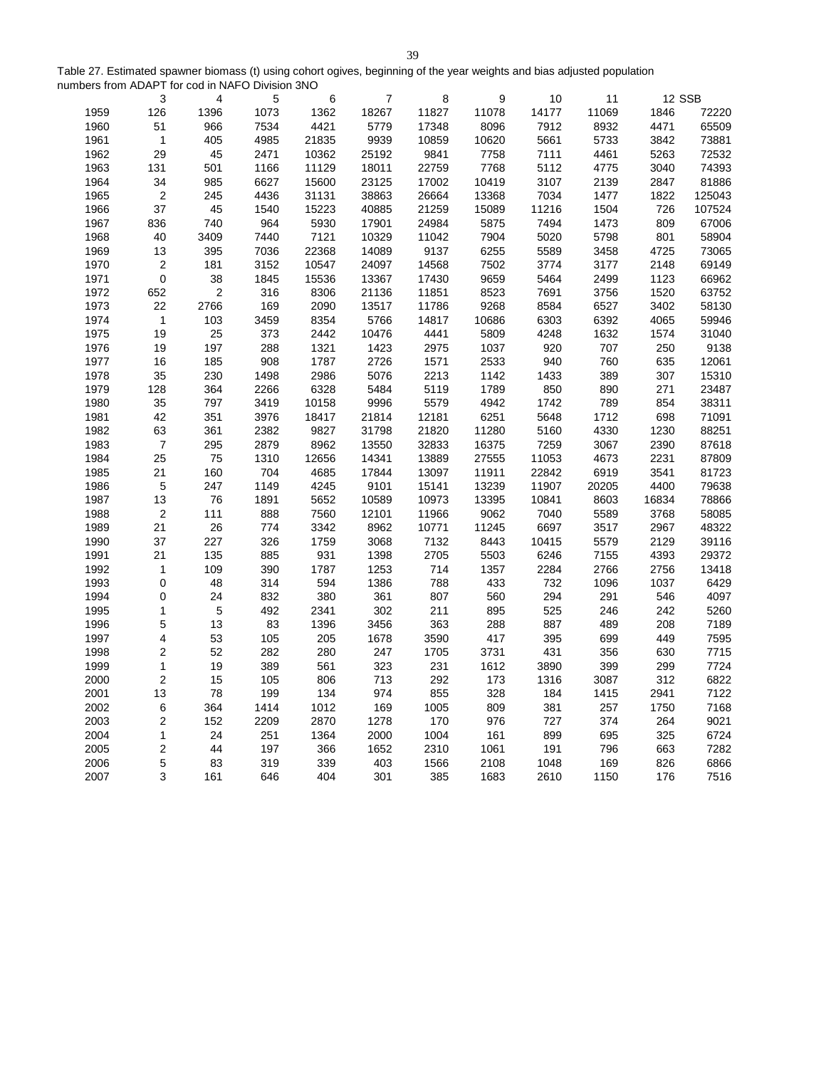Table 27. Estimated spawner biomass (t) using cohort ogives, beginning of the year weights and bias adjusted population numbers from ADAPT for cod in NAFO Division 3NO

| | 3 | 4 | 5 | 6 | 7 | 8 | 9 | 10 | 11 | 12 | SSB |
|---|---|---|---|---|---|---|---|---|---|---|---|
| 1959 | 126 | 1396 | 1073 | 1362 | 18267 | 11827 | 11078 | 14177 | 11069 | 1846 | 72220 |
| 1960 | 51 | 966 | 7534 | 4421 | 5779 | 17348 | 8096 | 7912 | 8932 | 4471 | 65509 |
| 1961 | 1 | 405 | 4985 | 21835 | 9939 | 10859 | 10620 | 5661 | 5733 | 3842 | 73881 |
| 1962 | 29 | 45 | 2471 | 10362 | 25192 | 9841 | 7758 | 7111 | 4461 | 5263 | 72532 |
| 1963 | 131 | 501 | 1166 | 11129 | 18011 | 22759 | 7768 | 5112 | 4775 | 3040 | 74393 |
| 1964 | 34 | 985 | 6627 | 15600 | 23125 | 17002 | 10419 | 3107 | 2139 | 2847 | 81886 |
| 1965 | 2 | 245 | 4436 | 31131 | 38863 | 26664 | 13368 | 7034 | 1477 | 1822 | 125043 |
| 1966 | 37 | 45 | 1540 | 15223 | 40885 | 21259 | 15089 | 11216 | 1504 | 726 | 107524 |
| 1967 | 836 | 740 | 964 | 5930 | 17901 | 24984 | 5875 | 7494 | 1473 | 809 | 67006 |
| 1968 | 40 | 3409 | 7440 | 7121 | 10329 | 11042 | 7904 | 5020 | 5798 | 801 | 58904 |
| 1969 | 13 | 395 | 7036 | 22368 | 14089 | 9137 | 6255 | 5589 | 3458 | 4725 | 73065 |
| 1970 | 2 | 181 | 3152 | 10547 | 24097 | 14568 | 7502 | 3774 | 3177 | 2148 | 69149 |
| 1971 | 0 | 38 | 1845 | 15536 | 13367 | 17430 | 9659 | 5464 | 2499 | 1123 | 66962 |
| 1972 | 652 | 2 | 316 | 8306 | 21136 | 11851 | 8523 | 7691 | 3756 | 1520 | 63752 |
| 1973 | 22 | 2766 | 169 | 2090 | 13517 | 11786 | 9268 | 8584 | 6527 | 3402 | 58130 |
| 1974 | 1 | 103 | 3459 | 8354 | 5766 | 14817 | 10686 | 6303 | 6392 | 4065 | 59946 |
| 1975 | 19 | 25 | 373 | 2442 | 10476 | 4441 | 5809 | 4248 | 1632 | 1574 | 31040 |
| 1976 | 19 | 197 | 288 | 1321 | 1423 | 2975 | 1037 | 920 | 707 | 250 | 9138 |
| 1977 | 16 | 185 | 908 | 1787 | 2726 | 1571 | 2533 | 940 | 760 | 635 | 12061 |
| 1978 | 35 | 230 | 1498 | 2986 | 5076 | 2213 | 1142 | 1433 | 389 | 307 | 15310 |
| 1979 | 128 | 364 | 2266 | 6328 | 5484 | 5119 | 1789 | 850 | 890 | 271 | 23487 |
| 1980 | 35 | 797 | 3419 | 10158 | 9996 | 5579 | 4942 | 1742 | 789 | 854 | 38311 |
| 1981 | 42 | 351 | 3976 | 18417 | 21814 | 12181 | 6251 | 5648 | 1712 | 698 | 71091 |
| 1982 | 63 | 361 | 2382 | 9827 | 31798 | 21820 | 11280 | 5160 | 4330 | 1230 | 88251 |
| 1983 | 7 | 295 | 2879 | 8962 | 13550 | 32833 | 16375 | 7259 | 3067 | 2390 | 87618 |
| 1984 | 25 | 75 | 1310 | 12656 | 14341 | 13889 | 27555 | 11053 | 4673 | 2231 | 87809 |
| 1985 | 21 | 160 | 704 | 4685 | 17844 | 13097 | 11911 | 22842 | 6919 | 3541 | 81723 |
| 1986 | 5 | 247 | 1149 | 4245 | 9101 | 15141 | 13239 | 11907 | 20205 | 4400 | 79638 |
| 1987 | 13 | 76 | 1891 | 5652 | 10589 | 10973 | 13395 | 10841 | 8603 | 16834 | 78866 |
| 1988 | 2 | 111 | 888 | 7560 | 12101 | 11966 | 9062 | 7040 | 5589 | 3768 | 58085 |
| 1989 | 21 | 26 | 774 | 3342 | 8962 | 10771 | 11245 | 6697 | 3517 | 2967 | 48322 |
| 1990 | 37 | 227 | 326 | 1759 | 3068 | 7132 | 8443 | 10415 | 5579 | 2129 | 39116 |
| 1991 | 21 | 135 | 885 | 931 | 1398 | 2705 | 5503 | 6246 | 7155 | 4393 | 29372 |
| 1992 | 1 | 109 | 390 | 1787 | 1253 | 714 | 1357 | 2284 | 2766 | 2756 | 13418 |
| 1993 | 0 | 48 | 314 | 594 | 1386 | 788 | 433 | 732 | 1096 | 1037 | 6429 |
| 1994 | 0 | 24 | 832 | 380 | 361 | 807 | 560 | 294 | 291 | 546 | 4097 |
| 1995 | 1 | 5 | 492 | 2341 | 302 | 211 | 895 | 525 | 246 | 242 | 5260 |
| 1996 | 5 | 13 | 83 | 1396 | 3456 | 363 | 288 | 887 | 489 | 208 | 7189 |
| 1997 | 4 | 53 | 105 | 205 | 1678 | 3590 | 417 | 395 | 699 | 449 | 7595 |
| 1998 | 2 | 52 | 282 | 280 | 247 | 1705 | 3731 | 431 | 356 | 630 | 7715 |
| 1999 | 1 | 19 | 389 | 561 | 323 | 231 | 1612 | 3890 | 399 | 299 | 7724 |
| 2000 | 2 | 15 | 105 | 806 | 713 | 292 | 173 | 1316 | 3087 | 312 | 6822 |
| 2001 | 13 | 78 | 199 | 134 | 974 | 855 | 328 | 184 | 1415 | 2941 | 7122 |
| 2002 | 6 | 364 | 1414 | 1012 | 169 | 1005 | 809 | 381 | 257 | 1750 | 7168 |
| 2003 | 2 | 152 | 2209 | 2870 | 1278 | 170 | 976 | 727 | 374 | 264 | 9021 |
| 2004 | 1 | 24 | 251 | 1364 | 2000 | 1004 | 161 | 899 | 695 | 325 | 6724 |
| 2005 | 2 | 44 | 197 | 366 | 1652 | 2310 | 1061 | 191 | 796 | 663 | 7282 |
| 2006 | 5 | 83 | 319 | 339 | 403 | 1566 | 2108 | 1048 | 169 | 826 | 6866 |
| 2007 | 3 | 161 | 646 | 404 | 301 | 385 | 1683 | 2610 | 1150 | 176 | 7516 |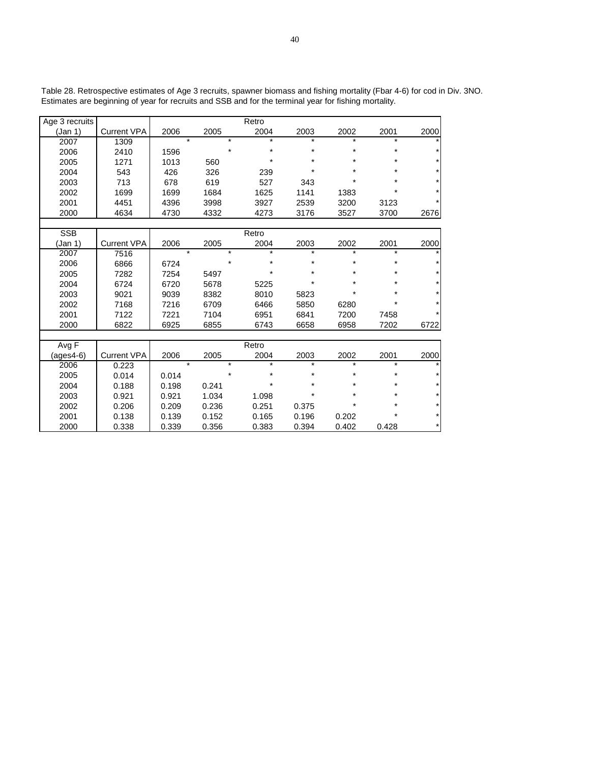Table 28. Retrospective estimates of Age 3 recruits, spawner biomass and fishing mortality (Fbar 4-6) for cod in Div. 3NO. Estimates are beginning of year for recruits and SSB and for the terminal year for fishing mortality.

| Age 3 recruits | | Retro | | | | | | |
|---|---|---|---|---|---|---|---|---|
| (Jan 1) | Current VPA | 2006 | 2005 | 2004 | 2003 | 2002 | 2001 | 2000 |
| 2007 | 1309 | * | * | * | * | * | * | * |
| 2006 | 2410 | 1596 | * | * | * | * | * | * |
| 2005 | 1271 | 1013 | 560 | * | * | * | * | * |
| 2004 | 543 | 426 | 326 | 239 | * | * | * | * |
| 2003 | 713 | 678 | 619 | 527 | 343 | * | * | * |
| 2002 | 1699 | 1699 | 1684 | 1625 | 1141 | 1383 | * | * |
| 2001 | 4451 | 4396 | 3998 | 3927 | 2539 | 3200 | 3123 | * |
| 2000 | 4634 | 4730 | 4332 | 4273 | 3176 | 3527 | 3700 | 2676 |

| SSB | | Retro | | | | | | |
|---|---|---|---|---|---|---|---|---|
| (Jan 1) | Current VPA | 2006 | 2005 | 2004 | 2003 | 2002 | 2001 | 2000 |
| 2007 | 7516 | * | * | * | * | * | * | * |
| 2006 | 6866 | 6724 | * | * | * | * | * | * |
| 2005 | 7282 | 7254 | 5497 | * | * | * | * | * |
| 2004 | 6724 | 6720 | 5678 | 5225 | * | * | * | * |
| 2003 | 9021 | 9039 | 8382 | 8010 | 5823 | * | * | * |
| 2002 | 7168 | 7216 | 6709 | 6466 | 5850 | 6280 | * | * |
| 2001 | 7122 | 7221 | 7104 | 6951 | 6841 | 7200 | 7458 | * |
| 2000 | 6822 | 6925 | 6855 | 6743 | 6658 | 6958 | 7202 | 6722 |

| Avg F | | Retro | | | | | | |
|---|---|---|---|---|---|---|---|---|
| (ages4-6) | Current VPA | 2006 | 2005 | 2004 | 2003 | 2002 | 2001 | 2000 |
| 2006 | 0.223 | * | * | * | * | * | * | * |
| 2005 | 0.014 | 0.014 | * | * | * | * | * | * |
| 2004 | 0.188 | 0.198 | 0.241 | * | * | * | * | * |
| 2003 | 0.921 | 0.921 | 1.034 | 1.098 | * | * | * | * |
| 2002 | 0.206 | 0.209 | 0.236 | 0.251 | 0.375 | * | * | * |
| 2001 | 0.138 | 0.139 | 0.152 | 0.165 | 0.196 | 0.202 | * | * |
| 2000 | 0.338 | 0.339 | 0.356 | 0.383 | 0.394 | 0.402 | 0.428 | * |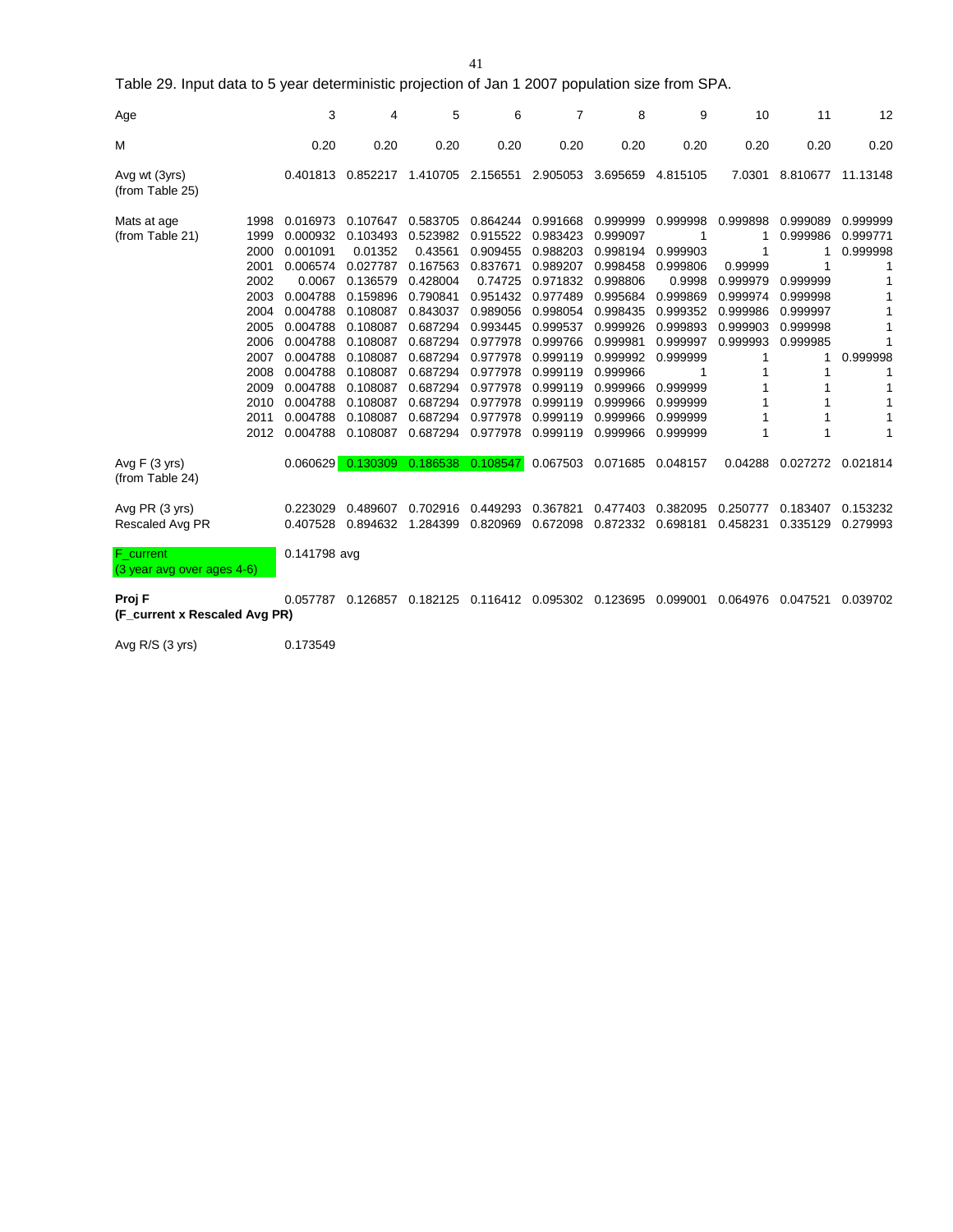Table 29. Input data to 5 year deterministic projection of Jan 1 2007 population size from SPA.

| Age | | 3 | 4 | 5 | 6 | 7 | 8 | 9 | 10 | 11 | 12 |
|---|---|---|---|---|---|---|---|---|---|---|---|
| M | | 0.20 | 0.20 | 0.20 | 0.20 | 0.20 | 0.20 | 0.20 | 0.20 | 0.20 | 0.20 |
| Avg wt (3yrs) (from Table 25) | | 0.401813 | 0.852217 | 1.410705 | 2.156551 | 2.905053 | 3.695659 | 4.815105 | 7.0301 | 8.810677 | 11.13148 |
| Mats at age (from Table 21) | 1998 | 0.016973 | 0.107647 | 0.583705 | 0.864244 | 0.991668 | 0.999999 | 0.999998 | 0.999898 | 0.999089 | 0.999999 |
| | 1999 | 0.000932 | 0.103493 | 0.523982 | 0.915522 | 0.983423 | 0.999097 | 1 | 1 | 0.999986 | 0.999771 |
| | 2000 | 0.001091 | 0.01352 | 0.43561 | 0.909455 | 0.988203 | 0.998194 | 0.999903 | 1 | 1 | 0.999998 |
| | 2001 | 0.006574 | 0.027787 | 0.167563 | 0.837671 | 0.989207 | 0.998458 | 0.999806 | 0.99999 | 1 | 1 |
| | 2002 | 0.0067 | 0.136579 | 0.428004 | 0.74725 | 0.971832 | 0.998806 | 0.9998 | 0.999979 | 0.999999 | 1 |
| | 2003 | 0.004788 | 0.159896 | 0.790841 | 0.951432 | 0.977489 | 0.995684 | 0.999869 | 0.999974 | 0.999998 | 1 |
| | 2004 | 0.004788 | 0.108087 | 0.843037 | 0.989056 | 0.998054 | 0.998435 | 0.999352 | 0.999986 | 0.999997 | 1 |
| | 2005 | 0.004788 | 0.108087 | 0.687294 | 0.993445 | 0.999537 | 0.999926 | 0.999893 | 0.999903 | 0.999998 | 1 |
| | 2006 | 0.004788 | 0.108087 | 0.687294 | 0.977978 | 0.999766 | 0.999981 | 0.999997 | 0.999993 | 0.999985 | 1 |
| | 2007 | 0.004788 | 0.108087 | 0.687294 | 0.977978 | 0.999119 | 0.999992 | 0.999999 | 1 | 1 | 0.999998 |
| | 2008 | 0.004788 | 0.108087 | 0.687294 | 0.977978 | 0.999119 | 0.999966 | 1 | 1 | 1 | 1 |
| | 2009 | 0.004788 | 0.108087 | 0.687294 | 0.977978 | 0.999119 | 0.999966 | 0.999999 | 1 | 1 | 1 |
| | 2010 | 0.004788 | 0.108087 | 0.687294 | 0.977978 | 0.999119 | 0.999966 | 0.999999 | 1 | 1 | 1 |
| | 2011 | 0.004788 | 0.108087 | 0.687294 | 0.977978 | 0.999119 | 0.999966 | 0.999999 | 1 | 1 | 1 |
| | 2012 | 0.004788 | 0.108087 | 0.687294 | 0.977978 | 0.999119 | 0.999966 | 0.999999 | 1 | 1 | 1 |
| Avg F (3 yrs) (from Table 24) | | 0.060629 | 0.130309 | 0.186538 | 0.108547 | 0.067503 | 0.071685 | 0.048157 | 0.04288 | 0.027272 | 0.021814 |
| Avg PR (3 yrs) | | 0.223029 | 0.489607 | 0.702916 | 0.449293 | 0.367821 | 0.477403 | 0.382095 | 0.250777 | 0.183407 | 0.153232 |
| Rescaled Avg PR | | 0.407528 | 0.894632 | 1.284399 | 0.820969 | 0.672098 | 0.872332 | 0.698181 | 0.458231 | 0.335129 | 0.279993 |
| F_current (3 year avg over ages 4-6) | | 0.141798 avg | | | | | | | | | |
| **Proj F (F_current x Rescaled Avg PR)** | | 0.057787 | 0.126857 | 0.182125 | 0.116412 | 0.095302 | 0.123695 | 0.099001 | 0.064976 | 0.047521 | 0.039702 |
| Avg R/S (3 yrs) | | 0.173549 | | | | | | | | | |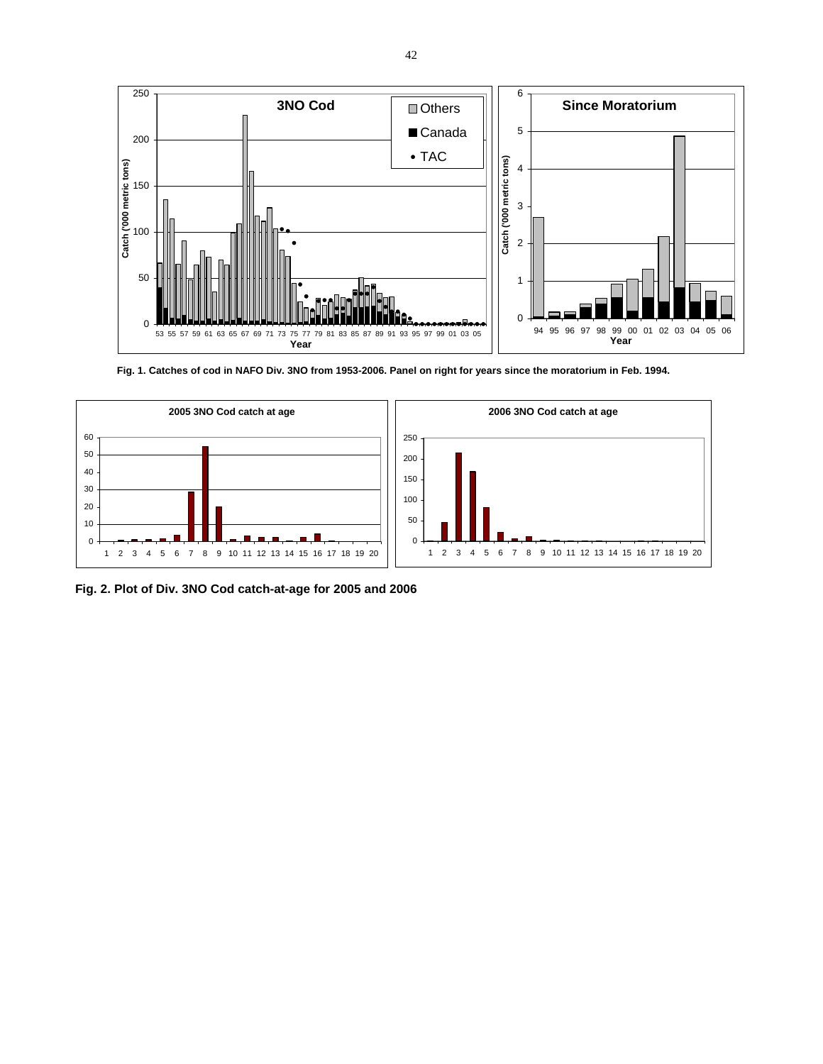**Fig. 1. Catches of cod in NAFO Div. 3NO from 1953-2006. Panel on right for years since the moratorium in Feb. 1994.**

**Fig. 2. Plot of Div. 3NO Cod catch-at-age for 2005 and 2006**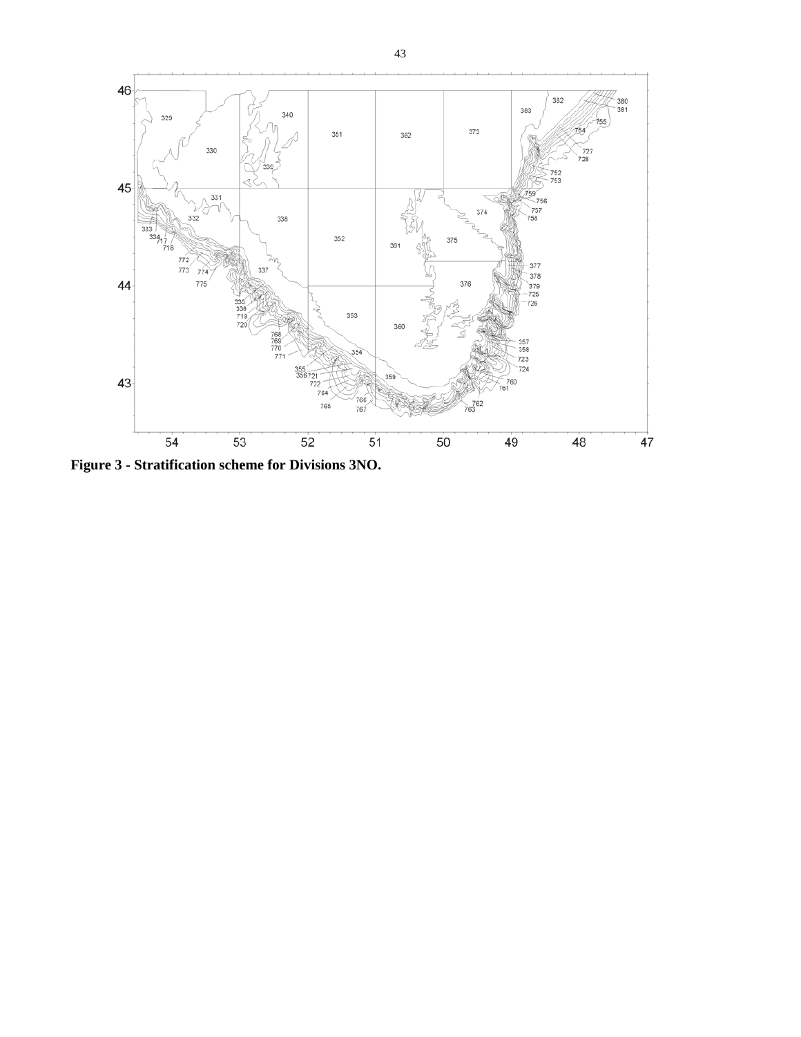**Figure 3 - Stratification scheme for Divisions 3NO.**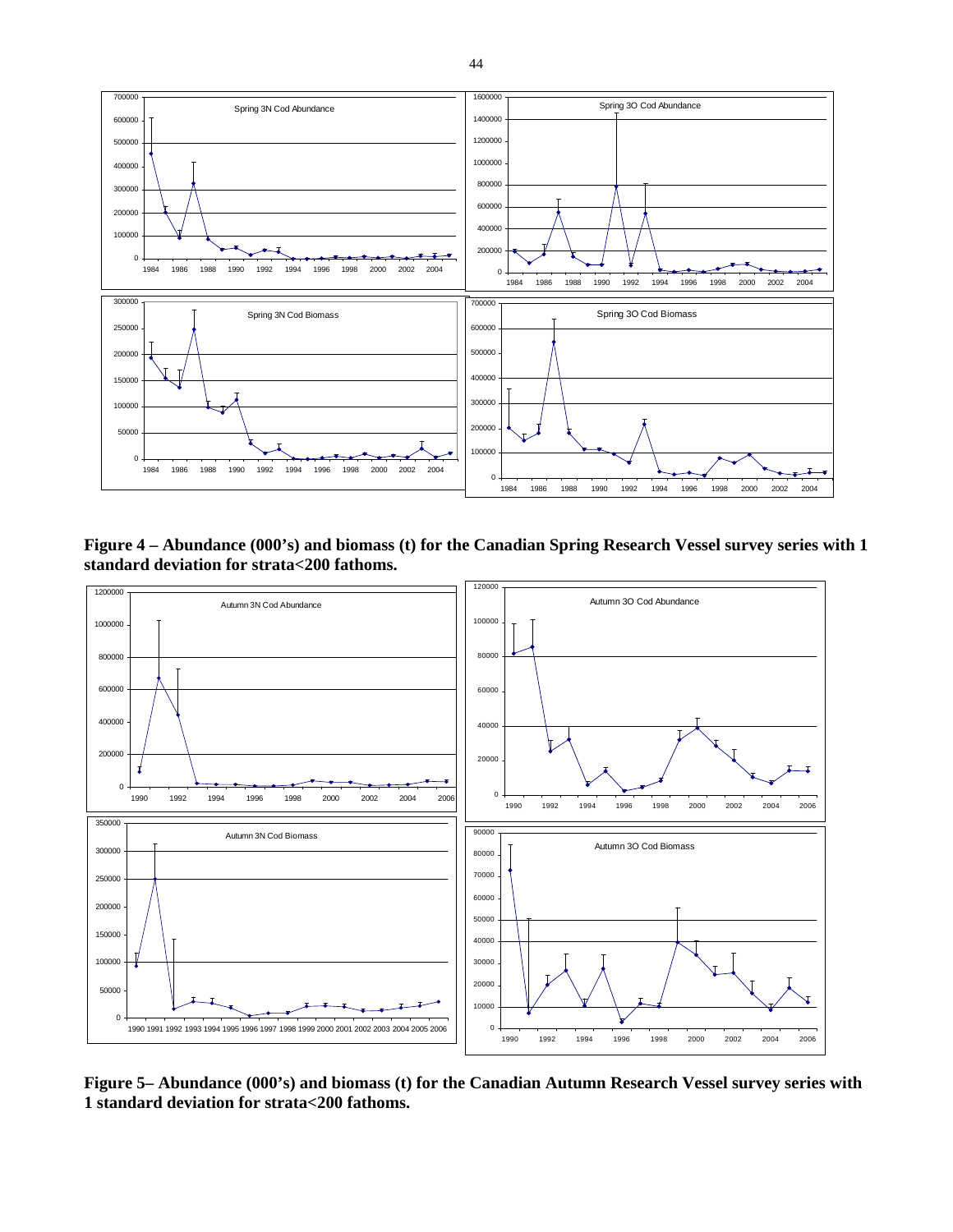**Figure 4 – Abundance (000's) and biomass (t) for the Canadian Spring Research Vessel survey series with 1 standard deviation for strata<200 fathoms.**

**Figure 5– Abundance (000's) and biomass (t) for the Canadian Autumn Research Vessel survey series with 1 standard deviation for strata<200 fathoms.**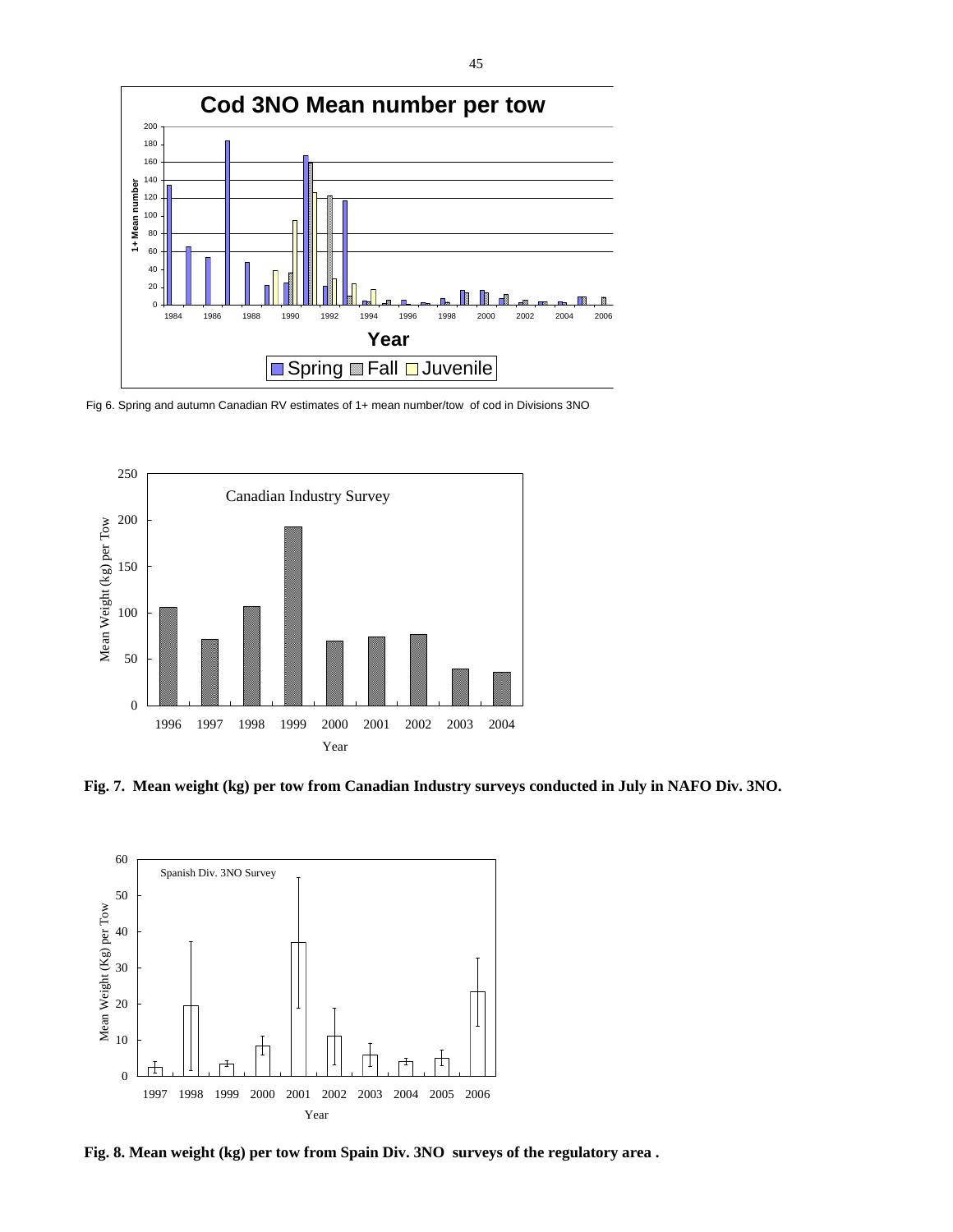Fig 6. Spring and autumn Canadian RV estimates of 1+ mean number/tow of cod in Divisions 3NO

**Fig. 7. Mean weight (kg) per tow from Canadian Industry surveys conducted in July in NAFO Div. 3NO.**

**Fig. 8. Mean weight (kg) per tow from Spain Div. 3NO surveys of the regulatory area .**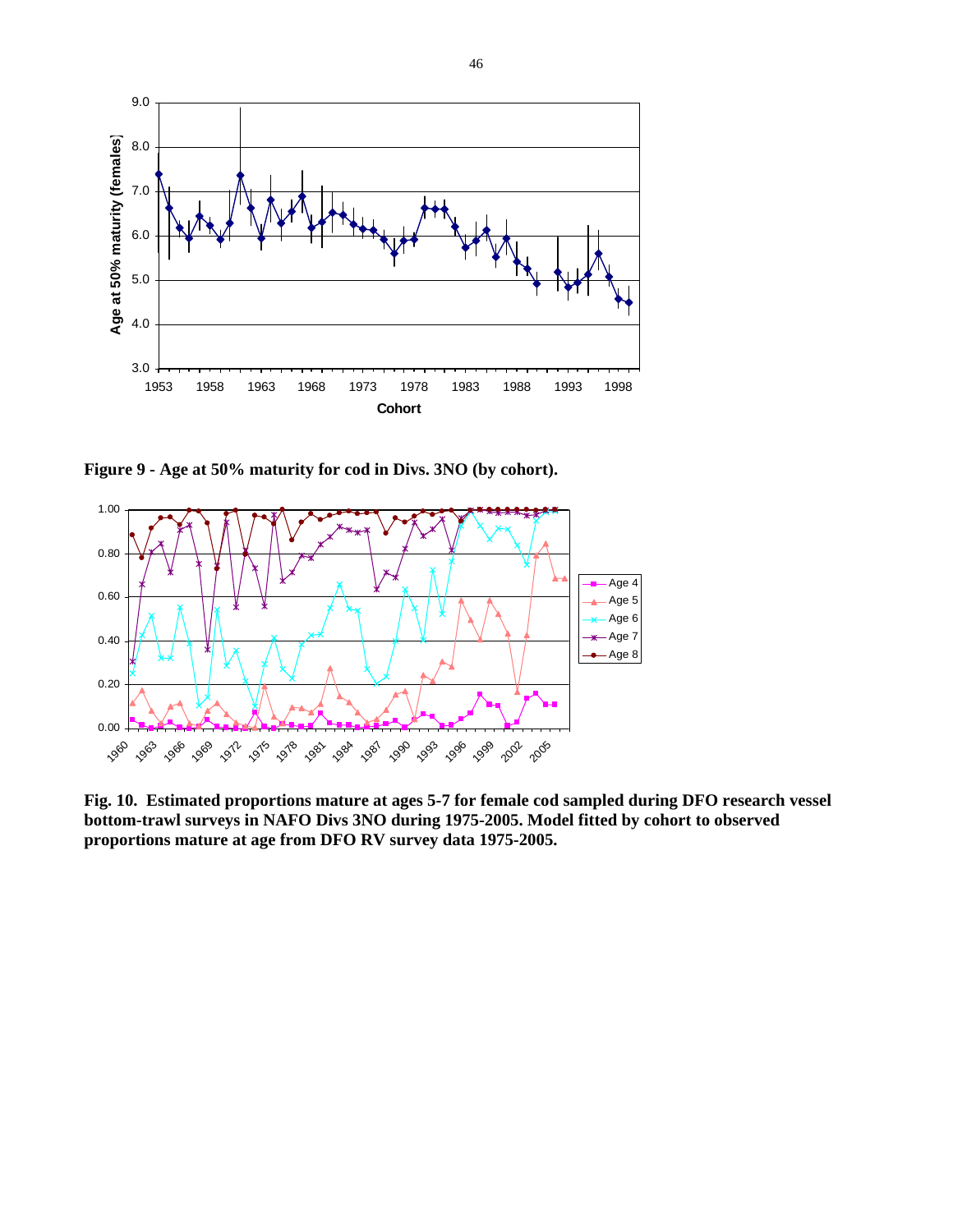**Figure 9 - Age at 50% maturity for cod in Divs. 3NO (by cohort).**

**Fig. 10. Estimated proportions mature at ages 5-7 for female cod sampled during DFO research vessel bottom-trawl surveys in NAFO Divs 3NO during 1975-2005. Model fitted by cohort to observed proportions mature at age from DFO RV survey data 1975-2005.**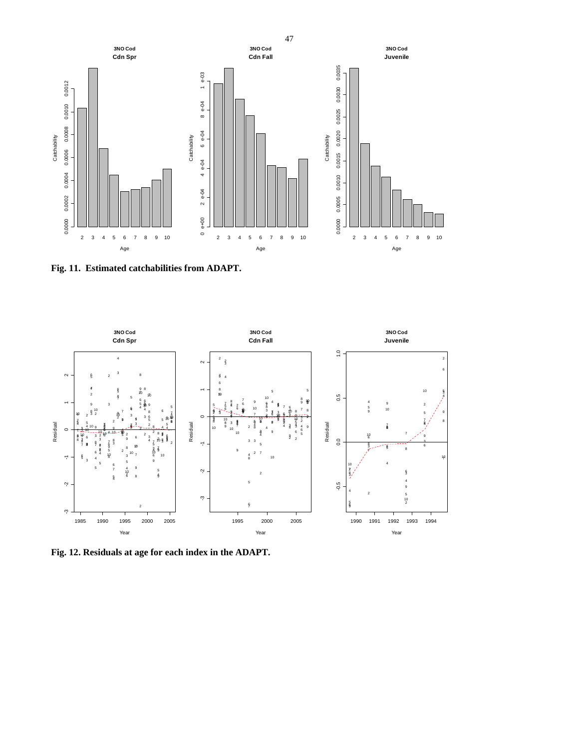**Fig. 11. Estimated catchabilities from ADAPT.**

**Fig. 12. Residuals at age for each index in the ADAPT.**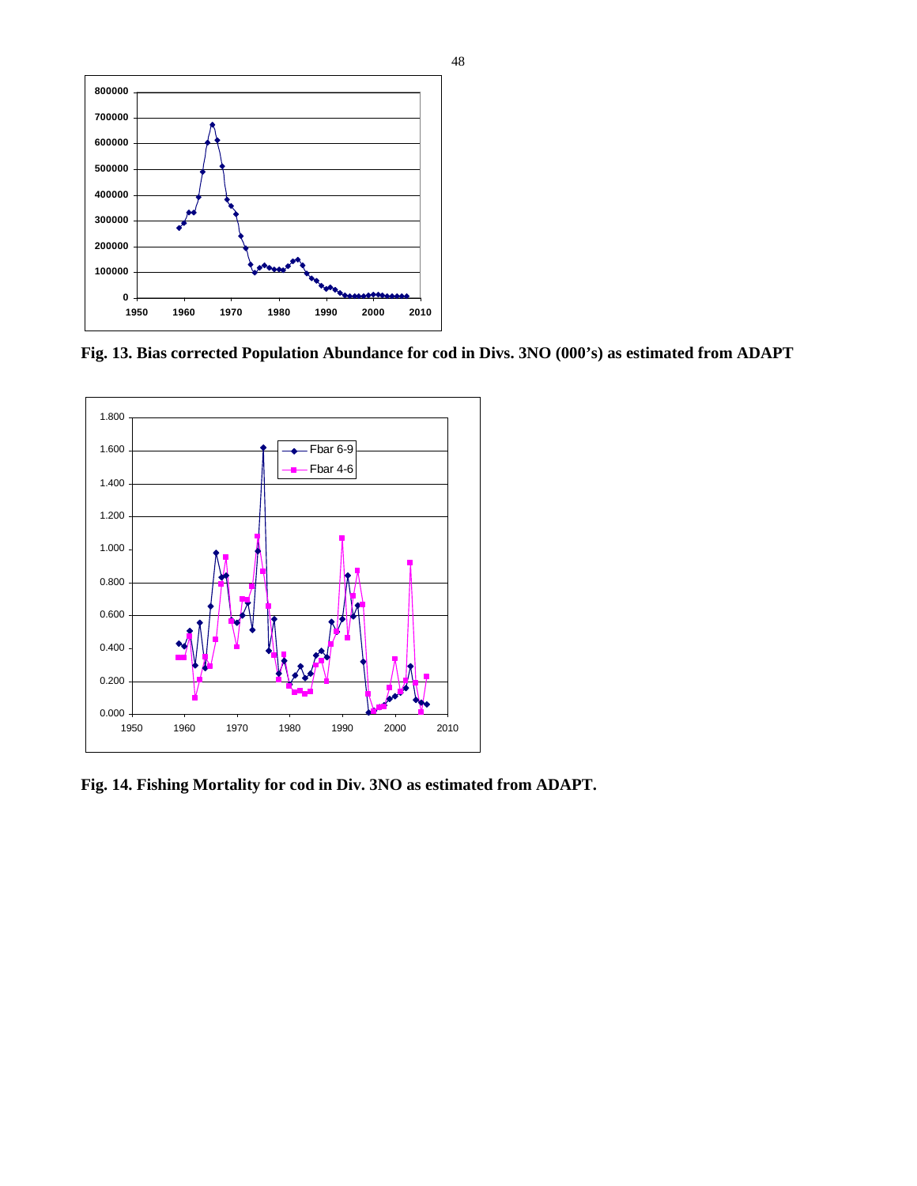**Fig. 13. Bias corrected Population Abundance for cod in Divs. 3NO (000's) as estimated from ADAPT**

**Fig. 14. Fishing Mortality for cod in Div. 3NO as estimated from ADAPT.**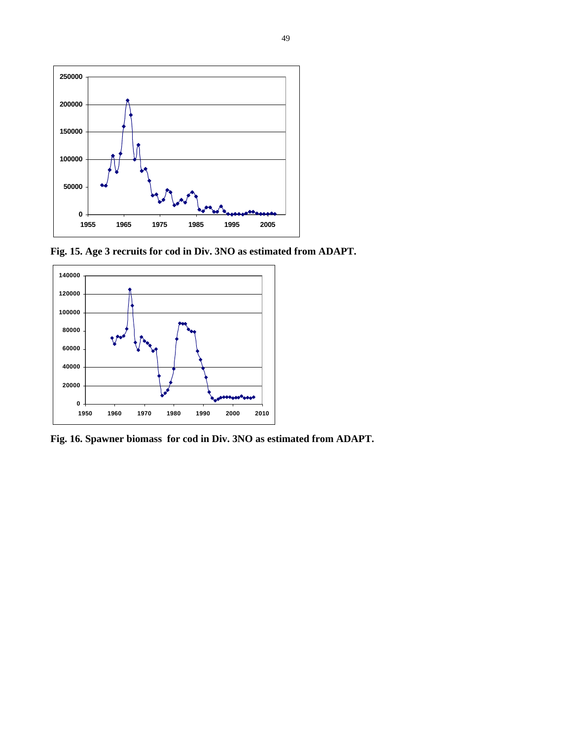**Fig. 15. Age 3 recruits for cod in Div. 3NO as estimated from ADAPT.**

**Fig. 16. Spawner biomass for cod in Div. 3NO as estimated from ADAPT.**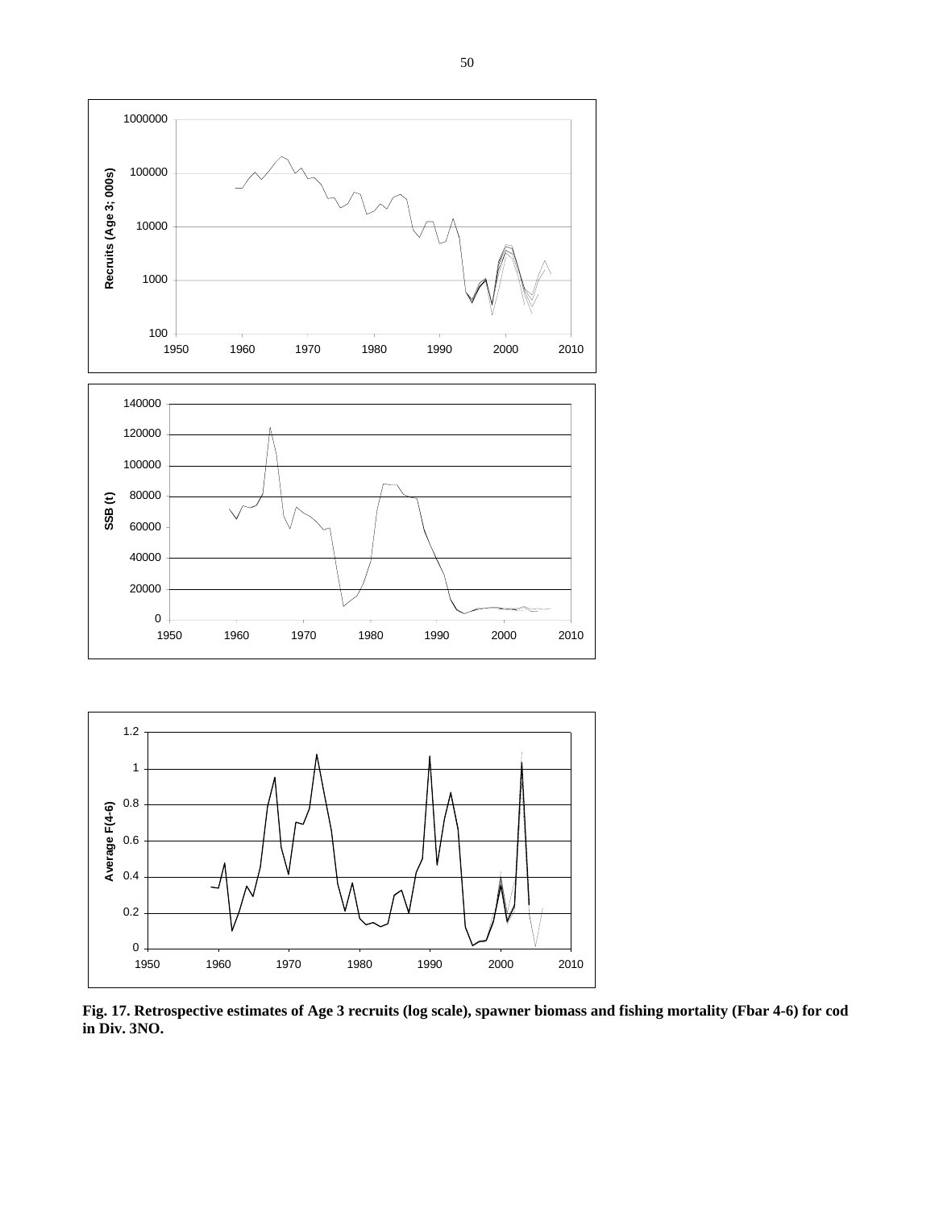**Fig. 17. Retrospective estimates of Age 3 recruits (log scale), spawner biomass and fishing mortality (Fbar 4-6) for cod in Div. 3NO.**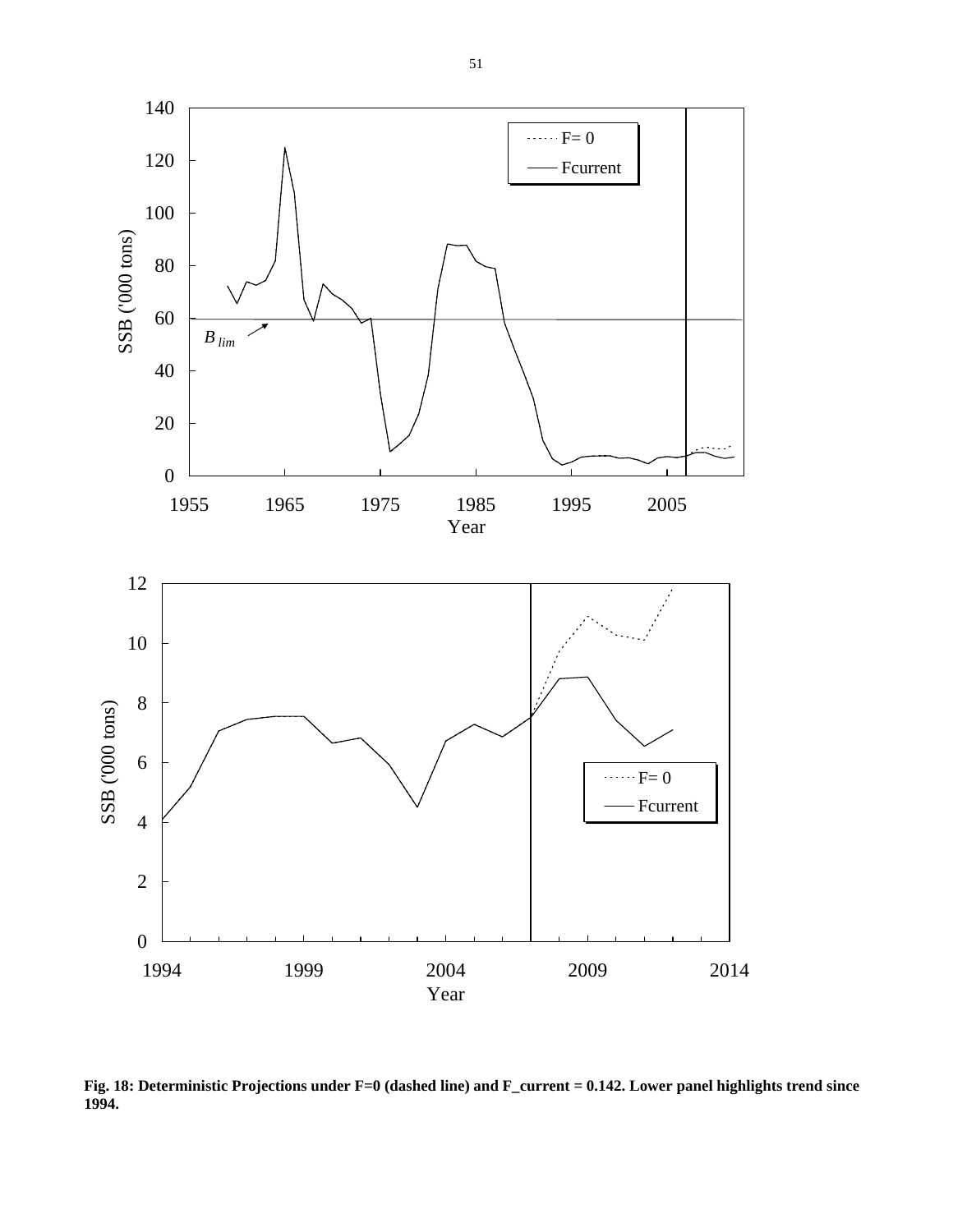140
120
100
80
60
40
20
0

SSB ('000 tons)

$B_{lim}$

F= 0
Fcurrent

1955 1965 1975 1985 1995 2005

Year

12
10
8
6
4
2
0

SSB ('000 tons)

F= 0
Fcurrent

1994 1999 2004 2009 2014

Year

**Fig. 18: Deterministic Projections under F=0 (dashed line) and F_current = 0.142. Lower panel highlights trend since 1994.**